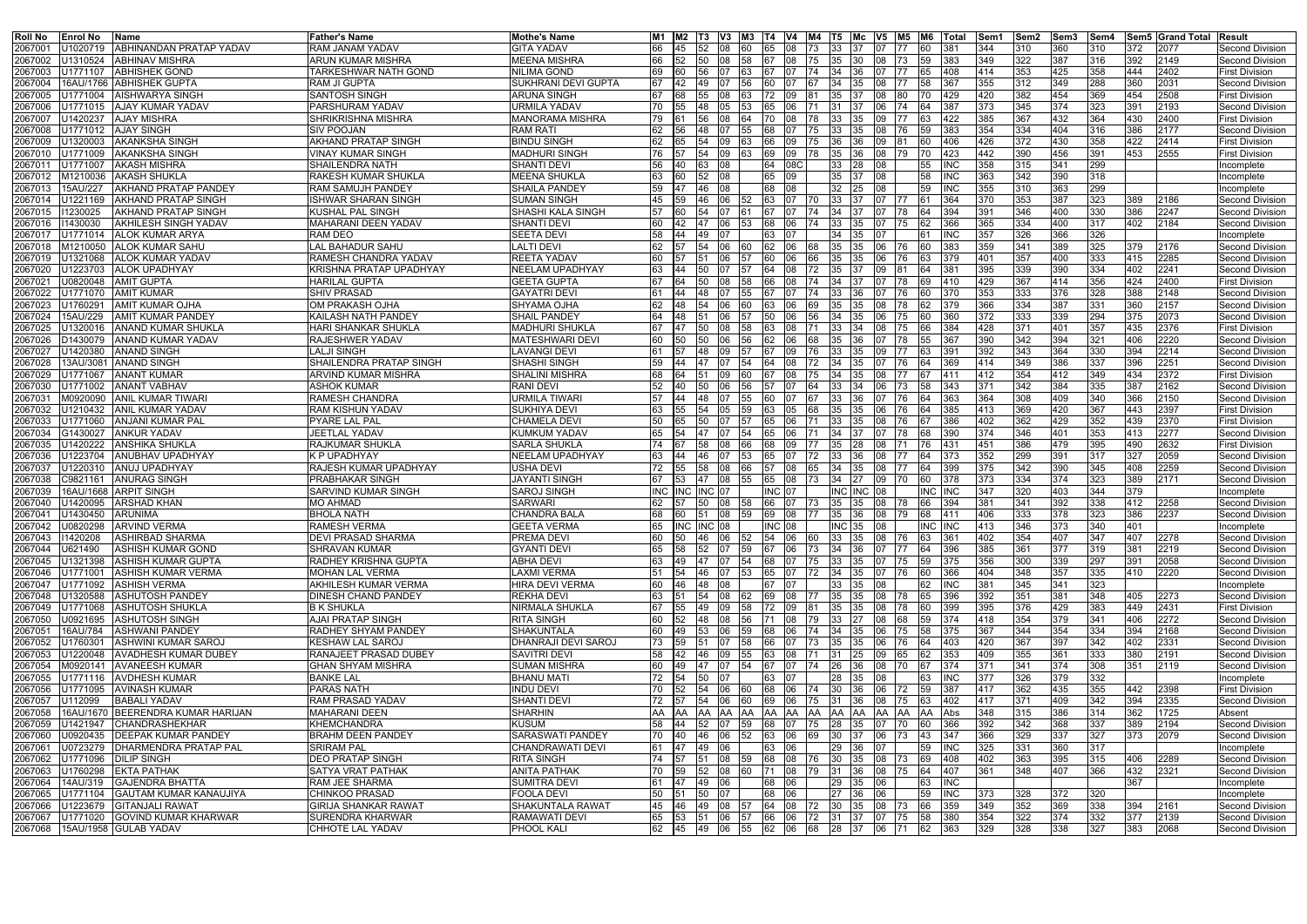| Roll No | Enrol No | Name | Father's Name | Mothe's Name | M1 | M2 | T3 | V3 | M3 | T4 | V4 | M4 | T5 | Mc | V5 | M5 | M6 | Total | Sem1 | Sem2 | Sem3 | Sem4 | Sem5 | Grand Total | Result |
|---|---|---|---|---|---|---|---|---|---|---|---|---|---|---|---|---|---|---|---|---|---|---|---|---|---|
| 2067001 | U1020719 | ABHINANDAN PRATAP YADAV | RAM JANAM YADAV | GITA YADAV | 66 | 45 | 52 | 08 | 60 | 65 | 08 | 73 | 33 | 37 | 07 | 77 | 60 | 381 | 344 | 310 | 360 | 310 | 372 | 2077 | Second Division |
| 2067002 | U1310524 | ABHINAV MISHRA | ARUN KUMAR MISHRA | MEENA MISHRA | 66 | 52 | 50 | 08 | 58 | 67 | 08 | 75 | 35 | 30 | 08 | 73 | 59 | 383 | 349 | 322 | 387 | 316 | 392 | 2149 | Second Division |
| 2067003 | U1771107 | ABHISHEK GOND | TARKESHWAR NATH GOND | NILIMA GOND | 69 | 60 | 56 | 07 | 63 | 67 | 07 | 74 | 34 | 36 | 07 | 77 | 65 | 408 | 414 | 353 | 425 | 358 | 444 | 2402 | First Division |
| 2067004 | 16AU/1766 | ABHISHEK GUPTA | RAM JI GUPTA | SUKHRANI DEVI GUPTA | 67 | 42 | 49 | 07 | 56 | 60 | 07 | 67 | 34 | 35 | 08 | 77 | 58 | 367 | 355 | 312 | 349 | 288 | 360 | 2031 | Second Division |
| 2067005 | U1771004 | AISHWARYA SINGH | SANTOSH SINGH | ARUNA SINGH | 67 | 68 | 55 | 08 | 63 | 72 | 09 | 81 | 35 | 37 | 08 | 80 | 70 | 429 | 420 | 382 | 454 | 369 | 454 | 2508 | First Division |
| 2067006 | U1771015 | AJAY KUMAR YADAV | PARSHURAM YADAV | URMILA YADAV | 70 | 55 | 48 | 05 | 53 | 65 | 06 | 71 | 31 | 37 | 06 | 74 | 64 | 387 | 373 | 345 | 374 | 323 | 391 | 2193 | Second Division |
| 2067007 | U1420237 | AJAY MISHRA | SHRIKRISHNA MISHRA | MANORAMA MISHRA | 79 | 61 | 56 | 08 | 64 | 70 | 08 | 78 | 33 | 35 | 09 | 77 | 63 | 422 | 385 | 367 | 432 | 364 | 430 | 2400 | First Division |
| 2067008 | U1771012 | AJAY SINGH | SIV POOJAN | RAM RATI | 62 | 56 | 48 | 07 | 55 | 68 | 07 | 75 | 33 | 35 | 08 | 76 | 59 | 383 | 354 | 334 | 404 | 316 | 386 | 2177 | Second Division |
| 2067009 | U1320003 | AKANKSHA SINGH | AKHAND PRATAP SINGH | BINDU SINGH | 62 | 65 | 54 | 09 | 63 | 66 | 09 | 75 | 36 | 36 | 09 | 81 | 60 | 406 | 426 | 372 | 430 | 358 | 422 | 2414 | First Division |
| 2067010 | U1771009 | AKANKSHA SINGH | VINAY KUMAR SINGH | MADHURI SINGH | 76 | 57 | 54 | 09 | 63 | 69 | 09 | 78 | 35 | 36 | 08 | 79 | 70 | 423 | 442 | 390 | 456 | 391 | 453 | 2555 | First Division |
| 2067011 | U1771007 | AKASH MISHRA | SHAILENDRA NATH | SHANTI DEVI | 56 | 40 | 63 | 08 | | 64 | 08C | | 33 | 28 | 08 | | 55 | INC | 358 | 315 | 341 | 299 | | | Incomplete |
| 2067012 | M1210036 | AKASH SHUKLA | RAKESH KUMAR SHUKLA | MEENA SHUKLA | 63 | 60 | 52 | 08 | | 65 | 09 | | 35 | 37 | 08 | | 58 | INC | 363 | 342 | 390 | 318 | | | Incomplete |
| 2067013 | 15AU/227 | AKHAND PRATAP PANDEY | RAM SAMUJH PANDEY | SHAILA PANDEY | 59 | 47 | 46 | 08 | | 68 | 08 | | 32 | 25 | 08 | | 59 | INC | 355 | 310 | 363 | 299 | | | Incomplete |
| 2067014 | U1221169 | AKHAND PRATAP SINGH | ISHWAR SHARAN SINGH | SUMAN SINGH | 45 | 59 | 46 | 06 | 52 | 63 | 07 | 70 | 33 | 37 | 07 | 77 | 61 | 364 | 370 | 353 | 387 | 323 | 389 | 2186 | Second Division |
| 2067015 | I1230025 | AKHAND PRATAP SINGH | KUSHAL PAL SINGH | SHASHI KALA SINGH | 57 | 60 | 54 | 07 | 61 | 67 | 07 | 74 | 34 | 37 | 07 | 78 | 64 | 394 | 391 | 346 | 400 | 330 | 386 | 2247 | Second Division |
| 2067016 | I1430030 | AKHILESH SINGH YADAV | MAHARANI DEEN YADAV | SHANTI DEVI | 60 | 42 | 47 | 06 | 53 | 68 | 06 | 74 | 33 | 35 | 07 | 75 | 62 | 366 | 365 | 334 | 400 | 317 | 402 | 2184 | Second Division |
| 2067017 | U1771014 | ALOK KUMAR ARYA | RAM DEO | SEETA DEVI | 58 | 44 | 49 | 07 | | 63 | 07 | | 34 | 35 | 07 | | 61 | INC | 357 | 326 | 366 | 326 | | | Incomplete |
| 2067018 | M1210050 | ALOK KUMAR SAHU | LAL BAHADUR SAHU | LALTI DEVI | 62 | 57 | 54 | 06 | 60 | 62 | 06 | 68 | 35 | 35 | 06 | 76 | 60 | 383 | 359 | 341 | 389 | 325 | 379 | 2176 | Second Division |
| 2067019 | U1321068 | ALOK KUMAR YADAV | RAMESH CHANDRA YADAV | REETA YADAV | 60 | 57 | 51 | 06 | 57 | 60 | 06 | 66 | 35 | 35 | 06 | 76 | 63 | 379 | 401 | 357 | 400 | 333 | 415 | 2285 | Second Division |
| 2067020 | U1223703 | ALOK UPADHYAY | KRISHNA PRATAP UPADHYAY | NEELAM UPADHYAY | 63 | 44 | 50 | 07 | 57 | 64 | 08 | 72 | 35 | 37 | 09 | 81 | 64 | 381 | 395 | 339 | 390 | 334 | 402 | 2241 | Second Division |
| 2067021 | U0820048 | AMIT GUPTA | HARILAL GUPTA | GEETA GUPTA | 67 | 64 | 50 | 08 | 58 | 66 | 08 | 74 | 34 | 37 | 07 | 78 | 69 | 410 | 429 | 367 | 414 | 356 | 424 | 2400 | First Division |
| 2067022 | U1771070 | AMIT KUMAR | SHIV PRASAD | GAYATRI DEVI | 61 | 44 | 48 | 07 | 55 | 67 | 07 | 74 | 33 | 36 | 07 | 76 | 60 | 370 | 353 | 333 | 376 | 328 | 388 | 2148 | Second Division |
| 2067023 | U1760291 | AMIT KUMAR OJHA | OM PRAKASH OJHA | SHYAMA OJHA | 62 | 48 | 54 | 06 | 60 | 63 | 06 | 69 | 35 | 35 | 08 | 78 | 62 | 379 | 366 | 334 | 387 | 331 | 360 | 2157 | Second Division |
| 2067024 | 15AU/229 | AMIT KUMAR PANDEY | KAILASH NATH PANDEY | SHAIL PANDEY | 64 | 48 | 51 | 06 | 57 | 50 | 06 | 56 | 34 | 35 | 06 | 75 | 60 | 360 | 372 | 333 | 339 | 294 | 375 | 2073 | Second Division |
| 2067025 | U1320016 | ANAND KUMAR SHUKLA | HARI SHANKAR SHUKLA | MADHURI SHUKLA | 67 | 47 | 50 | 08 | 58 | 63 | 08 | 71 | 33 | 34 | 08 | 75 | 66 | 384 | 428 | 371 | 401 | 357 | 435 | 2376 | First Division |
| 2067026 | D1430079 | ANAND KUMAR YADAV | RAJESHWER YADAV | MATESHWARI DEVI | 60 | 50 | 50 | 06 | 56 | 62 | 06 | 68 | 35 | 36 | 07 | 78 | 55 | 367 | 390 | 342 | 394 | 321 | 406 | 2220 | Second Division |
| 2067027 | U1420380 | ANAND SINGH | LALJI SINGH | LAVANGI DEVI | 61 | 57 | 48 | 09 | 57 | 67 | 09 | 76 | 33 | 35 | 09 | 77 | 63 | 391 | 392 | 343 | 364 | 330 | 394 | 2214 | Second Division |
| 2067028 | 13AU/3081 | ANAND SINGH | SHAILENDRA PRATAP SINGH | SHASHI SINGH | 59 | 44 | 47 | 07 | 54 | 64 | 08 | 72 | 34 | 35 | 07 | 76 | 64 | 369 | 414 | 349 | 386 | 337 | 396 | 2251 | Second Division |
| 2067029 | U1771067 | ANANT KUMAR | ARVIND KUMAR MISHRA | SHALINI MISHRA | 68 | 64 | 51 | 09 | 60 | 67 | 08 | 75 | 34 | 35 | 08 | 77 | 67 | 411 | 412 | 354 | 412 | 349 | 434 | 2372 | First Division |
| 2067030 | U1771002 | ANANT VABHAV | ASHOK KUMAR | RANI DEVI | 52 | 40 | 50 | 06 | 56 | 57 | 07 | 64 | 33 | 34 | 06 | 73 | 58 | 343 | 371 | 342 | 384 | 335 | 387 | 2162 | Second Division |
| 2067031 | M0920090 | ANIL KUMAR TIWARI | RAMESH CHANDRA | URMILA TIWARI | 57 | 44 | 48 | 07 | 55 | 60 | 07 | 67 | 33 | 36 | 07 | 76 | 64 | 363 | 364 | 308 | 409 | 340 | 366 | 2150 | Second Division |
| 2067032 | U1210432 | ANIL KUMAR YADAV | RAM KISHUN YADAV | SUKHIYA DEVI | 63 | 55 | 54 | 05 | 59 | 63 | 05 | 68 | 35 | 35 | 06 | 76 | 64 | 385 | 413 | 369 | 420 | 367 | 443 | 2397 | First Division |
| 2067033 | U1771060 | ANJANI KUMAR PAL | PYARE LAL PAL | CHAMELA DEVI | 50 | 65 | 50 | 07 | 57 | 65 | 06 | 71 | 33 | 35 | 08 | 76 | 67 | 386 | 402 | 362 | 429 | 352 | 439 | 2370 | First Division |
| 2067034 | G1430027 | ANKUR YADAV | JEETLAL YADAV | KUMKUM YADAV | 65 | 54 | 47 | 07 | 54 | 65 | 06 | 71 | 34 | 37 | 07 | 78 | 68 | 390 | 374 | 346 | 401 | 353 | 413 | 2277 | Second Division |
| 2067035 | U1420222 | ANSHIKA SHUKLA | RAJKUMAR SHUKLA | SARLA SHUKLA | 74 | 67 | 58 | 08 | 66 | 68 | 09 | 77 | 35 | 28 | 08 | 71 | 76 | 431 | 451 | 386 | 479 | 395 | 490 | 2632 | First Division |
| 2067036 | U1223704 | ANUBHAV UPADHYAY | K P UPADHYAY | NEELAM UPADHYAY | 63 | 44 | 46 | 07 | 53 | 65 | 07 | 72 | 33 | 36 | 08 | 77 | 64 | 373 | 352 | 299 | 391 | 317 | 327 | 2059 | Second Division |
| 2067037 | U1220310 | ANUJ UPADHYAY | RAJESH KUMAR UPADHYAY | USHA DEVI | 72 | 55 | 58 | 08 | 66 | 57 | 08 | 65 | 34 | 35 | 08 | 77 | 64 | 399 | 375 | 342 | 390 | 345 | 408 | 2259 | Second Division |
| 2067038 | C9821161 | ANURAG SINGH | PRABHAKAR SINGH | JAYANTI SINGH | 67 | 53 | 47 | 08 | 55 | 65 | 08 | 73 | 34 | 27 | 09 | 70 | 60 | 378 | 373 | 334 | 374 | 323 | 389 | 2171 | Second Division |
| 2067039 | 16AU/1668 | ARPIT SINGH | SARVIND KUMAR SINGH | SAROJ SINGH | INC | INC | INC | 07 | | INC | 07 | | INC | INC | 08 | | INC | INC | 347 | 320 | 403 | 344 | 379 | | Incomplete |
| 2067040 | U1420095 | ARSHAD KHAN | MO AHMAD | SARWARI | 62 | 57 | 50 | 08 | 58 | 66 | 07 | 73 | 35 | 35 | 08 | 78 | 66 | 394 | 381 | 341 | 392 | 338 | 412 | 2258 | Second Division |
| 2067041 | U1430450 | ARUNIMA | BHOLA NATH | CHANDRA BALA | 68 | 60 | 51 | 08 | 59 | 69 | 08 | 77 | 35 | 36 | 08 | 79 | 68 | 411 | 406 | 333 | 378 | 323 | 386 | 2237 | Second Division |
| 2067042 | U0820298 | ARVIND VERMA | RAMESH VERMA | GEETA VERMA | 65 | INC | INC | 08 | | INC | 08 | | INC | 35 | 08 | | INC | INC | 413 | 346 | 373 | 340 | 401 | | Incomplete |
| 2067043 | I1420208 | ASHIRBAD SHARMA | DEVI PRASAD SHARMA | PREMA DEVI | 60 | 50 | 46 | 06 | 52 | 54 | 06 | 60 | 33 | 35 | 08 | 76 | 63 | 361 | 402 | 354 | 407 | 347 | 407 | 2278 | Second Division |
| 2067044 | U621490 | ASHISH KUMAR GOND | SHRAVAN KUMAR | GYANTI DEVI | 65 | 58 | 52 | 07 | 59 | 67 | 06 | 73 | 34 | 36 | 07 | 77 | 64 | 396 | 385 | 361 | 377 | 319 | 381 | 2219 | Second Division |
| 2067045 | U1321398 | ASHISH KUMAR GUPTA | RADHEY KRISHNA GUPTA | ABHA DEVI | 63 | 49 | 47 | 07 | 54 | 68 | 07 | 75 | 33 | 35 | 07 | 75 | 59 | 375 | 356 | 300 | 339 | 297 | 391 | 2058 | Second Division |
| 2067046 | U1771001 | ASHISH KUMAR VERMA | MOHAN LAL VERMA | LAXMI VERMA | 51 | 54 | 46 | 07 | 53 | 65 | 07 | 72 | 34 | 35 | 07 | 76 | 60 | 366 | 404 | 348 | 357 | 335 | 410 | 2220 | Second Division |
| 2067047 | U1771092 | ASHISH VERMA | AKHILESH KUMAR VERMA | HIRA DEVI VERMA | 60 | 46 | 48 | 08 | | 67 | 07 | | 33 | 35 | 08 | | 62 | INC | 381 | 345 | 341 | 323 | | | Incomplete |
| 2067048 | U1320588 | ASHUTOSH PANDEY | DINESH CHAND PANDEY | REKHA DEVI | 63 | 51 | 54 | 08 | 62 | 69 | 08 | 77 | 35 | 35 | 08 | 78 | 65 | 396 | 392 | 351 | 381 | 348 | 405 | 2273 | Second Division |
| 2067049 | U1771068 | ASHUTOSH SHUKLA | B K SHUKLA | NIRMALA SHUKLA | 67 | 55 | 49 | 09 | 58 | 72 | 09 | 81 | 35 | 35 | 08 | 78 | 60 | 399 | 395 | 376 | 429 | 383 | 449 | 2431 | First Division |
| 2067050 | U0921695 | ASHUTOSH SINGH | AJAI PRATAP SINGH | RITA SINGH | 60 | 52 | 48 | 08 | 56 | 71 | 08 | 79 | 33 | 27 | 08 | 68 | 59 | 374 | 418 | 354 | 379 | 341 | 406 | 2272 | Second Division |
| 2067051 | 16AU/784 | ASHWANI PANDEY | RADHEY SHYAM PANDEY | SHAKUNTALA | 60 | 49 | 53 | 06 | 59 | 68 | 06 | 74 | 34 | 35 | 06 | 75 | 58 | 375 | 367 | 344 | 354 | 334 | 394 | 2168 | Second Division |
| 2067052 | U1760301 | ASHWINI KUMAR SAROJ | KESHAW LAL SAROJ | DHANRAJI DEVI SAROJ | 73 | 59 | 51 | 07 | 58 | 66 | 07 | 73 | 35 | 35 | 06 | 76 | 64 | 403 | 420 | 367 | 397 | 342 | 402 | 2331 | Second Division |
| 2067053 | U1220048 | AVADHESH KUMAR DUBEY | RANAJEET PRASAD DUBEY | SAVITRI DEVI | 58 | 42 | 46 | 09 | 55 | 63 | 08 | 71 | 31 | 25 | 09 | 65 | 62 | 353 | 409 | 355 | 361 | 333 | 380 | 2191 | Second Division |
| 2067054 | M0920141 | AVANEESH KUMAR | GHAN SHYAM MISHRA | SUMAN MISHRA | 60 | 49 | 47 | 07 | 54 | 67 | 07 | 74 | 26 | 36 | 08 | 70 | 67 | 374 | 371 | 341 | 374 | 308 | 351 | 2119 | Second Division |
| 2067055 | U1771116 | AVDHESH KUMAR | BANKE LAL | BHANU MATI | 72 | 54 | 50 | 07 | | 63 | 07 | | 28 | 35 | 08 | | 63 | INC | 377 | 326 | 379 | 332 | | | Incomplete |
| 2067056 | U1771095 | AVINASH KUMAR | PARAS NATH | INDU DEVI | 70 | 52 | 54 | 06 | 60 | 68 | 06 | 74 | 30 | 36 | 06 | 72 | 59 | 387 | 417 | 362 | 435 | 355 | 442 | 2398 | First Division |
| 2067057 | U112099 | BABALI YADAV | RAM PRASAD YADAV | SHANTI DEVI | 72 | 57 | 54 | 06 | 60 | 69 | 06 | 75 | 31 | 36 | 08 | 75 | 63 | 402 | 417 | 371 | 409 | 342 | 394 | 2335 | Second Division |
| 2067058 | 16AU/1670 | BEERENDRA KUMAR HARIJAN | MAHARANI DEEN | SHARHIN | AA | AA | AA | AA | AA | AA | AA | AA | AA | AA | AA | AA | AA | Abs | 348 | 315 | 386 | 314 | 362 | 1725 | Absent |
| 2067059 | U1421947 | CHANDRASHEKHAR | KHEMCHANDRA | KUSUM | 58 | 44 | 52 | 07 | 59 | 68 | 07 | 75 | 28 | 35 | 07 | 70 | 60 | 366 | 392 | 342 | 368 | 337 | 389 | 2194 | Second Division |
| 2067060 | U0920435 | DEEPAK KUMAR PANDEY | BRAHM DEEN PANDEY | SARASWATI PANDEY | 70 | 40 | 46 | 06 | 52 | 63 | 06 | 69 | 30 | 37 | 06 | 73 | 43 | 347 | 366 | 329 | 337 | 327 | 373 | 2079 | Second Division |
| 2067061 | U0723279 | DHARMENDRA PRATAP PAL | SRIRAM PAL | CHANDRAWATI DEVI | 61 | 47 | 49 | 06 | | 63 | 06 | | 29 | 36 | 07 | | 59 | INC | 325 | 331 | 360 | 317 | | | Incomplete |
| 2067062 | U1771096 | DILIP SINGH | DEO PRATAP SINGH | RITA SINGH | 74 | 57 | 51 | 08 | 59 | 68 | 08 | 76 | 30 | 35 | 08 | 73 | 69 | 408 | 402 | 363 | 395 | 315 | 406 | 2289 | Second Division |
| 2067063 | U1760298 | EKTA PATHAK | SATYA VRAT PATHAK | ANITA PATHAK | 70 | 59 | 52 | 08 | 60 | 71 | 08 | 79 | 31 | 36 | 08 | 75 | 64 | 407 | 361 | 348 | 407 | 366 | 432 | 2321 | Second Division |
| 2067064 | 14AU/319 | GAJENDRA BHATTA | RAM JEE SHARMA | SUMITRA DEVI | 61 | 47 | 49 | 06 | | 68 | 06 | | 29 | 35 | 06 | | 63 | INC | | | | | 367 | | Incomplete |
| 2067065 | U1771104 | GAUTAM KUMAR KANAUJIYA | CHINKOO PRASAD | FOOLA DEVI | 50 | 51 | 50 | 07 | | 68 | 06 | | 27 | 36 | 06 | | 59 | INC | 373 | 328 | 372 | 320 | | | Incomplete |
| 2067066 | U1223679 | GITANJALI RAWAT | GIRIJA SHANKAR RAWAT | SHAKUNTALA RAWAT | 45 | 46 | 49 | 08 | 57 | 64 | 08 | 72 | 30 | 35 | 08 | 73 | 66 | 359 | 349 | 352 | 369 | 338 | 394 | 2161 | Second Division |
| 2067067 | U1771020 | GOVIND KUMAR KHARWAR | SURENDRA KHARWAR | RAMAWATI DEVI | 65 | 53 | 51 | 06 | 57 | 66 | 06 | 72 | 31 | 37 | 07 | 75 | 58 | 380 | 354 | 322 | 374 | 332 | 377 | 2139 | Second Division |
| 2067068 | 15AU/1958 | GULAB YADAV | CHHOTE LAL YADAV | PHOOL KALI | 62 | 45 | 49 | 06 | 55 | 62 | 06 | 68 | 28 | 37 | 06 | 71 | 62 | 363 | 329 | 328 | 338 | 327 | 383 | 2068 | Second Division |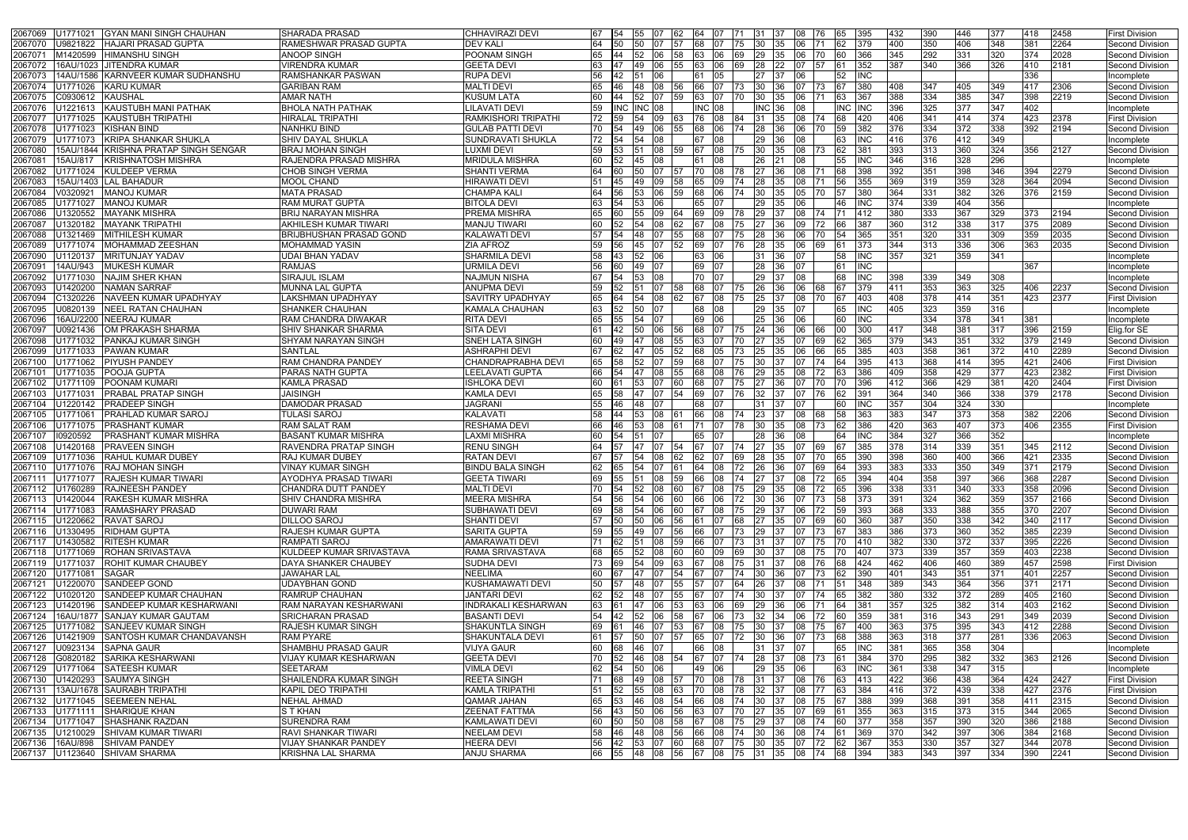| | | | | | | | | | | | | | | | | | | | | | | | | | |
|---|---|---|---|---|---|---|---|---|---|---|---|---|---|---|---|---|---|---|---|---|---|---|---|---|---|
| 2067069 | U1771021 | GYAN MANI SINGH CHAUHAN | SHARADA PRASAD | CHHAVIRAZI DEVI | 67 | 54 | 55 | 07 | 62 | 64 | 07 | 71 | 31 | 37 | 08 | 76 | 65 | 395 | 432 | 390 | 446 | 377 | 418 | 2458 | First Division |
| 2067070 | U9821822 | HAJARI PRASAD GUPTA | RAMESHWAR PRASAD GUPTA | DEV KALI | 64 | 50 | 60 | 07 | 57 | 68 | 07 | 75 | 30 | 35 | 06 | 71 | 62 | 379 | 400 | 350 | 406 | 348 | 381 | 2264 | Second Division |
| 2067071 | M1420599 | HIMANSHU SINGH | ANOOP SINGH | POONAM SINGH | 65 | 44 | 52 | 06 | 58 | 63 | 06 | 69 | 29 | 35 | 06 | 70 | 60 | 366 | 345 | 292 | 331 | 320 | 374 | 2028 | Second Division |
| 2067072 | 16AU/1023 | JITENDRA KUMAR | VIRENDRA KUMAR | GEETA DEVI | 63 | 47 | 49 | 06 | 55 | 63 | 06 | 69 | 28 | 22 | 07 | 57 | 61 | 352 | 387 | 340 | 366 | 326 | 410 | 2181 | Second Division |
| 2067073 | 14AU/1586 | KARNVEER KUMAR SUDHANSHU | RAMSHANKAR PASWAN | RUPA DEVI | 56 | 42 | 51 | 06 | | 61 | 05 | | 27 | 37 | 06 | | 52 | INC | | | | 336 | | | Incomplete |
| 2067074 | U1771026 | KARU KUMAR | GARIBAN RAM | MALTI DEVI | 65 | 46 | 48 | 08 | 56 | 66 | 07 | 73 | 30 | 36 | 07 | 73 | 67 | 380 | 408 | 347 | 405 | 349 | 417 | 2306 | Second Division |
| 2067075 | C0930612 | KAUSHAL | AMAR NATH | KUSUM LATA | 60 | 44 | 52 | 07 | 59 | 63 | 07 | 70 | 30 | 35 | 06 | 71 | 63 | 367 | 388 | 334 | 385 | 347 | 398 | 2219 | Second Division |
| 2067076 | U1221613 | KAUSTUBH MANI PATHAK | BHOLA NATH PATHAK | LILAVATI DEVI | 59 | INC | INC | 08 | | INC | 08 | | INC | 36 | 08 | | INC | INC | 396 | 325 | 377 | 347 | 402 | | Incomplete |
| 2067077 | U1771025 | KAUSTUBH TRIPATHI | HIRALAL TRIPATHI | RAMKISHORI TRIPATHI | 72 | 59 | 54 | 09 | 63 | 76 | 08 | 84 | 31 | 35 | 08 | 74 | 68 | 420 | 406 | 341 | 414 | 374 | 423 | 2378 | First Division |
| 2067078 | U1771023 | KISHAN BIND | NANHKU BIND | GULAB PATTI DEVI | 70 | 54 | 49 | 06 | 55 | 68 | 06 | 74 | 28 | 36 | 06 | 70 | 59 | 382 | 376 | 334 | 372 | 338 | 392 | 2194 | Second Division |
| 2067079 | U1771073 | KRIPA SHANKAR SHUKLA | SHIV DAYAL SHUKLA | SUNDRAVATI SHUKLA | 72 | 54 | 54 | 08 | | 67 | 08 | | 29 | 36 | 08 | | 63 | INC | 416 | 376 | 412 | 349 | | | Incomplete |
| 2067080 | 15AU/1844 | KRISHNA PRATAP SINGH SENGAR | BRAJ MOHAN SINGH | LUXMI DEVI | 59 | 53 | 51 | 08 | 59 | 67 | 08 | 75 | 30 | 35 | 08 | 73 | 62 | 381 | 393 | 313 | 360 | 324 | 356 | 2127 | Second Division |
| 2067081 | 15AU/817 | KRISHNATOSH MISHRA | RAJENDRA PRASAD MISHRA | MRIDULA MISHRA | 60 | 52 | 45 | 08 | | 61 | 08 | | 26 | 21 | 08 | | 55 | INC | 346 | 316 | 328 | 296 | | | Incomplete |
| 2067082 | U1771024 | KULDEEP VERMA | CHOB SINGH VERMA | SHANTI VERMA | 64 | 60 | 50 | 07 | 57 | 70 | 08 | 78 | 27 | 36 | 08 | 71 | 68 | 398 | 392 | 351 | 398 | 346 | 394 | 2279 | Second Division |
| 2067083 | 15AU/1403 | LAL BAHADUR | MOOL CHAND | HIRAWATI DEVI | 51 | 45 | 49 | 09 | 58 | 65 | 09 | 74 | 28 | 35 | 08 | 71 | 56 | 355 | 369 | 319 | 359 | 328 | 364 | 2094 | Second Division |
| 2067084 | V0320921 | MANOJ KUMAR | MATA PRASAD | CHAMPA KALI | 64 | 56 | 53 | 06 | 59 | 68 | 06 | 74 | 30 | 35 | 05 | 70 | 57 | 380 | 364 | 331 | 382 | 326 | 376 | 2159 | Second Division |
| 2067085 | U1771027 | MANOJ KUMAR | RAM MURAT GUPTA | BITOLA DEVI | 63 | 54 | 53 | 06 | | 65 | 07 | | 29 | 35 | 06 | | 46 | INC | 374 | 339 | 404 | 356 | | | Incomplete |
| 2067086 | U1320552 | MAYANK MISHRA | BRIJ NARAYAN MISHRA | PREMA MISHRA | 65 | 60 | 55 | 09 | 64 | 69 | 09 | 78 | 29 | 37 | 08 | 74 | 71 | 412 | 380 | 333 | 367 | 329 | 373 | 2194 | Second Division |
| 2067087 | U1320182 | MAYANK TRIPATHI | AKHILESH KUMAR TIWARI | MANJU TIWARI | 60 | 52 | 54 | 08 | 62 | 67 | 08 | 75 | 27 | 36 | 09 | 72 | 66 | 387 | 360 | 312 | 338 | 317 | 375 | 2089 | Second Division |
| 2067088 | U1321469 | MITHILESH KUMAR | BRIJBHUSHAN PRASAD GOND | KALAWATI DEVI | 57 | 54 | 48 | 07 | 55 | 68 | 07 | 75 | 28 | 36 | 06 | 70 | 54 | 365 | 351 | 320 | 331 | 309 | 359 | 2035 | Second Division |
| 2067089 | U1771074 | MOHAMMAD ZEESHAN | MOHAMMAD YASIN | ZIA AFROZ | 59 | 56 | 45 | 07 | 52 | 69 | 07 | 76 | 28 | 35 | 06 | 69 | 61 | 373 | 344 | 313 | 336 | 306 | 363 | 2035 | Second Division |
| 2067090 | U1120137 | MRITUNJAY YADAV | UDAI BHAN YADAV | SHARMILA DEVI | 58 | 43 | 52 | 06 | | 63 | 06 | | 31 | 36 | 07 | | 58 | INC | 357 | 321 | 359 | 341 | | | Incomplete |
| 2067091 | 14AU/943 | MUKESH KUMAR | RAMJAS | URMILA DEVI | 56 | 60 | 49 | 07 | | 69 | 07 | | 28 | 36 | 07 | | 61 | INC | | | | | 367 | | Incomplete |
| 2067092 | U1771030 | NAJIM SHER KHAN | SIRAJUL ISLAM | NAJMUN NISHA | 67 | 54 | 53 | 08 | | 70 | 07 | | 29 | 37 | 08 | | 68 | INC | 398 | 339 | 349 | 308 | | | Incomplete |
| 2067093 | U1420200 | NAMAN SARRAF | MUNNA LAL GUPTA | ANUPMA DEVI | 59 | 52 | 51 | 07 | 58 | 68 | 07 | 75 | 26 | 36 | 06 | 68 | 67 | 379 | 411 | 353 | 363 | 325 | 406 | 2237 | Second Division |
| 2067094 | C1320226 | NAVEEN KUMAR UPADHYAY | LAKSHMAN UPADHYAY | SAVITRY UPADHYAY | 65 | 64 | 54 | 08 | 62 | 67 | 08 | 75 | 25 | 37 | 08 | 70 | 67 | 403 | 408 | 378 | 414 | 351 | 423 | 2377 | First Division |
| 2067095 | U0820139 | NEEL RATAN CHAUHAN | SHANKER CHAUHAN | KAMALA CHAUHAN | 63 | 52 | 50 | 07 | | 68 | 08 | | 29 | 35 | 07 | | 65 | INC | 405 | 323 | 359 | 316 | | | Incomplete |
| 2067096 | 16AU/2200 | NEERAJ KUMAR | RAM CHANDRA DIWAKAR | RITA DEVI | 65 | 55 | 54 | 07 | | 69 | 06 | | 25 | 36 | 06 | | 60 | INC | | 334 | 378 | 341 | 381 | | Incomplete |
| 2067097 | U0921436 | OM PRAKASH SHARMA | SHIV SHANKAR SHARMA | SITA DEVI | 61 | 42 | 50 | 06 | 56 | 68 | 07 | 75 | 24 | 36 | 06 | 66 | 00 | 300 | 417 | 348 | 381 | 317 | 396 | 2159 | Elig.for SE |
| 2067098 | U1771032 | PANKAJ KUMAR SINGH | SHYAM NARAYAN SINGH | SNEH LATA SINGH | 60 | 49 | 47 | 08 | 55 | 63 | 07 | 70 | 27 | 35 | 07 | 69 | 62 | 365 | 379 | 343 | 351 | 332 | 379 | 2149 | Second Division |
| 2067099 | U1771033 | PAWAN KUMAR | SANTLAL | ASHRAPHI DEVI | 67 | 62 | 47 | 05 | 52 | 68 | 05 | 73 | 25 | 35 | 06 | 66 | 65 | 385 | 403 | 358 | 361 | 372 | 410 | 2289 | Second Division |
| 2067100 | U1771062 | PIYUSH PANDEY | RAM CHANDRA PANDEY | CHANDRAPRABHA DEVI | 65 | 58 | 52 | 07 | 59 | 68 | 07 | 75 | 30 | 37 | 07 | 74 | 64 | 395 | 413 | 368 | 414 | 395 | 421 | 2406 | First Division |
| 2067101 | U1771035 | POOJA GUPTA | PARAS NATH GUPTA | LEELAVATI GUPTA | 66 | 54 | 47 | 08 | 55 | 68 | 08 | 76 | 29 | 35 | 08 | 72 | 63 | 386 | 409 | 358 | 429 | 377 | 423 | 2382 | First Division |
| 2067102 | U1771109 | POONAM KUMARI | KAMLA PRASAD | ISHLOKA DEVI | 60 | 61 | 53 | 07 | 60 | 68 | 07 | 75 | 27 | 36 | 07 | 70 | 70 | 396 | 412 | 366 | 429 | 381 | 420 | 2404 | First Division |
| 2067103 | U1771031 | PRABAL PRATAP SINGH | JAISINGH | KAMLA DEVI | 65 | 58 | 47 | 07 | 54 | 69 | 07 | 76 | 32 | 37 | 07 | 76 | 62 | 391 | 364 | 340 | 366 | 338 | 379 | 2178 | Second Division |
| 2067104 | U1220142 | PRADEEP SINGH | DAMODAR PRASAD | JAGRANI | 55 | 46 | 48 | 07 | | 68 | 07 | | 31 | 37 | 07 | | 60 | INC | 357 | 304 | 324 | 330 | | | Incomplete |
| 2067105 | U1771061 | PRAHLAD KUMAR SAROJ | TULASI SAROJ | KALAVATI | 58 | 44 | 53 | 08 | 61 | 66 | 08 | 74 | 23 | 37 | 08 | 68 | 58 | 363 | 383 | 347 | 373 | 358 | 382 | 2206 | Second Division |
| 2067106 | U1771075 | PRASHANT KUMAR | RAM SALAT RAM | RESHAMA DEVI | 66 | 46 | 53 | 08 | 61 | 71 | 07 | 78 | 30 | 35 | 08 | 73 | 62 | 386 | 420 | 363 | 407 | 373 | 406 | 2355 | First Division |
| 2067107 | I0920592 | PRASHANT KUMAR MISHRA | BASANT KUMAR MISHRA | LAXMI MISHRA | 60 | 54 | 51 | 07 | | 65 | 07 | | 28 | 36 | 08 | | 64 | INC | 384 | 327 | 366 | 352 | | | Incomplete |
| 2067108 | U1420168 | PRAVEEN SINGH | RAVENDRA PRATAP SINGH | RENU SINGH | 64 | 57 | 47 | 07 | 54 | 67 | 07 | 74 | 27 | 35 | 07 | 69 | 67 | 385 | 378 | 314 | 339 | 351 | 345 | 2112 | Second Division |
| 2067109 | U1771036 | RAHUL KUMAR DUBEY | RAJ KUMAR DUBEY | RATAN DEVI | 67 | 57 | 54 | 08 | 62 | 62 | 07 | 69 | 28 | 35 | 07 | 70 | 65 | 390 | 398 | 360 | 400 | 366 | 421 | 2335 | Second Division |
| 2067110 | U1771076 | RAJ MOHAN SINGH | VINAY KUMAR SINGH | BINDU BALA SINGH | 62 | 65 | 54 | 07 | 61 | 64 | 08 | 72 | 26 | 36 | 07 | 69 | 64 | 393 | 383 | 333 | 350 | 349 | 371 | 2179 | Second Division |
| 2067111 | U1771077 | RAJESH KUMAR TIWARI | AYODHYA PRASAD TIWARI | GEETA TIWARI | 69 | 55 | 51 | 08 | 59 | 66 | 08 | 74 | 27 | 37 | 08 | 72 | 65 | 394 | 404 | 358 | 397 | 366 | 368 | 2287 | Second Division |
| 2067112 | U1760289 | RAJNEESH PANDEY | CHANDRA DUTT PANDEY | MALTI DEVI | 70 | 54 | 52 | 08 | 60 | 67 | 08 | 75 | 29 | 35 | 08 | 72 | 65 | 396 | 338 | 331 | 340 | 333 | 358 | 2096 | Second Division |
| 2067113 | U1420044 | RAKESH KUMAR MISHRA | SHIV CHANDRA MISHRA | MEERA MISHRA | 54 | 56 | 54 | 06 | 60 | 66 | 06 | 72 | 30 | 36 | 07 | 73 | 58 | 373 | 391 | 324 | 362 | 359 | 357 | 2166 | Second Division |
| 2067114 | U1771083 | RAMASHARY PRASAD | DUWARI RAM | SUBHAWATI DEVI | 69 | 58 | 54 | 06 | 60 | 67 | 08 | 75 | 29 | 37 | 06 | 72 | 59 | 393 | 368 | 333 | 388 | 355 | 370 | 2207 | Second Division |
| 2067115 | U1220662 | RAVAT SAROJ | DILLOO SAROJ | SHANTI DEVI | 57 | 50 | 50 | 06 | 56 | 61 | 07 | 68 | 27 | 35 | 07 | 69 | 60 | 360 | 387 | 350 | 338 | 342 | 340 | 2117 | Second Division |
| 2067116 | U1330495 | RIDHAM GUPTA | RAJESH KUMAR GUPTA | SARITA GUPTA | 59 | 55 | 49 | 07 | 56 | 66 | 07 | 73 | 29 | 37 | 07 | 73 | 67 | 383 | 386 | 373 | 360 | 352 | 385 | 2239 | Second Division |
| 2067117 | U1430582 | RITESH KUMAR | RAMPATI SAROJ | AMARAWATI DEVI | 71 | 62 | 51 | 08 | 59 | 66 | 07 | 73 | 31 | 37 | 07 | 75 | 70 | 410 | 382 | 330 | 372 | 337 | 395 | 2226 | Second Division |
| 2067118 | U1771069 | ROHAN SRIVASTAVA | KULDEEP KUMAR SRIVASTAVA | RAMA SRIVASTAVA | 68 | 65 | 52 | 08 | 60 | 60 | 09 | 69 | 30 | 37 | 08 | 75 | 70 | 407 | 373 | 339 | 357 | 359 | 403 | 2238 | Second Division |
| 2067119 | U1771037 | ROHIT KUMAR CHAUBEY | DAYA SHANKER CHAUBEY | SUDHA DEVI | 73 | 69 | 54 | 09 | 63 | 67 | 08 | 75 | 31 | 37 | 08 | 76 | 68 | 424 | 462 | 406 | 460 | 389 | 457 | 2598 | First Division |
| 2067120 | U1771081 | SAGAR | JAWAHAR LAL | NEELIMA | 60 | 67 | 47 | 07 | 54 | 67 | 07 | 74 | 30 | 36 | 07 | 73 | 62 | 390 | 401 | 343 | 351 | 371 | 401 | 2257 | Second Division |
| 2067121 | U1220070 | SANDEEP GOND | UDAYBHAN GOND | KUSHAMAWATI DEVI | 50 | 57 | 48 | 07 | 55 | 57 | 07 | 64 | 26 | 37 | 08 | 71 | 51 | 348 | 389 | 343 | 364 | 356 | 371 | 2171 | Second Division |
| 2067122 | U1020120 | SANDEEP KUMAR CHAUHAN | RAMRUP CHAUHAN | JANTARI DEVI | 62 | 52 | 48 | 07 | 55 | 67 | 07 | 74 | 30 | 37 | 07 | 74 | 65 | 382 | 380 | 332 | 372 | 289 | 405 | 2160 | Second Division |
| 2067123 | U1420196 | SANDEEP KUMAR KESHARWANI | RAM NARAYAN KESHARWANI | INDRAKALI KESHARWAN | 63 | 61 | 47 | 06 | 53 | 63 | 06 | 69 | 29 | 36 | 06 | 71 | 64 | 381 | 357 | 325 | 382 | 314 | 403 | 2162 | Second Division |
| 2067124 | 16AU/1877 | SANJAY KUMAR GAUTAM | SRICHARAN PRASAD | BASANTI DEVI | 54 | 42 | 52 | 06 | 58 | 67 | 06 | 73 | 32 | 34 | 06 | 72 | 60 | 359 | 381 | 316 | 343 | 291 | 349 | 2039 | Second Division |
| 2067125 | U1771082 | SANJEEV KUMAR SINGH | RAJESH KUMAR SINGH | SHAKUNTLA SINGH | 69 | 61 | 46 | 07 | 53 | 67 | 08 | 75 | 30 | 37 | 08 | 75 | 67 | 400 | 363 | 375 | 395 | 343 | 412 | 2288 | Second Division |
| 2067126 | U1421909 | SANTOSH KUMAR CHANDAVANSH | RAM PYARE | SHAKUNTALA DEVI | 61 | 57 | 50 | 07 | 57 | 65 | 07 | 72 | 30 | 36 | 07 | 73 | 68 | 388 | 363 | 318 | 377 | 281 | 336 | 2063 | Second Division |
| 2067127 | U0923134 | SAPNA GAUR | SHAMBHU PRASAD GAUR | VIJYA GAUR | 60 | 68 | 46 | 07 | | 66 | 08 | | 31 | 37 | 07 | | 65 | INC | 381 | 365 | 358 | 304 | | | Incomplete |
| 2067128 | G0820182 | SARIKA KESHARWANI | VIJAY KUMAR KESHARWAN | GEETA DEVI | 70 | 52 | 46 | 08 | 54 | 67 | 07 | 74 | 28 | 37 | 08 | 73 | 61 | 384 | 370 | 295 | 382 | 332 | 363 | 2126 | Second Division |
| 2067129 | U1771064 | SATEESH KUMAR | SEETARAM | VIMLA DEVI | 62 | 54 | 50 | 06 | | 49 | 06 | | 29 | 35 | 06 | | 63 | INC | 361 | 338 | 347 | 315 | | | Incomplete |
| 2067130 | U1420293 | SAUMYA SINGH | SHAILENDRA KUMAR SINGH | REETA SINGH | 71 | 68 | 49 | 08 | 57 | 70 | 08 | 78 | 31 | 37 | 08 | 76 | 63 | 413 | 422 | 366 | 438 | 364 | 424 | 2427 | First Division |
| 2067131 | 13AU/1678 | SAURABH TRIPATHI | KAPIL DEO TRIPATHI | KAMLA TRIPATHI | 51 | 52 | 55 | 08 | 63 | 70 | 08 | 78 | 32 | 37 | 08 | 77 | 63 | 384 | 416 | 372 | 439 | 338 | 427 | 2376 | First Division |
| 2067132 | U1771045 | SEEMEEN NEHAL | NEHAL AHMAD | QAMAR JAHAN | 65 | 53 | 46 | 08 | 54 | 66 | 08 | 74 | 30 | 37 | 08 | 75 | 67 | 388 | 399 | 368 | 391 | 358 | 411 | 2315 | Second Division |
| 2067133 | U1771111 | SHARIQUE KHAN | S T KHAN | ZEENAT FATTMA | 56 | 43 | 50 | 06 | 56 | 63 | 07 | 70 | 27 | 35 | 07 | 69 | 61 | 355 | 363 | 315 | 373 | 315 | 344 | 2065 | Second Division |
| 2067134 | U1771047 | SHASHANK RAZDAN | SURENDRA RAM | KAMLAWATI DEVI | 60 | 50 | 50 | 08 | 58 | 67 | 08 | 75 | 29 | 37 | 08 | 74 | 60 | 377 | 358 | 357 | 390 | 320 | 386 | 2188 | Second Division |
| 2067135 | U1210029 | SHIVAM KUMAR TIWARI | RAVI SHANKAR TIWARI | NEELAM DEVI | 58 | 46 | 48 | 08 | 56 | 66 | 08 | 74 | 30 | 36 | 08 | 74 | 61 | 369 | 370 | 342 | 397 | 306 | 384 | 2168 | Second Division |
| 2067136 | 16AU/898 | SHIVAM PANDEY | VIJAY SHANKAR PANDEY | HEERA DEVI | 56 | 42 | 53 | 07 | 60 | 68 | 07 | 75 | 30 | 35 | 07 | 72 | 62 | 367 | 353 | 330 | 357 | 327 | 344 | 2078 | Second Division |
| 2067137 | U1123640 | SHIVAM SHARMA | KRISHNA LAL SHARMA | ANJU SHARMA | 66 | 55 | 48 | 08 | 56 | 67 | 08 | 75 | 31 | 35 | 08 | 74 | 68 | 394 | 383 | 343 | 397 | 334 | 390 | 2241 | Second Division |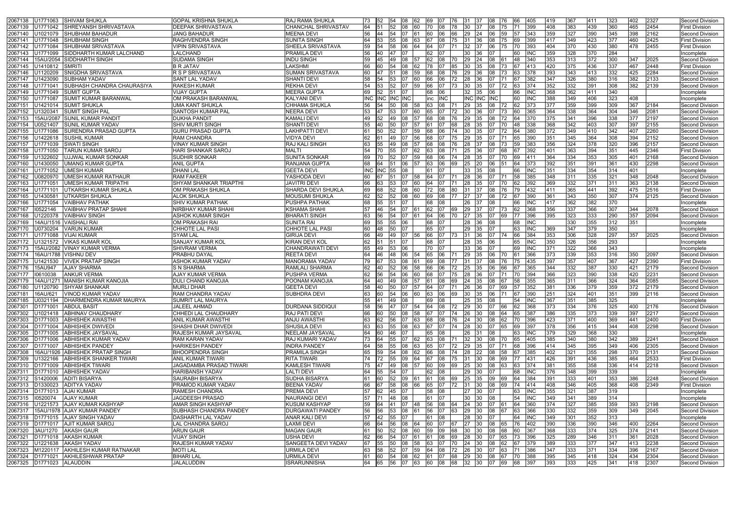| | | | | | | | | | | | | | | | | | | | | | | | | | |
|---|---|---|---|---|---|---|---|---|---|---|---|---|---|---|---|---|---|---|---|---|---|---|---|---|---|
| 2067138 | U1771063 | SHIVAM SHUKLA | GOPAL KRISHNA SHUKLA | RAJ RAMA SHUKLA | 73 | 52 | 54 | 08 | 62 | 69 | 07 | 76 | 31 | 37 | 08 | 76 | 66 | 405 | 419 | 367 | 411 | 323 | 402 | 2327 | Second Division |
| 2067139 | U1771042 | SHREYANSH SHRIVASTAVA | DEEPAK SHRIVASTAVA | CHANCHAL SHRIVASTAV | 64 | 51 | 52 | 08 | 60 | 70 | 08 | 78 | 30 | 37 | 08 | 75 | 71 | 399 | 408 | 383 | 439 | 360 | 465 | 2454 | First Division |
| 2067140 | U1021079 | SHUBHAM BAHADUR | JANG BAHADUR | MEENA DEVI | 56 | 44 | 54 | 07 | 61 | 60 | 06 | 66 | 29 | 24 | 06 | 59 | 57 | 343 | 359 | 327 | 390 | 345 | 398 | 2162 | Second Division |
| 2067141 | U1771048 | SHUBHAM SINGH | RAGHVENDRA SINGH | SUNITA SINGH | 64 | 53 | 55 | 08 | 63 | 67 | 08 | 75 | 31 | 36 | 08 | 75 | 69 | 399 | 417 | 349 | 423 | 377 | 460 | 2425 | First Division |
| 2067142 | U1771084 | SHUBHAM SRIVASTAVA | VIPIN SRIVASTAVA | SHEELA SRIVASTAVA | 59 | 54 | 58 | 06 | 64 | 64 | 07 | 71 | 32 | 37 | 06 | 75 | 70 | 393 | 404 | 370 | 430 | 380 | 478 | 2455 | Second Division |
| 2067143 | U1771099 | SIDDHARTH KUMAR LALCHAND | LALCHAND | PRAMILA DEVI | 56 | 40 | 47 | 07 | | 62 | 07 | | 30 | 36 | 07 | | 60 | INC | 359 | 328 | 370 | 284 | | | Incomplete |
| 2067144 | 15AU/2054 | SIDDHARTH SINGH | SUDAMA SINGH | INDU SINGH | 59 | 45 | 49 | 08 | 57 | 62 | 08 | 70 | 29 | 24 | 08 | 61 | 48 | 340 | 353 | 313 | 372 | 300 | 347 | 2025 | Second Division |
| 2067145 | U1410812 | SMRITI | B R JATAV | LAKSHMI | 66 | 60 | 54 | 08 | 62 | 78 | 07 | 85 | 30 | 35 | 08 | 73 | 67 | 413 | 420 | 375 | 436 | 337 | 467 | 2448 | First Division |
| 2067146 | U1120209 | SNIGDHA SRIVASTAVA | R S P SRIVASTAVA | SUMAN SRIVASTAVA | 60 | 47 | 51 | 08 | 59 | 68 | 08 | 76 | 29 | 36 | 08 | 73 | 63 | 378 | 393 | 343 | 413 | 332 | 425 | 2284 | Second Division |
| 2067147 | U1423090 | SUBHAM YADAV | SANT LAL YADAV | SHANTI DEVI | 58 | 54 | 53 | 07 | 60 | 66 | 06 | 72 | 28 | 36 | 07 | 71 | 67 | 382 | 347 | 326 | 380 | 316 | 382 | 2133 | Second Division |
| 2067148 | U1771041 | SUBHASH CHANDRA CHAURASIYA | RAKESH KUMAR | REKHA DEVI | 54 | 53 | 52 | 07 | 59 | 66 | 07 | 73 | 30 | 35 | 07 | 72 | 63 | 374 | 352 | 332 | 391 | 308 | 382 | 2139 | Second Division |
| 2067149 | U1771049 | SUMIT GUPTA | VIJAY GUPTA | MEERA GUPTA | 69 | 52 | 51 | 07 | | 68 | 06 | | 32 | 35 | 06 | | 66 | INC | 368 | 362 | 411 | 340 | | | Incomplete |
| 2067150 | U1771087 | SUMIT KUMAR BARANWAL | OM PRAKASH BARANWAL | KALYANI DEVI | INC | INC | INC | INC | | inc | INC | | INC | INC | INC | | 60 | INC | 388 | 349 | 406 | 323 | 408 | | Incomplete |
| 2067151 | U1421014 | SUMIT SHUKLA | UMA KANT SHUKLA | CHHAMA SHUKLA | 56 | 54 | 50 | 08 | 58 | 63 | 08 | 71 | 29 | 35 | 08 | 72 | 62 | 373 | 377 | 359 | 399 | 309 | 367 | 2184 | Second Division |
| 2067152 | U1320341 | SUMIT SINGH PAL | SANTOSH KUMAR PAL | NEERA DEVI | 53 | 47 | 53 | 07 | 60 | 65 | 07 | 72 | 30 | 36 | 07 | 73 | 60 | 365 | 364 | 338 | 364 | 304 | 346 | 2081 | Second Division |
| 2067153 | 15AU/2087 | SUNIL KUMAR PANDIT | DUKHA PANDIT | KAMALI DEVI | 49 | 52 | 49 | 08 | 57 | 68 | 08 | 76 | 29 | 35 | 08 | 72 | 64 | 370 | 375 | 341 | 396 | 338 | 377 | 2197 | Second Division |
| 2067154 | U0521407 | SUNIL KUMAR YADAV | SHIV MURTI SINGH | SHANTI DEVI | 55 | 40 | 50 | 07 | 57 | 61 | 07 | 68 | 28 | 35 | 07 | 70 | 48 | 338 | 368 | 342 | 403 | 307 | 397 | 2155 | Second Division |
| 2067155 | U1771086 | SURENDRA PRASAD GUPTA | GURU PRASAD GUPTA | LAKHPATTI DEVI | 61 | 50 | 52 | 07 | 59 | 68 | 06 | 74 | 30 | 35 | 07 | 72 | 64 | 380 | 372 | 349 | 410 | 342 | 407 | 2260 | Second Division |
| 2067156 | U1422618 | SUSHIL KUMAR | RAM CHANDRA | VIDYA DEVI | 62 | 61 | 49 | 07 | 56 | 68 | 07 | 75 | 29 | 35 | 07 | 71 | 65 | 390 | 351 | 345 | 364 | 308 | 394 | 2152 | Second Division |
| 2067157 | U1771039 | SWATI SINGH | VINAY KUMAR SINGH | RAJ KALI SINGH | 63 | 55 | 49 | 08 | 57 | 68 | 08 | 76 | 28 | 37 | 08 | 73 | 59 | 383 | 356 | 324 | 378 | 320 | 396 | 2157 | Second Division |
| 2067158 | U1771050 | TARUN KUMAR SAROJ | HARI SHANKAR SAROJ | MALTI | 54 | 70 | 55 | 07 | 62 | 63 | 08 | 71 | 25 | 36 | 07 | 68 | 67 | 392 | 401 | 363 | 394 | 351 | 445 | 2346 | First Division |
| 2067159 | U1322602 | UJJWAL KUMAR SONKAR | SUDHIR SONKAR | SUNITA SONKAR | 69 | 70 | 52 | 07 | 59 | 68 | 06 | 74 | 28 | 35 | 07 | 70 | 69 | 411 | 364 | 334 | 353 | 305 | 401 | 2168 | Second Division |
| 2067160 | U1430050 | UMANG KUMAR GUPTA | ANIL GUPTA | RANJANA GUPTA | 68 | 64 | 51 | 06 | 57 | 63 | 06 | 69 | 25 | 20 | 06 | 51 | 64 | 373 | 392 | 351 | 391 | 361 | 430 | 2298 | Second Division |
| 2067161 | U1771052 | UMESH KUMAR | DHANI LAL | GEETA DEVI | INC | INC | 55 | 08 | | 61 | 07 | | 33 | 35 | 08 | | 66 | INC | 351 | 334 | 354 | 314 | 401 | | Incomplete |
| 2067162 | U0820970 | UMESH KUMAR RATHAUR | RAM FAKEER | YASHODA DEVI | 60 | 67 | 51 | 07 | 58 | 64 | 07 | 71 | 28 | 36 | 07 | 71 | 58 | 385 | 348 | 311 | 335 | 321 | 348 | 2048 | Second Division |
| 2067163 | U1771051 | UMESH KUMAR TRIPATHI | SHYAM SHANKAR TRIAPTHI | JAVITRI DEVI | 66 | 63 | 53 | 07 | 60 | 64 | 07 | 71 | 28 | 35 | 07 | 70 | 62 | 392 | 369 | 332 | 371 | 311 | 363 | 2138 | Second Division |
| 2067164 | U1771101 | UTKARSH KUMAR SHUKLA | OM PRAKASH SHUKLA | SHARDA DEVI SHUKLA | 69 | 68 | 52 | 08 | 60 | 72 | 08 | 80 | 31 | 37 | 08 | 76 | 79 | 432 | 411 | 365 | 441 | 392 | 475 | 2516 | First Division |
| 2067165 | U1430581 | UTKARSH SHUKLA | ALOK SHUKLA | MOUSUMI SHUKLA | 62 | 52 | 52 | 08 | 60 | 69 | 08 | 77 | 27 | 37 | 08 | 72 | 67 | 390 | 361 | 343 | 350 | 307 | 374 | 2125 | Second Division |
| 2067166 | U1771054 | VAIBHAV PATHAK | SHIV KUMAR PATHAK | PUSHPA PATHAK | 68 | 55 | 51 | 07 | | 68 | 08 | | 26 | 37 | 08 | | 66 | INC | 417 | 362 | 382 | 370 | | | Incomplete |
| 2067167 | I0522146 | VAIBHAV PRATAP SHAHI | NIRBHAY KUMAR SHAHI | KSHAMA SHAHI | 57 | 46 | 54 | 07 | 61 | 62 | 07 | 69 | 29 | 37 | 07 | 73 | 62 | 368 | 356 | 337 | 366 | 307 | 344 | 2078 | Second Division |
| 2067168 | U1220378 | VAIBHAV SINGH | ASHOK KUMAR SINGH | BHARATI SINGH | 63 | 56 | 54 | 07 | 61 | 64 | 06 | 70 | 27 | 35 | 07 | 69 | 77 | 396 | 395 | 323 | 333 | 290 | 357 | 2094 | Second Division |
| 2067169 | 14AU/1516 | VAISHALI RAI | OM PRAKASH RAI | SUNITA RAI | 69 | 55 | 55 | 06 | | 68 | 07 | | 28 | 36 | 08 | | 68 | INC | | 330 | 355 | 312 | 351 | | Incomplete |
| 2067170 | U0730204 | VARUN KUMAR | CHHOTE LAL PASI | CHHOTE LAL PASI | 60 | 48 | 50 | 07 | | 65 | 07 | | 29 | 35 | 07 | | 63 | INC | 369 | 347 | 379 | 350 | | | Incomplete |
| 2067171 | U1771088 | VIJAI KUMAR | SYAM LAL | GIRIJA DEVI | 66 | 49 | 49 | 07 | 56 | 66 | 07 | 73 | 31 | 36 | 07 | 74 | 66 | 384 | 353 | 306 | 328 | 297 | 357 | 2025 | Second Division |
| 2067172 | U1321572 | VIKAS KUMAR KOL | SANJAY KUMAR KOL | KIRAN DEVI KOL | 62 | 51 | 51 | 07 | | 68 | 07 | | 28 | 35 | 06 | | 65 | INC | 350 | 326 | 356 | 293 | | | Incomplete |
| 2067173 | 15AU/2082 | VINAY KUMAR VERMA | SHIVRAM VERMA | CHANDRAWATI DEVI | 65 | 49 | 53 | 06 | | 70 | 07 | | 33 | 36 | 07 | | 69 | INC | 371 | 322 | 366 | 343 | | | Incomplete |
| 2067174 | 16AU/1788 | VISHNU DEV | PRABHU DAYAL | REETA DEVI | 64 | 46 | 48 | 06 | 54 | 65 | 06 | 71 | 29 | 35 | 06 | 70 | 61 | 366 | 373 | 339 | 353 | 316 | 350 | 2097 | Second Division |
| 2067175 | U1421530 | VIVEK PRATAP SINGH | ASHOK KUMAR YADAV | MANORAMA YADAV | 79 | 67 | 53 | 08 | 61 | 69 | 08 | 77 | 31 | 37 | 08 | 76 | 75 | 435 | 397 | 357 | 407 | 367 | 427 | 2390 | First Division |
| 2067176 | 15AU947 | AJAY SHARMA | S N SHARMA | RAMLALI SHARMA | 62 | 40 | 52 | 06 | 58 | 66 | 06 | 72 | 25 | 35 | 06 | 66 | 67 | 365 | 344 | 332 | 387 | 330 | 421 | 2179 | Second Division |
| 2067177 | I0610038 | ANKUR VERMA | AJAY KUMAR VERMA | PUSHPA VERMA | 62 | 56 | 54 | 06 | 60 | 68 | 07 | 75 | 28 | 36 | 07 | 71 | 70 | 394 | 366 | 323 | 390 | 338 | 420 | 2231 | Second Division |
| 2067179 | 14AU/1271 | MANISH KUMAR KANOJIA | DULI CHAND KANOJIA | POONAM KANOJIA | 64 | 40 | 49 | 08 | 57 | 61 | 08 | 69 | 24 | 35 | 08 | 67 | 58 | 355 | 365 | 311 | 366 | 324 | 364 | 2085 | Second Division |
| 2067180 | U1120790 | SHYAM SHANKAR | MURLI DHAR | GEETA DEVI | 58 | 40 | 50 | 07 | 57 | 64 | 07 | 71 | 26 | 36 | 07 | 69 | 57 | 352 | 381 | 336 | 379 | 359 | 372 | 2179 | Second Division |
| 2067181 | 16AU/621 | VINOD KUMAR YADAV | RAM CHANDRA YADAV | SUBHDRA DEVI | 63 | 60 | 54 | 06 | 60 | 63 | 06 | 69 | 30 | 35 | 06 | 71 | 67 | 390 | 251 | 324 | 401 | 351 | 399 | 2116 | Second Division |
| 2067185 | U0321194 | DHARMENDRA KUMAR MAURYA | SUMRIT LAL MAURYA | | 55 | 41 | 49 | 08 | | 69 | 08 | | 25 | 35 | 08 | | 54 | INC | 367 | 351 | 385 | 325 | | | Incomplete |
| 2067301 | D1771001 | ABDUL BASIT | JALEEL AHMAD | DURDANA SIDDIQUI | 58 | 56 | 47 | 07 | 54 | 64 | 08 | 72 | 29 | 30 | 07 | 66 | 62 | 368 | 373 | 334 | 376 | 325 | 400 | 2176 | Second Division |
| 2067302 | U1021418 | ABHINAV CHAUDHARY | CHHEDI LAL CHAUDHARY | RAJ PATI DEVI | 66 | 60 | 50 | 08 | 58 | 67 | 07 | 74 | 26 | 30 | 08 | 64 | 65 | 387 | 386 | 335 | 373 | 339 | 397 | 2217 | Second Division |
| 2067303 | D1771003 | ABHISHEK AWASTHI | ANIL KUMAR AWASTHI | ANJU AWASTHI | 63 | 62 | 56 | 07 | 63 | 68 | 08 | 76 | 24 | 30 | 08 | 62 | 70 | 396 | 423 | 371 | 400 | 369 | 441 | 2400 | First Division |
| 2067304 | D1771004 | ABHISHEK DWIVEDI | SHASHI DHAR DWIVEDI | SHUSILA DEVI | 63 | 63 | 55 | 08 | 63 | 67 | 07 | 74 | 28 | 30 | 07 | 65 | 69 | 397 | 378 | 356 | 415 | 344 | 408 | 2298 | Second Division |
| 2067305 | D1771005 | ABHISHEK JAYSAVAL | RAJESH KUMAR JAYSAVAL | NEELAM JAYSAVAL | 64 | 60 | 46 | 07 | | 65 | 08 | | 26 | 31 | 08 | | 63 | INC | 379 | 329 | 368 | 330 | | | Incomplete |
| 2067306 | D1771006 | ABHISHEK KUMAR YADAV | RAM KARAN YADAV | RAJ KUMARI YADAV | 73 | 64 | 55 | 07 | 62 | 63 | 08 | 71 | 32 | 30 | 08 | 70 | 65 | 405 | 385 | 340 | 380 | 342 | 389 | 2241 | Second Division |
| 2067307 | D1771007 | ABHISHEK PANDEY | HARIKESH PANDEY | INDRA PANDEY | 64 | 58 | 55 | 08 | 63 | 65 | 07 | 72 | 29 | 35 | 07 | 71 | 68 | 396 | 414 | 345 | 395 | 349 | 406 | 2305 | Second Division |
| 2067308 | 16AU/1926 | ABHISHEK PRATAP SINGH | BHOOPENDRA SINGH | PRAMILA SINGH | 65 | 59 | 54 | 08 | 62 | 66 | 08 | 74 | 28 | 22 | 08 | 58 | 67 | 385 | 402 | 321 | 355 | 298 | 370 | 2131 | Second Division |
| 2067309 | U1322166 | ABHISHEK SHANKER TIWARI | ANIL KUMAR TIWARI | RITA TIWARI | 74 | 72 | 55 | 09 | 64 | 67 | 08 | 75 | 31 | 30 | 08 | 69 | 77 | 431 | 426 | 391 | 436 | 385 | 464 | 2533 | First Division |
| 2067310 | D1771009 | ABHISHEK TIWARI | JAGADAMBA PRASAD TIWARI | KAMLESH TIWARI | 75 | 47 | 49 | 08 | 57 | 60 | 09 | 69 | 25 | 30 | 08 | 63 | 63 | 374 | 381 | 355 | 358 | 336 | 414 | 2218 | Second Division |
| 2067311 | D1771010 | ABHISHEK YADAV | HARIBANSH YADAV | LALTI DEVI | 64 | 55 | 54 | 07 | | 62 | 08 | | 29 | 30 | 07 | | 68 | INC | 376 | 348 | 399 | 339 | | | Incomplete |
| 2067312 | S1420006 | ADITI BISARYA | SAURABH BISARYA | SUDHA BISARYA | 61 | 60 | 52 | 09 | 61 | 61 | 08 | 69 | 25 | 35 | 09 | 69 | 64 | 384 | 391 | 333 | 401 | 353 | 386 | 2248 | Second Division |
| 2067313 | D1330023 | ADITYA YADAV | PRAMOD KUMAR YADAV | BEENA YADAV | 66 | 67 | 58 | 08 | 66 | 65 | 07 | 72 | 31 | 30 | 08 | 69 | 74 | 414 | 408 | 346 | 405 | 368 | 408 | 2349 | Second Division |
| 2067314 | D1771013 | AJAI KUMAR | RAMESH CHANDRA | PREMA DEVI | 57 | 62 | 45 | 07 | | 58 | 08 | | 27 | 30 | 07 | | 63 | INC | 355 | 321 | 387 | 319 | | | Incomplete |
| 2067315 | I0520074 | AJAY KUMAR | JAGDEESH PRASAD | NAURANGI DEVI | 57 | 71 | 48 | 08 | | 61 | 07 | | 30 | 30 | 08 | | 54 | INC | 349 | 341 | 389 | 314 | | | Incomplete |
| 2067316 | U1221573 | AJAY KUMAR KASHYAP | AMAR SINGH KASHYAP | KUSUM KASHYAP | 59 | 64 | 41 | 07 | 48 | 56 | 08 | 64 | 24 | 30 | 07 | 61 | 64 | 360 | 374 | 327 | 385 | 359 | 393 | 2198 | Second Division |
| 2067317 | 15AU/1978 | AJAY KUMAR PANDEY | SUBHASH CHANDRA PANDEY | DURGAWATI PANDEY | 56 | 56 | 53 | 08 | 61 | 56 | 07 | 63 | 29 | 30 | 08 | 67 | 63 | 366 | 330 | 332 | 359 | 309 | 349 | 2045 | Second Division |
| 2067318 | D1771015 | AJAY SINGH YADAV | DASHARTH LAL YADAV | ANAR KALI DEVI | 57 | 42 | 55 | 07 | | 61 | 08 | | 28 | 30 | 07 | | 64 | INC | 349 | 301 | 352 | 313 | | | Incomplete |
| 2067319 | D1771017 | AJIT KUMAR SAROJ | LAL CHANDRA SAROJ | LAXMI DEVI | 66 | 64 | 56 | 08 | 64 | 60 | 07 | 67 | 27 | 30 | 08 | 65 | 76 | 402 | 390 | 336 | 390 | 346 | 400 | 2264 | Second Division |
| 2067320 | 3AU/1270 | AKASH GAUR | ARUN GAUR | MAGAN GAUR | 61 | 50 | 52 | 08 | 60 | 59 | 09 | 68 | 30 | 30 | 08 | 68 | 60 | 367 | 368 | 333 | 374 | 325 | 374 | 2141 | Second Division |
| 2067321 | D1771018 | AKASH KUMAR | VIJAY SINGH | USHA DEVI | 62 | 66 | 54 | 07 | 61 | 61 | 08 | 69 | 28 | 30 | 07 | 65 | 73 | 396 | 325 | 289 | 346 | 311 | 361 | 2028 | Second Division |
| 2067322 | U1221638 | AKASH YADAV | RAJESH KUMAR YADAV | SANGEETA DEVI YADAV | 67 | 55 | 50 | 08 | 58 | 63 | 07 | 70 | 24 | 30 | 08 | 62 | 67 | 379 | 389 | 333 | 377 | 347 | 413 | 2238 | Second Division |
| 2067323 | M1220117 | AKHILESH KUMAR RATNAKAR | MOTI LAL | URMILA DEVI | 63 | 58 | 52 | 07 | 59 | 64 | 08 | 72 | 26 | 30 | 07 | 63 | 71 | 386 | 347 | 333 | 371 | 334 | 396 | 2167 | Second Division |
| 2067324 | D1771021 | AKHILESHWAR PRATAP | BIHARI LAL | URMILA DEVI | 61 | 60 | 54 | 08 | 62 | 61 | 07 | 68 | 29 | 30 | 08 | 67 | 70 | 388 | 395 | 345 | 418 | 324 | 434 | 2304 | Second Division |
| 2067325 | D1771023 | ALAUDDIN | JALALUDDIN | ISRARUNNISHA | 64 | 65 | 56 | 07 | 63 | 60 | 08 | 68 | 32 | 30 | 07 | 69 | 68 | 397 | 393 | 333 | 425 | 341 | 418 | 2307 | Second Division |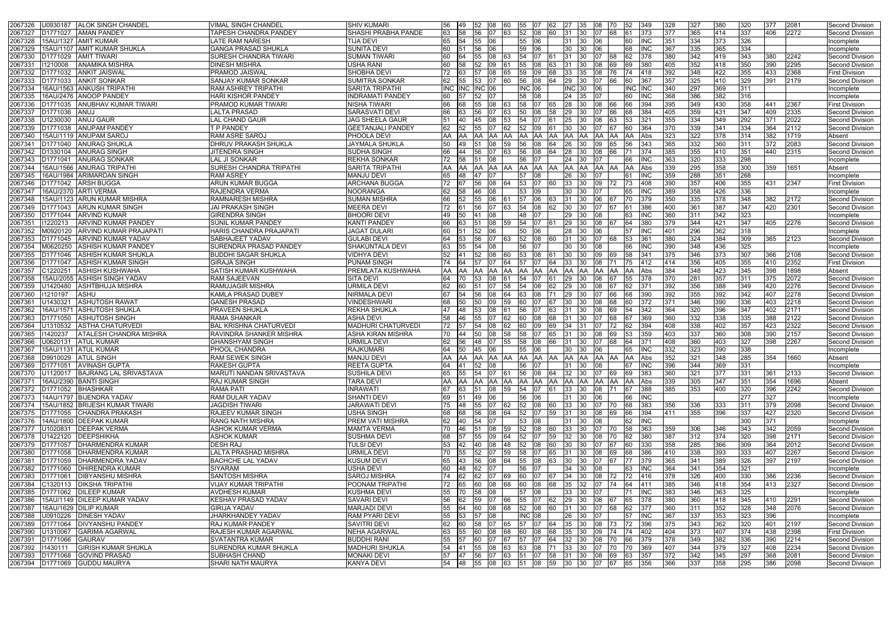| | | | | | | | | | | | | | | | | | | | | | | | | | |
|---|---|---|---|---|---|---|---|---|---|---|---|---|---|---|---|---|---|---|---|---|---|---|---|---|---|
| 2067326 | U0930187 | ALOK SINGH CHANDEL | VIMAL SINGH CHANDEL | SHIV KUMARI | 56 | 49 | 52 | 08 | 60 | 55 | 07 | 62 | 27 | 35 | 08 | 70 | 52 | 349 | 328 | 327 | 380 | 320 | 377 | 2081 | Second Division |
| 2067327 | D1771027 | AMAN PANDEY | TAPESH CHANDRA PANDEY | SHASHI PRABHA PANDE | 63 | 58 | 56 | 07 | 63 | 52 | 08 | 60 | 31 | 30 | 07 | 68 | 61 | 373 | 377 | 365 | 414 | 337 | 406 | 2272 | Second Division |
| 2067328 | 15AU/1327 | AMIT KUMAR | LATE RAM NARESH | TIJA DEVI | 65 | 54 | 55 | 06 | | 55 | 06 | | 31 | 30 | 06 | | 60 | INC | 351 | 334 | 373 | 326 | | | Incomplete |
| 2067329 | 15AU/1107 | AMIT KUMAR SHUKLA | GANGA PRASAD SHUKLA | SUNITA DEVI | 60 | 51 | 56 | 06 | | 59 | 06 | | 30 | 30 | 06 | | 68 | INC | 367 | 335 | 365 | 334 | | | Incomplete |
| 2067330 | D1771029 | AMIT TIWARI | SURESH CHANDRA TIWARI | SUMAN TIWARI | 60 | 64 | 55 | 08 | 63 | 54 | 07 | 61 | 31 | 30 | 07 | 68 | 62 | 378 | 380 | 342 | 419 | 343 | 380 | 2242 | Second Division |
| 2067331 | I1210008 | ANAMIKA MISHRA | DINESH MISHRA | USHA RANI | 60 | 58 | 52 | 09 | 61 | 55 | 08 | 63 | 31 | 30 | 08 | 69 | 69 | 380 | 405 | 352 | 418 | 350 | 390 | 2295 | Second Division |
| 2067332 | D1771032 | ANKIT JAISWAL | PRAMOD JAISWAL | SHOBHA DEVI | 72 | 63 | 57 | 08 | 65 | 59 | 09 | 68 | 33 | 35 | 08 | 76 | 74 | 418 | 392 | 348 | 422 | 355 | 433 | 2368 | First Division |
| 2067333 | D1771033 | ANKIT SONKAR | SANJAY KUMAR SONKAR | SUMITRA SONKAR | 62 | 55 | 53 | 07 | 60 | 56 | 08 | 64 | 29 | 30 | 07 | 66 | 60 | 367 | 357 | 325 | 410 | 329 | 391 | 2179 | Second Division |
| 2067334 | 16AU/1563 | ANKUSH TRIPATHI | RAM ASHREY TRIPATHI | SARITA TRIPATHI | INC | INC | INC | 06 | | INC | 06 | | INC | 30 | 06 | | INC | INC | 340 | 297 | 369 | 311 | | | Incomplete |
| 2067335 | 16AU/2476 | ANOOP PANDEY | HARI KISHOR PANDEY | INDRAMATI PANDEY | 60 | 57 | 52 | 07 | | 58 | 08 | | 24 | 35 | 07 | | 60 | INC | 368 | 386 | 382 | 316 | | | Incomplete |
| 2067336 | D1771035 | ANUBHAV KUMAR TIWARI | PRAMOD KUMAR TIWARI | NISHA TIWARI | 66 | 68 | 55 | 08 | 63 | 58 | 07 | 65 | 28 | 30 | 08 | 66 | 66 | 394 | 395 | 349 | 430 | 358 | 441 | 2367 | First Division |
| 2067337 | D1771036 | ANUJ | LALTA PRASAD | SARASVATI DEVI | 66 | 63 | 56 | 07 | 63 | 50 | 08 | 58 | 29 | 30 | 07 | 66 | 68 | 384 | 405 | 359 | 431 | 347 | 409 | 2335 | Second Division |
| 2067338 | U1230030 | ANUJ GAUR | LAL CHAND GAUR | JAG SHEELA GAUR | 51 | 40 | 45 | 08 | 53 | 54 | 07 | 61 | 25 | 30 | 08 | 63 | 53 | 321 | 355 | 334 | 349 | 292 | 371 | 2022 | Second Division |
| 2067339 | D1771038 | ANUPAM PANDEY | T P PANDEY | GEETANJALI PANDEY | 62 | 52 | 55 | 07 | 62 | 52 | 09 | 61 | 30 | 30 | 07 | 67 | 60 | 364 | 370 | 339 | 341 | 334 | 364 | 2112 | Second Division |
| 2067340 | 15AU/1119 | ANUPAM SAROJ | RAM ASRE SAROJ | PHOOLA DEVI | AA | AA | AA | AA | AA | AA | AA | AA | AA | AA | AA | AA | AA | Abs | 323 | 322 | 378 | 314 | 382 | 1719 | Absent |
| 2067341 | D1771040 | ANURAG SHUKLA | DHRUV PRAKASH SHUKLA | JAYMALA SHUKLA | 50 | 49 | 51 | 08 | 59 | 56 | 08 | 64 | 26 | 30 | 09 | 65 | 56 | 343 | 365 | 332 | 360 | 311 | 372 | 2083 | Second Division |
| 2067342 | D1330104 | ANURAG SINGH | JITENDRA SINGH | SUDHA SINGH | 66 | 44 | 56 | 07 | 63 | 56 | 08 | 64 | 28 | 30 | 08 | 66 | 71 | 374 | 385 | 355 | 410 | 351 | 440 | 2315 | Second Division |
| 2067343 | D1771041 | ANURAG SONKAR | LAL JI SONKAR | REKHA SONKAR | 72 | 58 | 51 | 08 | | 56 | 07 | | 24 | 30 | 07 | | 66 | INC | 363 | 320 | 333 | 298 | | | Incomplete |
| 2067344 | 16AU/1566 | ANURAG TRIPATHI | SURESH CHANDRA TRIPATHI | SARITA TRIPATHI | AA | AA | AA | AA | AA | AA | AA | AA | AA | AA | AA | AA | AA | Abs | 339 | 295 | 358 | 300 | 359 | 1651 | Absent |
| 2067345 | 16AU/1984 | ARIMARDAN SINGH | RAM ASREY | MANJU DEVI | 65 | 48 | 47 | 07 | | 57 | 08 | | 26 | 30 | 07 | | 61 | INC | 359 | 288 | 351 | 268 | | | Incomplete |
| 2067346 | D1771042 | ARSH BUGGA | ARUN KUMAR BUGGA | ARCHANA BUGGA | 72 | 67 | 56 | 08 | 64 | 53 | 07 | 60 | 33 | 30 | 09 | 72 | 73 | 408 | 390 | 357 | 406 | 355 | 431 | 2347 | First Division |
| 2067347 | 16AU/2370 | ARTI VERMA | RAJENDRA VERMA | NOORANGA | 62 | 58 | 46 | 08 | | 53 | 09 | | 30 | 30 | 07 | | 65 | INC | 389 | 358 | 426 | 336 | | | Incomplete |
| 2067348 | 15AU/1123 | ARUN KUMAR MISHRA | RAMNARESH MISHRA | SUMAN MISHRA | 66 | 52 | 55 | 06 | 61 | 57 | 06 | 63 | 31 | 30 | 06 | 67 | 70 | 379 | 350 | 335 | 378 | 348 | 382 | 2172 | Second Division |
| 2067349 | D1771043 | ARUN KUMAR SINGH | JAI PRAKASH SINGH | MEERA DEVI | 72 | 61 | 56 | 07 | 63 | 54 | 08 | 62 | 30 | 30 | 07 | 67 | 61 | 386 | 400 | 361 | 387 | 347 | 420 | 2301 | Second Division |
| 2067350 | D1771044 | ARVIND KUMAR | GIRENDRA SINGH | BHOORI DEVI | 49 | 50 | 41 | 08 | | 48 | 07 | | 29 | 30 | 08 | | 63 | INC | 360 | 311 | 342 | 323 | | | Incomplete |
| 2067351 | I1220213 | ARVIND KUMAR PANDEY | SUNIL KUMAR PANDEY | KANTI PANDEY | 66 | 63 | 51 | 08 | 59 | 54 | 07 | 61 | 29 | 30 | 08 | 67 | 64 | 380 | 379 | 344 | 421 | 347 | 405 | 2276 | Second Division |
| 2067352 | M0920120 | ARVIND KUMAR PRAJAPATI | HARIS CHANDRA PRAJAPATI | JAGAT DULARI | 60 | 51 | 52 | 06 | | 50 | 06 | | 28 | 30 | 06 | | 57 | INC | 401 | 296 | 362 | 318 | | | Incomplete |
| 2067353 | D1771045 | ARVIND KUMAR YADAV | SABHAJEET YADAV | GULABI DEVI | 64 | 53 | 56 | 07 | 63 | 52 | 08 | 60 | 31 | 30 | 07 | 68 | 53 | 361 | 380 | 324 | 384 | 309 | 365 | 2123 | Second Division |
| 2067354 | M0620250 | ASHISH KUMAR PANDEY | SURENDRA PRASAD PANDEY | SHAKUNTALA DEVI | 63 | 55 | 54 | 08 | | 56 | 07 | | 30 | 30 | 08 | | 66 | INC | 390 | 348 | 436 | 325 | | | Incomplete |
| 2067355 | D1771046 | ASHISH KUMAR SHUKLA | BUDDHI SAGAR SHUKLA | VIDHYA DEVI | 52 | 41 | 52 | 08 | 60 | 53 | 08 | 61 | 30 | 30 | 09 | 69 | 58 | 341 | 375 | 346 | 373 | 307 | 366 | 2108 | Second Division |
| 2067356 | D1771047 | ASHISH KUMAR SINGH | GIRAJA SINGH | PUNAM SINGH | 74 | 64 | 57 | 07 | 64 | 57 | 07 | 64 | 33 | 30 | 08 | 71 | 75 | 412 | 414 | 356 | 405 | 355 | 410 | 2352 | First Division |
| 2067357 | C1220251 | ASHISH KUSHWAHA | SATISH KUMAR KUSHWAHA | PREMLATA KUSHWAHA | AA | AA | AA | AA | AA | AA | AA | AA | AA | AA | AA | AA | AA | Abs | 384 | 348 | 423 | 345 | 398 | 1898 | Absent |
| 2067358 | 15AU/2055 | ASHISH SINGH YADAV | RAM SAJEEVAN | SITA DEVI | 64 | 70 | 53 | 08 | 61 | 54 | 07 | 61 | 29 | 30 | 08 | 67 | 55 | 378 | 370 | 281 | 357 | 311 | 375 | 2072 | Second Division |
| 2067359 | U1420480 | ASHTBHUJA MISHRA | RAMUJAGIR MISHRA | URMILA DEVI | 62 | 60 | 51 | 07 | 58 | 54 | 08 | 62 | 29 | 30 | 08 | 67 | 62 | 371 | 392 | 356 | 388 | 349 | 420 | 2276 | Second Division |
| 2067360 | I1210197 | ASHU | KAMLA PRASAD DUBEY | NIRMALA DEVI | 67 | 54 | 56 | 08 | 64 | 63 | 08 | 71 | 29 | 30 | 07 | 66 | 68 | 390 | 392 | 355 | 392 | 342 | 407 | 2278 | Second Division |
| 2067361 | U1430321 | ASHUTOSH RAWAT | GANESH PRASAD | VINDESHWARI | 68 | 50 | 50 | 09 | 59 | 60 | 07 | 67 | 30 | 30 | 08 | 68 | 60 | 372 | 371 | 346 | 390 | 336 | 403 | 2218 | Second Division |
| 2067362 | 16AU/1571 | ASHUTOSH SHUKLA | PRAVEEN SHUKLA | REKHA SHUKLA | 47 | 48 | 53 | 08 | 61 | 56 | 07 | 63 | 31 | 30 | 08 | 69 | 54 | 342 | 364 | 320 | 396 | 347 | 402 | 2171 | Second Division |
| 2067363 | D1771050 | ASHUTOSH SINGH | RAMA SHANKAR | ASHA DEVI | 58 | 46 | 55 | 07 | 62 | 60 | 08 | 68 | 31 | 30 | 07 | 68 | 67 | 369 | 360 | 332 | 338 | 335 | 388 | 2122 | Second Division |
| 2067364 | U1310532 | ASTHA CHATURVEDI | BAL KRISHNA CHATURVEDI | MADHURI CHATURVEDI | 72 | 57 | 54 | 08 | 62 | 60 | 09 | 69 | 34 | 31 | 07 | 72 | 62 | 394 | 408 | 338 | 402 | 357 | 423 | 2322 | Second Division |
| 2067365 | I1420237 | ATALESH CHANDRA MISHRA | RAVINDRA SHANKER MISHRA | ASHA KIRAN MISHRA | 70 | 44 | 50 | 08 | 58 | 58 | 07 | 65 | 31 | 30 | 08 | 69 | 53 | 359 | 403 | 337 | 360 | 308 | 390 | 2157 | Second Division |
| 2067366 | U0620131 | ATUL KUMAR | GHANSHYAM SINGH | URMILA DEVI | 62 | 56 | 48 | 07 | 55 | 58 | 08 | 66 | 31 | 30 | 07 | 68 | 64 | 371 | 408 | 360 | 403 | 327 | 398 | 2267 | Second Division |
| 2067367 | 15AU/1131 | ATUL KUMAR | PHOOL CHANDRA | RAJKUMARI | 64 | 50 | 45 | 06 | | 55 | 06 | | 30 | 30 | 06 | | 65 | INC | 332 | 323 | 390 | 338 | | | Incomplete |
| 2067368 | D9910029 | ATUL SINGH | RAM SEWEK SINGH | MANJU DEVI | AA | AA | AA | AA | AA | AA | AA | AA | AA | AA | AA | AA | AA | Abs | 352 | 321 | 348 | 285 | 354 | 1660 | Absent |
| 2067369 | D1771051 | AVINASH GUPTA | RAKESH GUPTA | REETA GUPTA | 64 | 41 | 52 | 08 | | 54 | 07 | | 31 | 30 | 08 | | 67 | INC | 396 | 344 | 369 | 331 | | | Incomplete |
| 2067370 | U1120017 | BAJRANG LAL SRIVASTAVA | MARUTI NANDAN SRIVASTAVA | SUSHILA DEVI | 65 | 55 | 54 | 07 | 61 | 56 | 08 | 64 | 32 | 30 | 07 | 69 | 69 | 383 | 360 | 321 | 377 | 331 | 361 | 2133 | Second Division |
| 2067371 | 16AU/2390 | BANTI SINGH | RAJ KUMAR SINGH | TARA DEVI | AA | AA | AA | AA | AA | AA | AA | AA | AA | AA | AA | AA | AA | Abs | 339 | 305 | 347 | 351 | 354 | 1696 | Absent |
| 2067372 | D1771052 | BHASHKAR | RAMA PATI | INRAWATI | 67 | 63 | 51 | 08 | 59 | 54 | 07 | 61 | 33 | 30 | 08 | 71 | 67 | 388 | 385 | 353 | 400 | 320 | 396 | 2242 | Second Division |
| 2067373 | 14AU/1797 | BIJENDRA YADAV | RAM DULAR YADAV | SHANTI DEVI | 69 | 51 | 49 | 06 | | 56 | 06 | | 31 | 30 | 06 | | 66 | INC | | | | 277 | 327 | | Incomplete |
| 2067374 | 15AU/1852 | BRIJESH KUMAR TIWARI | JAGDISH TIWARI | JARAWATI DEVI | 75 | 48 | 55 | 07 | 62 | 52 | 08 | 60 | 33 | 30 | 07 | 70 | 68 | 383 | 356 | 336 | 333 | 311 | 379 | 2098 | Second Division |
| 2067375 | D1771055 | CHANDRA PRAKASH | RAJEEV KUMAR SINGH | USHA SINGH | 68 | 68 | 56 | 08 | 64 | 52 | 07 | 59 | 31 | 30 | 08 | 69 | 66 | 394 | 411 | 355 | 396 | 337 | 427 | 2320 | Second Division |
| 2067376 | 14AU/1800 | DEEPAK KUMAR | RANG NATH MISHRA | PREM VATI MISHRA | 62 | 40 | 54 | 07 | | 53 | 08 | | 31 | 30 | 08 | | 62 | INC | | | | 300 | 371 | | Incomplete |
| 2067377 | U1020831 | DEEPAK VERMA | ASHOK KUMAR VERMA | MAMTA VERMA | 70 | 46 | 51 | 08 | 59 | 52 | 08 | 60 | 33 | 30 | 07 | 70 | 58 | 363 | 359 | 306 | 346 | 343 | 342 | 2059 | Second Division |
| 2067378 | U1422120 | DEEPSHIKHA | ASHOK KUMAR | SUSHMA DEVI | 68 | 57 | 55 | 09 | 64 | 52 | 07 | 59 | 32 | 30 | 08 | 70 | 62 | 380 | 387 | 312 | 374 | 320 | 398 | 2171 | Second Division |
| 2067379 | D1771057 | DHARMENDRA KUMAR | DESH RAJ | TULSI DEVI | 53 | 42 | 40 | 08 | 48 | 52 | 08 | 60 | 30 | 30 | 07 | 67 | 60 | 330 | 358 | 285 | 366 | 309 | 364 | 2012 | Second Division |
| 2067380 | D1771058 | DHARMENDRA KUMAR | LALTA PRASHAD MISHRA | URMILA DEVI | 70 | 55 | 52 | 07 | 59 | 58 | 07 | 65 | 31 | 30 | 08 | 69 | 68 | 386 | 410 | 338 | 393 | 333 | 407 | 2267 | Second Division |
| 2067381 | D1771059 | DHARMENDRA YADAV | BACHCHE LAL YADAV | KUSUM DEVI | 65 | 43 | 56 | 08 | 64 | 55 | 08 | 63 | 30 | 30 | 07 | 67 | 77 | 379 | 365 | 341 | 389 | 326 | 397 | 2197 | Second Division |
| 2067382 | D1771060 | DHIRENDRA KUMAR | SIYARAM | USHA DEVI | 60 | 48 | 62 | 07 | | 56 | 07 | | 34 | 30 | 08 | | 63 | INC | 364 | 341 | 354 | 321 | | | Incomplete |
| 2067383 | D1771061 | DIBYANSHU MISHRA | SANTOSH MISHRA | SAROJ MISHRA | 74 | 62 | 62 | 07 | 69 | 60 | 07 | 67 | 34 | 30 | 08 | 72 | 72 | 416 | 378 | 326 | 400 | 330 | 386 | 2236 | Second Division |
| 2067384 | C1320113 | DIKSHA TRIPATHI | VIJAY KUMAR TRIPATHI | POONAM TRIPATHI | 72 | 65 | 60 | 08 | 68 | 60 | 08 | 68 | 35 | 32 | 07 | 74 | 64 | 411 | 385 | 346 | 418 | 354 | 413 | 2327 | Second Division |
| 2067385 | D1771062 | DILEEP KUMAR | AVDHESH KUMAR | KUSHMA DEVI | 55 | 70 | 58 | 08 | | 57 | 08 | | 33 | 30 | 07 | | 71 | INC | 383 | 346 | 363 | 325 | | | Incomplete |
| 2067386 | 15AU/1149 | DILEEP KUMAR YADAV | KESHAV PRASAD YADAV | SAVARI DEVI | 56 | 62 | 59 | 07 | 66 | 55 | 07 | 62 | 29 | 30 | 08 | 67 | 65 | 378 | 380 | 360 | 418 | 345 | 410 | 2291 | Second Division |
| 2067387 | 16AU/1629 | DILIP KUMAR | GIRIJA YADAV | MARJADI DEVI | 55 | 64 | 60 | 08 | 68 | 52 | 08 | 60 | 31 | 30 | 07 | 68 | 62 | 377 | 360 | 311 | 352 | 328 | 348 | 2076 | Second Division |
| 2067388 | U0910226 | DINESH YADAV | JHARKHANDEY YADAV | RAM PYARI DEVI | 55 | 53 | 57 | 08 | | INC | 08 | | 26 | 30 | 07 | | 57 | INC | 367 | 337 | 353 | 323 | 396 | | Incomplete |
| 2067389 | D1771064 | DIVYANSHU PANDEY | RAJ KUMAR PANDEY | SAVITRI DEVI | 62 | 60 | 58 | 07 | 65 | 57 | 07 | 64 | 35 | 30 | 08 | 73 | 72 | 396 | 375 | 343 | 362 | 320 | 401 | 2197 | Second Division |
| 2067390 | U1310067 | GARIMA AGARWAL | RAJESH KUMAR AGARWAL | NEHA AGARWAL | 63 | 60 | 60 | 08 | 68 | 60 | 08 | 68 | 35 | 30 | 09 | 74 | 74 | 402 | 404 | 373 | 407 | 374 | 438 | 2398 | First Division |
| 2067391 | D1771066 | GAURAV | SVATANTRA KUMAR | BUDDHI RANI | 55 | 57 | 60 | 07 | 67 | 57 | 07 | 64 | 32 | 30 | 08 | 70 | 66 | 379 | 378 | 349 | 382 | 336 | 390 | 2214 | Second Division |
| 2067392 | I1430111 | GIRISH KUMAR SHUKLA | SURENDRA KUMAR SHUKLA | MADHURI SHUKLA | 54 | 41 | 55 | 08 | 63 | 63 | 08 | 71 | 33 | 30 | 07 | 70 | 70 | 369 | 407 | 344 | 379 | 327 | 408 | 2234 | Second Division |
| 2067393 | D1771068 | GOVIND PRASAD | SUBHASH CHAND | MONAKI DEVI | 57 | 47 | 56 | 07 | 63 | 51 | 07 | 58 | 31 | 30 | 08 | 69 | 63 | 357 | 372 | 342 | 345 | 297 | 368 | 2081 | Second Division |
| 2067394 | D1771069 | GUDDU MAURYA | SHARI NATH MAURYA | KANYA DEVI | 54 | 48 | 55 | 08 | 63 | 51 | 08 | 59 | 30 | 30 | 07 | 67 | 65 | 356 | 366 | 337 | 358 | 295 | 386 | 2098 | Second Division |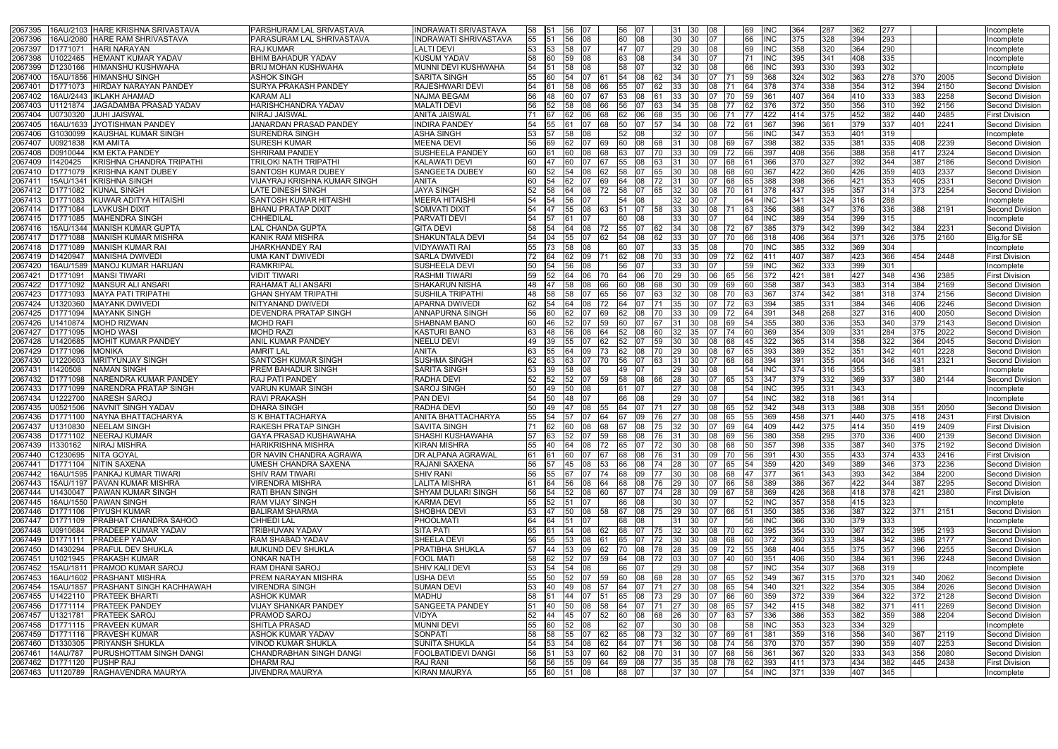| | | | | | | | | | | | | | | | | | | | | | | | | | |
|---|---|---|---|---|---|---|---|---|---|---|---|---|---|---|---|---|---|---|---|---|---|---|---|---|---|
| 2067395 | 16AU/2103 | HARE KRISHNA SRIVASTAVA | PARSHURAM LAL SRIVASTAVA | INDRAWATI SRIVASTAVA | 58 | 51 | 56 | 07 | | 56 | 07 | | 31 | 30 | 08 | | 69 | INC | 364 | 287 | 362 | 277 | | | Incomplete |
| 2067396 | 16AU/2080 | HARE RAM SHRIVASTAVA | PARASURAM LAL SHRIVASTAVA | INDRAWATI SHRIVASTAVA | 55 | 51 | 56 | 08 | | 60 | 08 | | 30 | 30 | 07 | | 66 | INC | 375 | 328 | 394 | 293 | | | Incomplete |
| 2067397 | D1771071 | HARI NARAYAN | RAJ KUMAR | LALTI DEVI | 53 | 63 | 58 | 07 | | 47 | 07 | | 29 | 30 | 08 | | 69 | INC | 358 | 320 | 364 | 290 | | | Incomplete |
| 2067398 | U1022465 | HEMANT KUMAR YADAV | BHIM BAHADUR YADAV | KUSUM YADAV | 58 | 60 | 59 | 08 | | 63 | 08 | | 34 | 30 | 07 | | 71 | INC | 395 | 341 | 408 | 335 | | | Incomplete |
| 2067399 | D1230166 | HIMANSHU KUSHWAHA | BRIJ MOHAN KUSHWAHA | MUNNI DEVI KUSHWAHA | 54 | 51 | 58 | 08 | | 58 | 07 | | 32 | 30 | 08 | | 66 | INC | 393 | 330 | 393 | 302 | | | Incomplete |
| 2067400 | 15AU/1856 | HIMANSHU SINGH | ASHOK SINGH | SARITA SINGH | 55 | 60 | 54 | 07 | 61 | 54 | 08 | 62 | 34 | 30 | 07 | 71 | 59 | 368 | 324 | 302 | 363 | 278 | 370 | 2005 | Second Division |
| 2067401 | D1771073 | HIRDAY NARAYAN PANDEY | SURYA PRAKASH PANDEY | RAJESHWARI DEVI | 54 | 61 | 58 | 08 | 66 | 55 | 07 | 62 | 33 | 30 | 08 | 71 | 64 | 378 | 374 | 338 | 354 | 312 | 394 | 2150 | Second Division |
| 2067402 | 16AU/2443 | IKLAKH AHAMAD | KARAM ALI | NAJMA BEGAM | 56 | 48 | 60 | 07 | 67 | 53 | 08 | 61 | 33 | 30 | 07 | 70 | 59 | 361 | 407 | 364 | 410 | 333 | 383 | 2258 | Second Division |
| 2067403 | U1121874 | JAGADAMBA PRASAD YADAV | HARISHCHANDRA YADAV | MALATI DEVI | 56 | 52 | 58 | 08 | 66 | 56 | 07 | 63 | 34 | 35 | 08 | 77 | 62 | 376 | 372 | 350 | 356 | 310 | 392 | 2156 | Second Division |
| 2067404 | U0730320 | JUHI JAISWAL | NIRAJ JAISWAL | ANITA JAISWAL | 71 | 67 | 62 | 06 | 68 | 62 | 06 | 68 | 35 | 30 | 06 | 71 | 77 | 422 | 414 | 375 | 452 | 382 | 440 | 2485 | First Division |
| 2067405 | 16AU/1633 | JYOTISHMAN PANDEY | JANARDAN PRASAD PANDEY | INDIRA PANDEY | 54 | 55 | 61 | 07 | 68 | 50 | 07 | 57 | 34 | 30 | 08 | 72 | 61 | 367 | 396 | 361 | 379 | 337 | 401 | 2241 | Second Division |
| 2067406 | G1030099 | KAUSHAL KUMAR SINGH | SURENDRA SINGH | ASHA SINGH | 53 | 57 | 58 | 08 | | 52 | 08 | | 32 | 30 | 07 | | 56 | INC | 347 | 353 | 401 | 319 | | | Incomplete |
| 2067407 | U0921838 | KM AMITA | SURESH KUMAR | MEENA DEVI | 56 | 69 | 62 | 07 | 69 | 60 | 08 | 68 | 31 | 30 | 08 | 69 | 67 | 398 | 382 | 335 | 381 | 335 | 408 | 2239 | Second Division |
| 2067408 | D0910044 | KM EKTA PANDEY | SHRIRAM PANDEY | SUSHEELA PANDEY | 60 | 61 | 60 | 08 | 68 | 63 | 07 | 70 | 33 | 30 | 09 | 72 | 66 | 397 | 408 | 356 | 388 | 358 | 417 | 2324 | Second Division |
| 2067409 | I1420425 | KRISHNA CHANDRA TRIPATHI | TRILOKI NATH TRIPATHI | KALAWATI DEVI | 60 | 47 | 60 | 07 | 67 | 55 | 08 | 63 | 31 | 30 | 07 | 68 | 61 | 366 | 370 | 327 | 392 | 344 | 387 | 2186 | Second Division |
| 2067410 | D1771079 | KRISHNA KANT DUBEY | SANTOSH KUMAR DUBEY | SANGEETA DUBEY | 60 | 52 | 54 | 08 | 62 | 58 | 07 | 65 | 30 | 30 | 08 | 68 | 60 | 367 | 422 | 360 | 426 | 359 | 403 | 2337 | Second Division |
| 2067411 | 15AU/1341 | KRISHNA SINGH | VIJAYRAJ KRISHNA KUMAR SINGH | ANITA | 60 | 54 | 62 | 07 | 69 | 64 | 08 | 72 | 31 | 30 | 07 | 68 | 65 | 388 | 398 | 366 | 421 | 353 | 405 | 2331 | Second Division |
| 2067412 | D1771082 | KUNAL SINGH | LATE DINESH SINGH | JAYA SINGH | 52 | 58 | 64 | 08 | 72 | 58 | 07 | 65 | 32 | 30 | 08 | 70 | 61 | 378 | 437 | 395 | 357 | 314 | 373 | 2254 | Second Division |
| 2067413 | D1771083 | KUWAR ADITYA HITAISHI | SANTOSH KUMAR HITAISHI | MEERA HITAISHI | 54 | 54 | 56 | 07 | | 54 | 08 | | 32 | 30 | 07 | | 64 | INC | 341 | 324 | 316 | 288 | | | Incomplete |
| 2067414 | D1771084 | LAVKUSH DIXIT | BHANU PRATAP DIXIT | SOMVATI DIXIT | 54 | 47 | 55 | 08 | 63 | 51 | 07 | 58 | 33 | 30 | 08 | 71 | 63 | 356 | 388 | 347 | 376 | 336 | 388 | 2191 | Second Division |
| 2067415 | D1771085 | MAHENDRA SINGH | CHHEDILAL | PARVATI DEVI | 54 | 57 | 61 | 07 | | 60 | 08 | | 33 | 30 | 07 | | 64 | INC | 389 | 354 | 399 | 315 | | | Incomplete |
| 2067416 | 15AU/1344 | MANISH KUMAR GUPTA | LAL CHANDA GUPTA | GITA DEVI | 58 | 54 | 64 | 08 | 72 | 55 | 07 | 62 | 34 | 30 | 08 | 72 | 67 | 385 | 379 | 342 | 399 | 342 | 384 | 2231 | Second Division |
| 2067417 | D1771088 | MANISH KUMAR MISHRA | KANIK RAM MISHRA | SHAKUNTALA DEVI | 54 | 04 | 55 | 07 | 62 | 54 | 08 | 62 | 33 | 30 | 07 | 70 | 66 | 318 | 406 | 364 | 371 | 326 | 375 | 2160 | Elig.for SE |
| 2067418 | D1771089 | MANISH KUMAR RAI | JHARKHANDEY RAI | VIDYAWATI RAI | 55 | 73 | 58 | 08 | | 60 | 07 | | 33 | 35 | 08 | | 70 | INC | 385 | 332 | 369 | 304 | | | Incomplete |
| 2067419 | D1420947 | MANISHA DWIVEDI | UMA KANT DWIVEDI | SARLA DWIVEDI | 72 | 64 | 62 | 09 | 71 | 62 | 08 | 70 | 33 | 30 | 09 | 72 | 62 | 411 | 407 | 387 | 423 | 366 | 454 | 2448 | First Division |
| 2067420 | 16AU/1589 | MANOJ KUMAR HARIJAN | RAMKRIPAL | SUSHEELA DEVI | 50 | 54 | 56 | 08 | | 56 | 07 | | 33 | 30 | 07 | | 59 | INC | 362 | 333 | 399 | 301 | | | Incomplete |
| 2067421 | D1771091 | MANSI TIWARI | VIDIT TIWARI | RASHMI TIWARI | 59 | 52 | 64 | 06 | 70 | 64 | 06 | 70 | 29 | 30 | 06 | 65 | 56 | 372 | 421 | 381 | 427 | 348 | 436 | 2385 | First Division |
| 2067422 | D1771092 | MANSUR ALI ANSARI | RAHAMAT ALI ANSARI | SHAKARUN NISHA | 48 | 47 | 58 | 08 | 66 | 60 | 08 | 68 | 30 | 30 | 09 | 69 | 60 | 358 | 387 | 343 | 383 | 314 | 384 | 2169 | Second Division |
| 2067423 | D1771093 | MAYA PATI TRIPATHI | GHAN SHYAM TRIPATHI | SUSHILA TRIPATHI | 48 | 58 | 58 | 07 | 65 | 56 | 07 | 63 | 32 | 30 | 08 | 70 | 63 | 367 | 374 | 342 | 381 | 318 | 374 | 2156 | Second Division |
| 2067424 | U1320360 | MAYANK DWIVEDI | NITYANAND DWIVEDI | APARNA DWIVEDI | 62 | 54 | 64 | 08 | 72 | 64 | 07 | 71 | 35 | 30 | 07 | 72 | 63 | 394 | 385 | 331 | 384 | 346 | 406 | 2246 | Second Division |
| 2067425 | D1771094 | MAYANK SINGH | DEVENDRA PRATAP SINGH | ANNAPURNA SINGH | 56 | 60 | 62 | 07 | 69 | 62 | 08 | 70 | 33 | 30 | 09 | 72 | 64 | 391 | 348 | 268 | 327 | 316 | 400 | 2050 | Second Division |
| 2067426 | U1410874 | MOHD RIZWAN | MOHD RAFI | SHABNAM BANO | 60 | 46 | 52 | 07 | 59 | 60 | 07 | 67 | 31 | 30 | 08 | 69 | 54 | 355 | 380 | 336 | 353 | 340 | 379 | 2143 | Second Division |
| 2067427 | D1771095 | MOHD WASI | MOHD RAZI | KASTURI BANO | 63 | 48 | 56 | 08 | 64 | 52 | 08 | 60 | 32 | 35 | 07 | 74 | 60 | 369 | 354 | 309 | 331 | 284 | 375 | 2022 | Second Division |
| 2067428 | U1420685 | MOHIT KUMAR PANDEY | ANIL KUMAR PANDEY | NEELU DEVI | 49 | 39 | 55 | 07 | 62 | 52 | 07 | 59 | 30 | 30 | 08 | 68 | 45 | 322 | 365 | 314 | 358 | 322 | 364 | 2045 | Second Division |
| 2067429 | D1771096 | MONIKA | AMRIT LAL | ANITA | 63 | 55 | 64 | 09 | 73 | 62 | 08 | 70 | 29 | 30 | 08 | 67 | 65 | 393 | 389 | 352 | 351 | 342 | 401 | 2228 | Second Division |
| 2067430 | U1220603 | MRITYUNJAY SINGH | SANTOSH KUMAR SINGH | SUSHMA SINGH | 62 | 63 | 63 | 07 | 70 | 56 | 07 | 63 | 31 | 30 | 07 | 68 | 68 | 394 | 391 | 355 | 404 | 346 | 431 | 2321 | Second Division |
| 2067431 | I1420508 | NAMAN SINGH | PREM BAHADUR SINGH | SARITA SINGH | 53 | 39 | 58 | 08 | | 49 | 07 | | 29 | 30 | 08 | | 54 | INC | 374 | 316 | 355 | | 381 | | Incomplete |
| 2067432 | D1771098 | NARENDRA KUMAR PANDEY | RAJ PATI PANDEY | RADHA DEVI | 52 | 52 | 52 | 07 | 59 | 58 | 08 | 66 | 28 | 30 | 07 | 65 | 53 | 347 | 379 | 332 | 369 | 337 | 380 | 2144 | Second Division |
| 2067433 | D1771099 | NARENDRA PRATAP SINGH | VARUN KUMAR SINGH | SAROJ SINGH | 50 | 49 | 50 | 08 | | 61 | 07 | | 27 | 30 | 08 | | 54 | INC | 395 | 331 | 343 | | | | Incomplete |
| 2067434 | U1222700 | NARESH SAROJ | RAVI PRAKASH | PAN DEVI | 54 | 50 | 48 | 07 | | 66 | 08 | | 29 | 30 | 07 | | 54 | INC | 382 | 318 | 361 | 314 | | | Incomplete |
| 2067435 | U0521506 | NAVNIT SINGH YADAV | DHARA SINGH | RADHA DEVI | 50 | 49 | 47 | 08 | 55 | 64 | 07 | 71 | 27 | 30 | 08 | 65 | 52 | 342 | 348 | 313 | 388 | 308 | 351 | 2050 | Second Division |
| 2067436 | D1771100 | NAYNA BHATTACHARYA | S K BHATTACHARYA | ANITA BHATTACHARYA | 55 | 54 | 57 | 07 | 64 | 67 | 09 | 76 | 27 | 30 | 08 | 65 | 55 | 369 | 458 | 371 | 440 | 375 | 418 | 2431 | First Division |
| 2067437 | U1310830 | NEELAM SINGH | RAKESH PRATAP SINGH | SAVITA SINGH | 71 | 62 | 60 | 08 | 68 | 67 | 08 | 75 | 32 | 30 | 07 | 69 | 64 | 409 | 442 | 375 | 414 | 350 | 419 | 2409 | First Division |
| 2067438 | D1771102 | NEERAJ KUMAR | GAYA PRASAD KUSHAWAHA | SHASHI KUSHAWAHA | 57 | 63 | 52 | 07 | 59 | 68 | 08 | 76 | 31 | 30 | 08 | 69 | 56 | 380 | 358 | 295 | 370 | 336 | 400 | 2139 | Second Division |
| 2067439 | I1330162 | NIRAJ MISHRA | HARIKRISHNA MISHRA | KIRAN MISHRA | 55 | 40 | 64 | 08 | 72 | 65 | 07 | 72 | 30 | 30 | 08 | 68 | 50 | 357 | 398 | 335 | 387 | 340 | 375 | 2192 | Second Division |
| 2067440 | C1230695 | NITA GOYAL | DR NAVIN CHANDRA AGRAWA | DR ALPANA AGRAWAL | 61 | 61 | 60 | 07 | 67 | 68 | 08 | 76 | 31 | 30 | 09 | 70 | 56 | 391 | 430 | 355 | 433 | 374 | 433 | 2416 | First Division |
| 2067441 | D1771104 | NITIN SAXENA | UMESH CHANDRA SAXENA | RAJANI SAXENA | 56 | 57 | 45 | 08 | 53 | 66 | 08 | 74 | 28 | 30 | 07 | 65 | 54 | 359 | 420 | 349 | 389 | 346 | 373 | 2236 | Second Division |
| 2067442 | 16AU/1595 | PANKAJ KUMAR TIWARI | SHIV RAM TIWARI | SHIV RANI | 56 | 55 | 67 | 07 | 74 | 68 | 09 | 77 | 30 | 30 | 08 | 68 | 47 | 377 | 361 | 343 | 393 | 342 | 384 | 2200 | Second Division |
| 2067443 | 15AU/1197 | PAVAN KUMAR MISHRA | VIRENDRA MISHRA | LALITA MISHRA | 61 | 64 | 56 | 08 | 64 | 68 | 08 | 76 | 29 | 30 | 07 | 66 | 58 | 389 | 386 | 367 | 422 | 344 | 387 | 2295 | Second Division |
| 2067444 | U1430047 | PAWAN KUMAR SINGH | RATI BHAN SINGH | SHYAM DULARI SINGH | 56 | 54 | 52 | 08 | 60 | 67 | 07 | 74 | 28 | 30 | 09 | 67 | 58 | 369 | 426 | 368 | 418 | 378 | 421 | 2380 | First Division |
| 2067445 | 16AU/1550 | PAWAN SINGH | RAM VIJAY SINGH | KARMA DEVI | 55 | 52 | 51 | 07 | | 66 | 08 | | 30 | 30 | 07 | | 52 | INC | 357 | 358 | 415 | 323 | | | Incomplete |
| 2067446 | D1771106 | PIYUSH KUMAR | BALIRAM SHARMA | SHOBHA DEVI | 53 | 47 | 50 | 08 | 58 | 67 | 08 | 75 | 29 | 30 | 07 | 66 | 51 | 350 | 385 | 336 | 387 | 322 | 371 | 2151 | Second Division |
| 2067447 | D1771109 | PRABHAT CHANDRA SAHOO | CHHEDI LAL | PHOOLMATI | 64 | 64 | 51 | 07 | | 68 | 08 | | 31 | 30 | 07 | | 56 | INC | 366 | 330 | 379 | 333 | | | Incomplete |
| 2067448 | U0910684 | PRADEEP KUMAR YADAV | TRIBHUVAN YADAV | SITA PATI | 65 | 61 | 54 | 08 | 62 | 68 | 07 | 75 | 32 | 30 | 08 | 70 | 62 | 395 | 354 | 330 | 367 | 352 | 395 | 2193 | Second Division |
| 2067449 | D1771111 | PRADEEP YADAV | RAM SHABAD YADAV | SHEELA DEVI | 56 | 55 | 53 | 08 | 61 | 65 | 07 | 72 | 30 | 30 | 08 | 68 | 60 | 372 | 360 | 333 | 384 | 342 | 386 | 2177 | Second Division |
| 2067450 | D1430294 | PRAFUL DEV SHUKLA | MUKUND DEV SHUKLA | PRATIBHA SHUKLA | 57 | 44 | 53 | 09 | 62 | 70 | 08 | 78 | 28 | 35 | 09 | 72 | 55 | 368 | 404 | 355 | 375 | 357 | 396 | 2255 | Second Division |
| 2067451 | U1021945 | PRAKASH KUMAR | ONKAR NATH | FOOL MATI | 58 | 62 | 52 | 07 | 59 | 64 | 08 | 72 | 03 | 30 | 07 | 40 | 60 | 351 | 406 | 350 | 384 | 361 | 396 | 2248 | Second Division |
| 2067452 | 15AU/1811 | PRAMOD KUMAR SAROJ | RAM DHANI SAROJ | SHIV KALI DEVI | 53 | 54 | 54 | 08 | | 66 | 07 | | 29 | 30 | 08 | | 57 | INC | 354 | 307 | 368 | 319 | | | Incomplete |
| 2067453 | 16AU/1602 | PRASHANT MISHRA | PREM NARAYAN MISHRA | USHA DEVI | 55 | 50 | 52 | 07 | 59 | 60 | 08 | 68 | 28 | 30 | 07 | 65 | 52 | 349 | 367 | 315 | 370 | 321 | 340 | 2062 | Second Division |
| 2067454 | 15AU/1857 | PRASHANT SINGH KACHHAWAH | VIRENDRA SINGH | SUMAN DEVI | 53 | 40 | 49 | 08 | 57 | 64 | 07 | 71 | 27 | 30 | 08 | 65 | 54 | 340 | 321 | 322 | 354 | 305 | 384 | 2026 | Second Division |
| 2067455 | U1422110 | PRATEEK BHARTI | ASHOK KUMAR | MADHU | 58 | 51 | 44 | 07 | 51 | 65 | 08 | 73 | 29 | 30 | 07 | 66 | 60 | 359 | 372 | 339 | 364 | 322 | 372 | 2128 | Second Division |
| 2067456 | D1771114 | PRATEEK PANDEY | VIJAY SHANKAR PANDEY | SANGEETA PANDEY | 51 | 40 | 50 | 08 | 58 | 64 | 07 | 71 | 27 | 30 | 08 | 65 | 57 | 342 | 415 | 348 | 382 | 371 | 411 | 2269 | Second Division |
| 2067457 | U1321781 | PRATEEK SAROJ | PRAMOD SAROJ | VIDYA | 52 | 44 | 45 | 07 | 52 | 60 | 08 | 68 | 26 | 30 | 07 | 63 | 57 | 336 | 386 | 353 | 382 | 359 | 388 | 2204 | Second Division |
| 2067458 | D1771115 | PRAVEEN KUMAR | SHITLA PRASAD | MUNNI DEVI | 55 | 60 | 52 | 08 | | 62 | 07 | | 30 | 30 | 08 | | 58 | INC | 353 | 323 | 334 | 329 | | | Incomplete |
| 2067459 | D1771116 | PRAVESH KUMAR | ASHOK KUMAR YADAV | SONPATI | 58 | 58 | 55 | 07 | 62 | 65 | 08 | 73 | 32 | 30 | 07 | 69 | 61 | 381 | 359 | 316 | 356 | 340 | 367 | 2119 | Second Division |
| 2067460 | D1330305 | PRIYANSH SHUKLA | VINOD KUMAR SHUKLA | SUNITA SHUKLA | 54 | 53 | 54 | 08 | 62 | 64 | 07 | 71 | 36 | 30 | 08 | 74 | 56 | 370 | 370 | 357 | 390 | 359 | 407 | 2253 | Second Division |
| 2067461 | 14AU/787 | PURUSHOTTAM SINGH DANGI | CHANDRABHAN SINGH DANGI | FOOLBATIDEVI DANGI | 56 | 51 | 53 | 07 | 60 | 62 | 08 | 70 | 31 | 30 | 07 | 68 | 56 | 361 | 367 | 320 | 333 | 343 | 356 | 2080 | Second Division |
| 2067462 | D1771120 | PUSHP RAJ | DHARM RAJ | RAJ RANI | 56 | 56 | 55 | 09 | 64 | 69 | 08 | 77 | 35 | 35 | 08 | 78 | 62 | 393 | 411 | 373 | 434 | 382 | 445 | 2438 | First Division |
| 2067463 | U1120789 | RAGHAVENDRA MAURYA | JIVENDRA MAURYA | KIRAN MAURYA | 55 | 60 | 51 | 08 | | 68 | 07 | | 37 | 30 | 07 | | 54 | INC | 371 | 339 | 407 | 345 | | | Incomplete |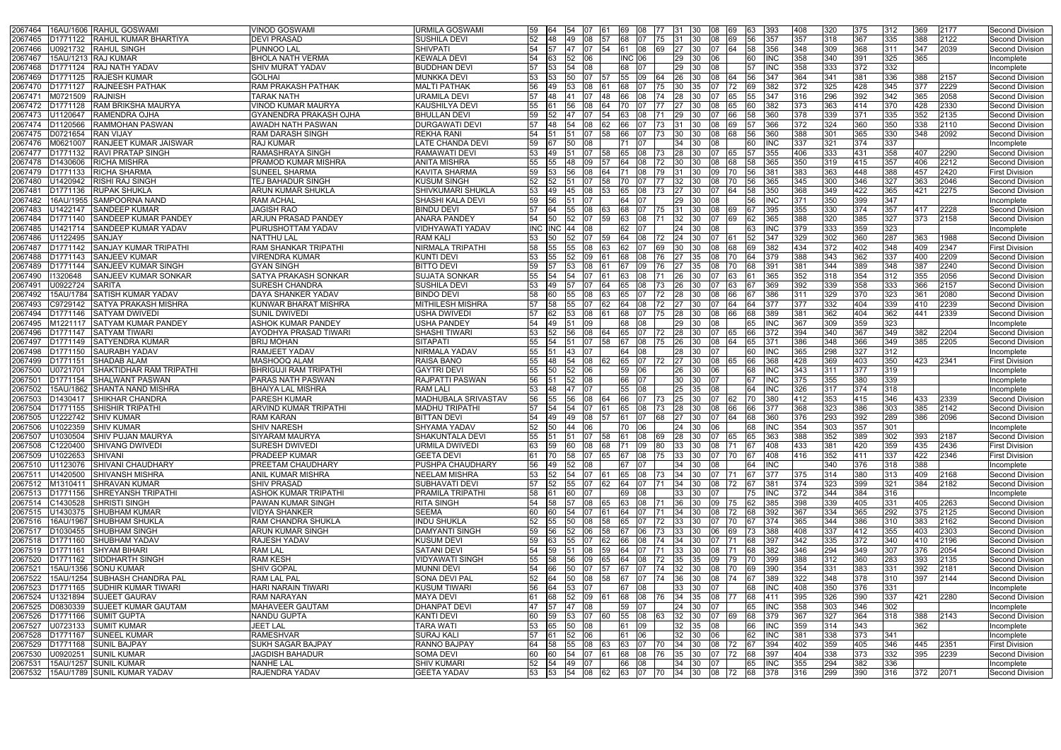| | | | | | | | | | | | | | | | | | | | | | | | | | |
|---|---|---|---|---|---|---|---|---|---|---|---|---|---|---|---|---|---|---|---|---|---|---|---|---|---|
| 2067464 | 16AU/1606 | RAHUL GOSWAMI | VINOD GOSWAMI | URMILA GOSWAMI | 59 | 64 | 54 | 07 | 61 | 69 | 08 | 77 | 31 | 30 | 08 | 69 | 63 | 393 | 408 | 320 | 375 | 312 | 369 | 2177 | Second Division |
| 2067465 | D1771122 | RAHUL KUMAR BHARTIYA | DEVI PRASAD | SUSHILA DEVI | 52 | 48 | 49 | 08 | 57 | 68 | 07 | 75 | 31 | 30 | 08 | 69 | 56 | 357 | 357 | 318 | 367 | 335 | 388 | 2122 | Second Division |
| 2067466 | U0921732 | RAHUL SINGH | PUNNOO LAL | SHIVPATI | 54 | 57 | 47 | 07 | 54 | 61 | 08 | 69 | 27 | 30 | 07 | 64 | 58 | 356 | 348 | 309 | 368 | 311 | 347 | 2039 | Second Division |
| 2067467 | 15AU/1213 | RAJ KUMAR | BHOLA NATH VERMA | KEWALA DEVI | 54 | 63 | 52 | 06 | | INC | 06 | | 29 | 30 | 06 | | 60 | INC | 358 | 340 | 391 | 325 | 365 | | Incomplete |
| 2067468 | D1771124 | RAJ NATH YADAV | SHIV MURAT YADAV | BUDDHAN DEVI | 57 | 53 | 54 | 08 | | 68 | 07 | | 29 | 30 | 08 | | 57 | INC | 358 | 333 | 372 | 332 | | | Incomplete |
| 2067469 | D1771125 | RAJESH KUMAR | GOLHAI | MUNKKA DEVI | 53 | 53 | 50 | 07 | 57 | 55 | 09 | 64 | 26 | 30 | 08 | 64 | 56 | 347 | 364 | 341 | 381 | 336 | 388 | 2157 | Second Division |
| 2067470 | D1771127 | RAJNEESH PATHAK | RAM PRAKASH PATHAK | MALTI PATHAK | 56 | 49 | 53 | 08 | 61 | 68 | 07 | 75 | 30 | 35 | 07 | 72 | 69 | 382 | 372 | 325 | 428 | 345 | 377 | 2229 | Second Division |
| 2067471 | M0721509 | RAJNISH | TARAK NATH | URAMILA DEVI | 57 | 48 | 41 | 07 | 48 | 66 | 08 | 74 | 28 | 30 | 07 | 65 | 55 | 347 | 316 | 296 | 392 | 342 | 365 | 2058 | Second Division |
| 2067472 | D1771128 | RAM BRIKSHA MAURYA | VINOD KUMAR MAURYA | KAUSHILYA DEVI | 55 | 61 | 56 | 08 | 64 | 70 | 07 | 77 | 27 | 30 | 08 | 65 | 60 | 382 | 373 | 363 | 414 | 370 | 428 | 2330 | Second Division |
| 2067473 | U1120647 | RAMENDRA OJHA | GYANENDRA PRAKASH OJHA | BHULLAN DEVI | 59 | 52 | 47 | 07 | 54 | 63 | 08 | 71 | 29 | 30 | 07 | 66 | 58 | 360 | 378 | 339 | 371 | 335 | 352 | 2135 | Second Division |
| 2067474 | D1120566 | RAMMOHAN PASWAN | AWADH NATH PASWAN | DURGAWATI DEVI | 57 | 48 | 54 | 08 | 62 | 66 | 07 | 73 | 31 | 30 | 08 | 69 | 57 | 366 | 372 | 324 | 360 | 350 | 338 | 2110 | Second Division |
| 2067475 | D0721654 | RAN VIJAY | RAM DARASH SINGH | REKHA RANI | 54 | 51 | 51 | 07 | 58 | 66 | 07 | 73 | 30 | 30 | 08 | 68 | 56 | 360 | 388 | 301 | 365 | 330 | 348 | 2092 | Second Division |
| 2067476 | M0621007 | RANJEET KUMAR JAISWAR | RAJ KUMAR | LATE CHANDA DEVI | 59 | 67 | 50 | 08 | | 71 | 07 | | 34 | 30 | 08 | | 60 | INC | 337 | 321 | 374 | 337 | | | Incomplete |
| 2067477 | D1771132 | RAVI PRATAP SINGH | RAMASHRAYA SINGH | RAMAWATI DEVI | 53 | 49 | 51 | 07 | 58 | 65 | 08 | 73 | 28 | 30 | 07 | 65 | 57 | 355 | 406 | 333 | 431 | 358 | 407 | 2290 | Second Division |
| 2067478 | D1430606 | RICHA MISHRA | PRAMOD KUMAR MISHRA | ANITA MISHRA | 55 | 55 | 48 | 09 | 57 | 64 | 08 | 72 | 30 | 30 | 08 | 68 | 58 | 365 | 350 | 319 | 415 | 357 | 406 | 2212 | Second Division |
| 2067479 | D1771133 | RICHA SHARMA | SUNEEL SHARMA | KAVITA SHARMA | 59 | 53 | 56 | 08 | 64 | 71 | 08 | 79 | 31 | 30 | 09 | 70 | 56 | 381 | 383 | 363 | 448 | 388 | 457 | 2420 | First Division |
| 2067480 | U1420942 | RISHI RAJ SINGH | TEJ BAHADUR SINGH | KUSUM SINGH | 52 | 52 | 51 | 07 | 58 | 70 | 07 | 77 | 32 | 30 | 08 | 70 | 56 | 365 | 345 | 300 | 346 | 327 | 363 | 2046 | Second Division |
| 2067481 | D1771136 | RUPAK SHUKLA | ARUN KUMAR SHUKLA | SHIVKUMARI SHUKLA | 53 | 49 | 45 | 08 | 53 | 65 | 08 | 73 | 27 | 30 | 07 | 64 | 58 | 350 | 368 | 349 | 422 | 365 | 421 | 2275 | Second Division |
| 2067482 | 16AU/1955 | SAMPOORNA NAND | RAM ACHAL | SHASHI KALA DEVI | 59 | 56 | 51 | 07 | | 64 | 07 | | 29 | 30 | 08 | | 56 | INC | 371 | 350 | 399 | 347 | | | Incomplete |
| 2067483 | U1422147 | SANDEEP KUMAR | JAGISH RAO | BINDU DEVI | 57 | 64 | 55 | 08 | 63 | 68 | 07 | 75 | 31 | 30 | 08 | 69 | 67 | 395 | 355 | 330 | 374 | 357 | 417 | 2228 | Second Division |
| 2067484 | D1771140 | SANDEEP KUMAR PANDEY | ARJUN PRASAD PANDEY | ANARA PANDEY | 54 | 50 | 52 | 07 | 59 | 63 | 08 | 71 | 32 | 30 | 07 | 69 | 62 | 365 | 388 | 320 | 385 | 327 | 373 | 2158 | Second Division |
| 2067485 | U1421714 | SANDEEP KUMAR YADAV | PURUSHOTTAM YADAV | VIDHYAWATI YADAV | INC | INC | 44 | 08 | | 62 | 07 | | 24 | 30 | 08 | | 63 | INC | 379 | 333 | 359 | 323 | | | Incomplete |
| 2067486 | U1122495 | SANJAY | NATTHU LAL | RAM KALI | 53 | 50 | 52 | 07 | 59 | 64 | 08 | 72 | 24 | 30 | 07 | 61 | 52 | 347 | 329 | 302 | 360 | 287 | 363 | 1988 | Second Division |
| 2067487 | D1771142 | SANJAY KUMAR TRIPATHI | RAM SHANKAR TRIPATHI | NIRMALA TRIPATHI | 58 | 55 | 55 | 08 | 63 | 62 | 07 | 69 | 30 | 30 | 08 | 68 | 69 | 382 | 434 | 372 | 402 | 348 | 409 | 2347 | First Division |
| 2067488 | D1771143 | SANJEEV KUMAR | VIRENDRA KUMAR | KUNTI DEVI | 53 | 55 | 52 | 09 | 61 | 68 | 08 | 76 | 27 | 35 | 08 | 70 | 64 | 379 | 388 | 343 | 362 | 337 | 400 | 2209 | Second Division |
| 2067489 | D1771144 | SANJEEV KUMAR SINGH | GYAN SINGH | BITTO DEVI | 59 | 57 | 53 | 08 | 61 | 67 | 09 | 76 | 27 | 35 | 08 | 70 | 68 | 391 | 381 | 344 | 389 | 348 | 387 | 2240 | Second Division |
| 2067490 | I1320648 | SANJEEV KUMAR SONKAR | SATYA PRAKASH SONKAR | SUJATA SONKAR | 55 | 54 | 54 | 07 | 61 | 63 | 08 | 71 | 26 | 30 | 07 | 63 | 61 | 365 | 352 | 318 | 354 | 312 | 355 | 2056 | Second Division |
| 2067491 | U0922724 | SARITA | SURESH CHANDRA | SUSHILA DEVI | 53 | 49 | 57 | 07 | 64 | 65 | 08 | 73 | 26 | 30 | 07 | 63 | 67 | 369 | 392 | 339 | 358 | 333 | 366 | 2157 | Second Division |
| 2067492 | 15AU/1784 | SATISH KUMAR YADAV | DAYA SHANKER YADAV | BINDO DEVI | 58 | 60 | 55 | 08 | 63 | 65 | 07 | 72 | 28 | 30 | 08 | 66 | 67 | 386 | 311 | 329 | 370 | 323 | 361 | 2080 | Second Division |
| 2067493 | C9729142 | SATYA PRAKASH MISHRA | KUNWAR BHARAT MISHRA | MITHILESH MISHRA | 57 | 58 | 55 | 07 | 62 | 64 | 08 | 72 | 27 | 30 | 07 | 64 | 64 | 377 | 377 | 332 | 404 | 339 | 410 | 2239 | Second Division |
| 2067494 | D1771146 | SATYAM DWIVEDI | SUNIL DWIVEDI | USHA DWIVEDI | 57 | 62 | 53 | 08 | 61 | 68 | 07 | 75 | 28 | 30 | 08 | 66 | 68 | 389 | 381 | 362 | 404 | 362 | 441 | 2339 | Second Division |
| 2067495 | M1221117 | SATYAM KUMAR PANDEY | ASHOK KUMAR PANDEY | USHA PANDEY | 54 | 49 | 51 | 09 | | 68 | 08 | | 29 | 30 | 08 | | 65 | INC | 367 | 309 | 359 | 323 | | | Incomplete |
| 2067496 | D1771147 | SATYAM TIWARI | AYODHYA PRASAD TIWARI | SHASHI TIWARI | 53 | 52 | 56 | 08 | 64 | 65 | 07 | 72 | 28 | 30 | 07 | 65 | 66 | 372 | 394 | 340 | 367 | 349 | 382 | 2204 | Second Division |
| 2067497 | D1771149 | SATYENDRA KUMAR | BRIJ MOHAN | SITAPATI | 55 | 54 | 51 | 07 | 58 | 67 | 08 | 75 | 26 | 30 | 08 | 64 | 65 | 371 | 386 | 348 | 366 | 349 | 385 | 2205 | Second Division |
| 2067498 | D1771150 | SAURABH YADAV | RAMJEET YADAV | NIRMALA YADAV | 55 | 51 | 43 | 07 | | 64 | 08 | | 28 | 30 | 07 | | 60 | INC | 365 | 298 | 327 | 312 | | | Incomplete |
| 2067499 | D1771151 | SHADAB ALAM | MASHOOQ ALAM | RAISA BANO | 55 | 48 | 54 | 08 | 62 | 65 | 07 | 72 | 27 | 30 | 08 | 65 | 66 | 368 | 428 | 369 | 403 | 350 | 423 | 2341 | First Division |
| 2067500 | U0721707 | SHAKTIDHAR RAM TRIPATHI | BHRIGUJI RAM TRIPATHI | GAYTRI DEVI | 55 | 50 | 52 | 06 | | 59 | 06 | | 26 | 30 | 06 | | 68 | INC | 343 | 311 | 377 | 319 | | | Incomplete |
| 2067501 | D1771154 | SHALWANT PASWAN | PARAS NATH PASWAN | RAJPATTI PASWAN | 56 | 51 | 52 | 08 | | 66 | 07 | | 30 | 30 | 07 | | 67 | INC | 375 | 355 | 380 | 339 | | | Incomplete |
| 2067502 | 15AU/1862 | SHANTA NAND MISHRA | BHAIYA LAL MISHRA | RAM LALI | 53 | 48 | 47 | 07 | | 55 | 08 | | 25 | 35 | 08 | | 64 | INC | 326 | 317 | 374 | 318 | | | Incomplete |
| 2067503 | D1430417 | SHIKHAR CHANDRA | PARESH KUMAR | MADHUBALA SRIVASTAV | 56 | 55 | 56 | 08 | 64 | 66 | 07 | 73 | 25 | 30 | 07 | 62 | 70 | 380 | 412 | 353 | 415 | 346 | 433 | 2339 | Second Division |
| 2067504 | D1771155 | SHISHIR TRIPATHI | ARVIND KUMAR TRIPATHI | MADHU TRIPATHI | 57 | 54 | 54 | 07 | 61 | 65 | 08 | 73 | 28 | 30 | 08 | 66 | 66 | 377 | 368 | 323 | 386 | 303 | 385 | 2142 | Second Division |
| 2067505 | U1222742 | SHIV KUMAR | RAM KARAN | BITTAN DEVI | 54 | 49 | 49 | 08 | 57 | 61 | 07 | 68 | 27 | 30 | 07 | 64 | 68 | 360 | 376 | 293 | 392 | 289 | 386 | 2096 | Second Division |
| 2067506 | U1022359 | SHIV KUMAR | SHIV NARESH | SHYAMA YADAV | 52 | 50 | 44 | 06 | | 70 | 06 | | 24 | 30 | 06 | | 68 | INC | 354 | 303 | 357 | 301 | | | Incomplete |
| 2067507 | U1030504 | SHIV PUJAN MAURYA | SIYARAM MAURYA | SHAKUNTALA DEVI | 55 | 51 | 51 | 07 | 58 | 61 | 08 | 69 | 28 | 30 | 07 | 65 | 65 | 363 | 388 | 352 | 389 | 302 | 393 | 2187 | Second Division |
| 2067508 | C1220400 | SHIVANG DWIVEDI | SURESH DWIVEDI | URMILA DWIVEDI | 63 | 59 | 60 | 08 | 68 | 71 | 09 | 80 | 33 | 30 | 08 | 71 | 67 | 408 | 433 | 381 | 420 | 359 | 435 | 2436 | First Division |
| 2067509 | U1022653 | SHIVANI | PRADEEP KUMAR | GEETA DEVI | 61 | 70 | 58 | 07 | 65 | 67 | 08 | 75 | 33 | 30 | 07 | 70 | 67 | 408 | 416 | 352 | 411 | 337 | 422 | 2346 | First Division |
| 2067510 | U1123076 | SHIVANI CHAUDHARY | PREETAM CHAUDHARY | PUSHPA CHAUDHARY | 56 | 49 | 52 | 08 | | 67 | 07 | | 34 | 30 | 08 | | 64 | INC | | 340 | 376 | 318 | 388 | | Incomplete |
| 2067511 | U1420500 | SHIVANSH MISHRA | ANIL KUMAR MISHRA | NEELAM MISHRA | 53 | 52 | 54 | 07 | 61 | 65 | 08 | 73 | 34 | 30 | 07 | 71 | 67 | 377 | 375 | 314 | 380 | 313 | 409 | 2168 | Second Division |
| 2067512 | M1310411 | SHRAVAN KUMAR | SHIV PRASAD | SUBHAVATI DEVI | 57 | 52 | 55 | 07 | 62 | 64 | 07 | 71 | 34 | 30 | 08 | 72 | 67 | 381 | 374 | 323 | 399 | 321 | 384 | 2182 | Second Division |
| 2067513 | D1771156 | SHREYANSH TRIPATHI | ASHOK KUMAR TRIPATHI | PRAMILA TRIPATHI | 58 | 61 | 60 | 07 | | 69 | 08 | | 33 | 30 | 07 | | 75 | INC | 372 | 344 | 384 | 316 | | | Incomplete |
| 2067514 | C1430528 | SHRISTI SINGH | PAWAN KUMAR SINGH | RITA SINGH | 54 | 58 | 57 | 08 | 65 | 63 | 08 | 71 | 36 | 30 | 09 | 75 | 62 | 385 | 398 | 339 | 405 | 331 | 405 | 2263 | Second Division |
| 2067515 | U1430375 | SHUBHAM KUMAR | VIDYA SHANKER | SEEMA | 60 | 60 | 54 | 07 | 61 | 64 | 07 | 71 | 34 | 30 | 08 | 72 | 68 | 392 | 367 | 334 | 365 | 292 | 375 | 2125 | Second Division |
| 2067516 | 16AU/1967 | SHUBHAM SHUKLA | RAM CHANDRA SHUKLA | INDU SHUKLA | 52 | 55 | 50 | 08 | 58 | 65 | 07 | 72 | 33 | 30 | 07 | 70 | 67 | 374 | 365 | 344 | 386 | 310 | 383 | 2162 | Second Division |
| 2067517 | D1030455 | SHUBHAM SINGH | ARUN KUMAR SINGH | DAMYANTI SINGH | 59 | 56 | 52 | 06 | 58 | 67 | 06 | 73 | 33 | 30 | 06 | 69 | 73 | 388 | 408 | 337 | 412 | 355 | 403 | 2303 | Second Division |
| 2067518 | D1771160 | SHUBHAM YADAV | RAJESH YADAV | KUSUM DEVI | 59 | 63 | 55 | 07 | 62 | 66 | 08 | 74 | 34 | 30 | 07 | 71 | 68 | 397 | 342 | 335 | 372 | 340 | 410 | 2196 | Second Division |
| 2067519 | D1771161 | SHYAM BIHARI | RAM LAL | SATANI DEVI | 54 | 59 | 51 | 08 | 59 | 64 | 07 | 71 | 33 | 30 | 08 | 71 | 68 | 382 | 346 | 294 | 349 | 307 | 376 | 2054 | Second Division |
| 2067520 | D1771162 | SIDDHARTH SINGH | RAM KESH | VIDYAWATI SINGH | 55 | 58 | 56 | 09 | 65 | 64 | 08 | 72 | 35 | 35 | 09 | 79 | 70 | 399 | 388 | 312 | 360 | 283 | 393 | 2135 | Second Division |
| 2067521 | 15AU/1356 | SONU KUMAR | SHIV GOPAL | MUNNI DEVI | 54 | 66 | 50 | 07 | 57 | 67 | 07 | 74 | 32 | 30 | 08 | 70 | 69 | 390 | 354 | 331 | 383 | 331 | 392 | 2181 | Second Division |
| 2067522 | 15AU/1254 | SUBHASH CHANDRA PAL | RAM LAL PAL | SONA DEVI PAL | 52 | 64 | 50 | 08 | 58 | 67 | 07 | 74 | 36 | 30 | 08 | 74 | 67 | 389 | 322 | 348 | 378 | 310 | 397 | 2144 | Second Division |
| 2067523 | D1771165 | SUDHIR KUMAR TIWARI | HARI NARAIN TIWARI | KUSUM TIWARI | 56 | 64 | 53 | 07 | | 67 | 08 | | 33 | 30 | 07 | | 68 | INC | 408 | 350 | 376 | 331 | | | Incomplete |
| 2067524 | U1321894 | SUJEET GAURAV | RAM NARAYAN | MAYA DEVI | 61 | 68 | 52 | 09 | 61 | 68 | 08 | 76 | 34 | 35 | 08 | 77 | 68 | 411 | 395 | 326 | 390 | 337 | 421 | 2280 | Second Division |
| 2067525 | D0830339 | SUJEET KUMAR GAUTAM | MAHAVEER GAUTAM | DHANPAT DEVI | 47 | 57 | 47 | 08 | | 59 | 07 | | 24 | 30 | 07 | | 65 | INC | 358 | 303 | 346 | 302 | | | Incomplete |
| 2067526 | D1771166 | SUMIT GUPTA | NANDU GUPTA | KANTI DEVI | 60 | 59 | 53 | 07 | 60 | 55 | 08 | 63 | 32 | 30 | 07 | 69 | 68 | 379 | 367 | 327 | 364 | 318 | 388 | 2143 | Second Division |
| 2067527 | U0723133 | SUMIT KUMAR | JEET LAL | TARA WATI | 53 | 65 | 50 | 08 | | 61 | 09 | | 32 | 35 | 08 | | 66 | INC | 359 | 314 | 343 | | 362 | | Incomplete |
| 2067528 | D1771167 | SUNEEL KUMAR | RAMESHVAR | SURAJ KALI | 57 | 61 | 52 | 06 | | 61 | 06 | | 32 | 30 | 06 | | 62 | INC | 381 | 338 | 373 | 341 | | | Incomplete |
| 2067529 | D1771168 | SUNIL BAJPAY | SUKH SAGAR BAJPAY | RANNO BAJPAY | 64 | 58 | 55 | 08 | 63 | 63 | 07 | 70 | 34 | 30 | 08 | 72 | 67 | 394 | 402 | 359 | 405 | 346 | 445 | 2351 | First Division |
| 2067530 | U0920251 | SUNIL KUMAR | JAGDISH BAHADUR | SOMA DEVI | 60 | 60 | 54 | 07 | 61 | 68 | 08 | 76 | 35 | 30 | 07 | 72 | 68 | 397 | 404 | 338 | 373 | 332 | 395 | 2239 | Second Division |
| 2067531 | 15AU/1257 | SUNIL KUMAR | NANHE LAL | SHIV KUMARI | 52 | 54 | 49 | 07 | | 66 | 08 | | 34 | 30 | 07 | | 65 | INC | 355 | 294 | 382 | 336 | | | Incomplete |
| 2067532 | 15AU/1789 | SUNIL KUMAR YADAV | RAJENDRA YADAV | GEETA YADAV | 53 | 53 | 54 | 08 | 62 | 63 | 07 | 70 | 34 | 30 | 08 | 72 | 68 | 378 | 316 | 299 | 390 | 316 | 372 | 2071 | Second Division |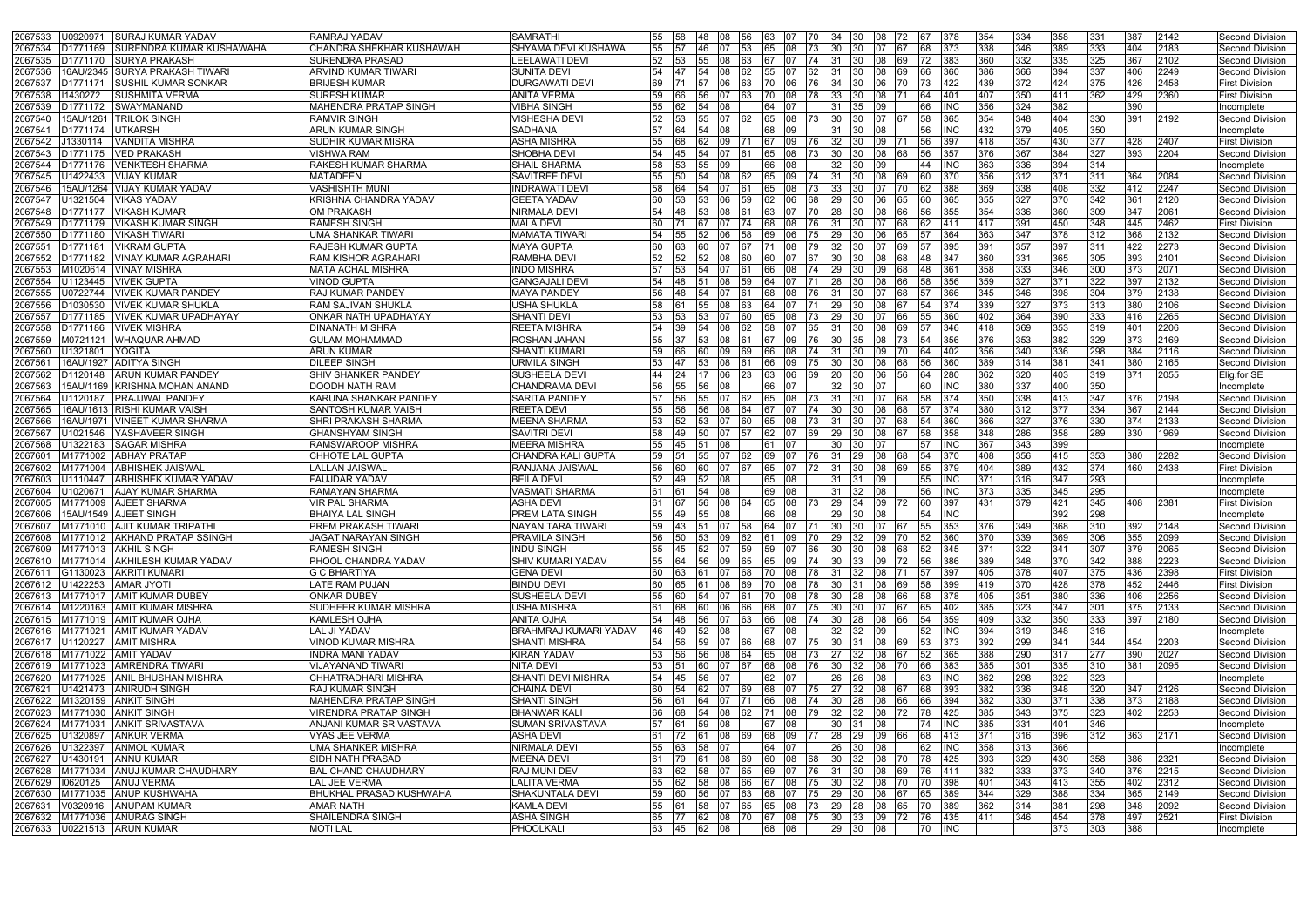| | | | | | | | | | | | | | | | | | | | | | | | | | |
|---|---|---|---|---|---|---|---|---|---|---|---|---|---|---|---|---|---|---|---|---|---|---|---|---|---|
| 2067533 | U0920971 | SURAJ KUMAR YADAV | RAMRAJ YADAV | SAMRATHI | 55 | 58 | 48 | 08 | 56 | 63 | 07 | 70 | 34 | 30 | 08 | 72 | 67 | 378 | 354 | 334 | 358 | 331 | 387 | 2142 | Second Division |
| 2067534 | D1771169 | SURENDRA KUMAR KUSHAWAHA | CHANDRA SHEKHAR KUSHAWAH | SHYAMA DEVI KUSHAWA | 55 | 57 | 46 | 07 | 53 | 65 | 08 | 73 | 30 | 30 | 07 | 67 | 68 | 373 | 338 | 346 | 389 | 333 | 404 | 2183 | Second Division |
| 2067535 | D1771170 | SURYA PRAKASH | SURENDRA PRASAD | LEELAWATI DEVI | 52 | 53 | 55 | 08 | 63 | 67 | 07 | 74 | 31 | 30 | 08 | 69 | 72 | 383 | 360 | 332 | 335 | 325 | 367 | 2102 | Second Division |
| 2067536 | 16AU/2345 | SURYA PRAKASH TIWARI | ARVIND KUMAR TIWARI | SUNITA DEVI | 54 | 47 | 54 | 08 | 62 | 55 | 07 | 62 | 31 | 30 | 08 | 69 | 66 | 360 | 386 | 366 | 394 | 337 | 406 | 2249 | Second Division |
| 2067537 | D1771171 | SUSHIL KUMAR SONKAR | BRIJESH KUMAR | DURGAWATI DEVI | 69 | 71 | 57 | 06 | 63 | 70 | 06 | 76 | 34 | 30 | 06 | 70 | 73 | 422 | 439 | 372 | 424 | 375 | 426 | 2458 | First Division |
| 2067538 | I1430272 | SUSHMITA VERMA | SURESH KUMAR | ANITA VERMA | 59 | 66 | 56 | 07 | 63 | 70 | 08 | 78 | 33 | 30 | 08 | 71 | 64 | 401 | 407 | 350 | 411 | 362 | 429 | 2360 | First Division |
| 2067539 | D1771172 | SWAYMANAND | MAHENDRA PRATAP SINGH | VIBHA SINGH | 55 | 62 | 54 | 08 | | 64 | 07 | | 31 | 35 | 09 | | 66 | INC | 356 | 324 | 382 | | 390 | | Incomplete |
| 2067540 | 15AU/1261 | TRILOK SINGH | RAMVIR SINGH | VISHESHA DEVI | 52 | 53 | 55 | 07 | 62 | 65 | 08 | 73 | 30 | 30 | 07 | 67 | 58 | 365 | 354 | 348 | 404 | 330 | 391 | 2192 | Second Division |
| 2067541 | D1771174 | UTKARSH | ARUN KUMAR SINGH | SADHANA | 57 | 64 | 54 | 08 | | 68 | 09 | | 31 | 30 | 08 | | 56 | INC | 432 | 379 | 405 | 350 | | | Incomplete |
| 2067542 | J1330114 | VANDITA MISHRA | SUDHIR KUMAR MISRA | ASHA MISHRA | 55 | 68 | 62 | 09 | 71 | 67 | 09 | 76 | 32 | 30 | 09 | 71 | 56 | 397 | 418 | 357 | 430 | 377 | 428 | 2407 | First Division |
| 2067543 | D1771175 | VED PRAKASH | VISHWA RAM | SHOBHA DEVI | 54 | 45 | 54 | 07 | 61 | 65 | 08 | 73 | 30 | 30 | 08 | 68 | 56 | 357 | 376 | 367 | 384 | 327 | 393 | 2204 | Second Division |
| 2067544 | D1771176 | VENKTESH SHARMA | RAKESH KUMAR SHARMA | SHAIL SHARMA | 58 | 53 | 55 | 09 | | 66 | 08 | | 32 | 30 | 09 | | 44 | INC | 363 | 336 | 394 | 314 | | | Incomplete |
| 2067545 | U1422433 | VIJAY KUMAR | MATADEEN | SAVITREE DEVI | 55 | 50 | 54 | 08 | 62 | 65 | 09 | 74 | 31 | 30 | 08 | 69 | 60 | 370 | 356 | 312 | 371 | 311 | 364 | 2084 | Second Division |
| 2067546 | 15AU/1264 | VIJAY KUMAR YADAV | VASHISHTH MUNI | INDRAWATI DEVI | 58 | 64 | 54 | 07 | 61 | 65 | 08 | 73 | 33 | 30 | 07 | 70 | 62 | 388 | 369 | 338 | 408 | 332 | 412 | 2247 | Second Division |
| 2067547 | U1321504 | VIKAS YADAV | KRISHNA CHANDRA YADAV | GEETA YADAV | 60 | 53 | 53 | 06 | 59 | 62 | 06 | 68 | 29 | 30 | 06 | 65 | 60 | 365 | 355 | 327 | 370 | 342 | 361 | 2120 | Second Division |
| 2067548 | D1771177 | VIKASH KUMAR | OM PRAKASH | NIRMALA DEVI | 54 | 48 | 53 | 08 | 61 | 63 | 07 | 70 | 28 | 30 | 08 | 66 | 56 | 355 | 354 | 336 | 360 | 309 | 347 | 2061 | Second Division |
| 2067549 | D1771179 | VIKASH KUMAR SINGH | RAMESH SINGH | MALA DEVI | 60 | 71 | 67 | 07 | 74 | 68 | 08 | 76 | 31 | 30 | 07 | 68 | 62 | 411 | 417 | 391 | 450 | 348 | 445 | 2462 | First Division |
| 2067550 | D1771180 | VIKASH TIWARI | UMA SHANKAR TIWARI | MAMATA TIWARI | 54 | 55 | 52 | 06 | 58 | 69 | 06 | 75 | 29 | 30 | 06 | 65 | 57 | 364 | 363 | 347 | 378 | 312 | 368 | 2132 | Second Division |
| 2067551 | D1771181 | VIKRAM GUPTA | RAJESH KUMAR GUPTA | MAYA GUPTA | 60 | 63 | 60 | 07 | 67 | 71 | 08 | 79 | 32 | 30 | 07 | 69 | 57 | 395 | 391 | 357 | 397 | 311 | 422 | 2273 | Second Division |
| 2067552 | D1771182 | VINAY KUMAR AGRAHARI | RAM KISHOR AGRAHARI | RAMBHA DEVI | 52 | 52 | 52 | 08 | 60 | 60 | 07 | 67 | 30 | 30 | 08 | 68 | 48 | 347 | 360 | 331 | 365 | 305 | 393 | 2101 | Second Division |
| 2067553 | M1020614 | VINAY MISHRA | MATA ACHAL MISHRA | INDO MISHRA | 57 | 53 | 54 | 07 | 61 | 66 | 08 | 74 | 29 | 30 | 09 | 68 | 48 | 361 | 358 | 333 | 346 | 300 | 373 | 2071 | Second Division |
| 2067554 | U1123445 | VIVEK GUPTA | VINOD GUPTA | GANGAJALI DEVI | 54 | 48 | 51 | 08 | 59 | 64 | 07 | 71 | 28 | 30 | 08 | 66 | 58 | 356 | 359 | 327 | 371 | 322 | 397 | 2132 | Second Division |
| 2067555 | U0722744 | VIVEK KUMAR PANDEY | RAJ KUMAR PANDEY | MAYA PANDEY | 56 | 48 | 54 | 07 | 61 | 68 | 08 | 76 | 31 | 30 | 07 | 68 | 57 | 366 | 345 | 346 | 398 | 304 | 379 | 2138 | Second Division |
| 2067556 | D1030530 | VIVEK KUMAR SHUKLA | RAM SAJIVAN SHUKLA | USHA SHUKLA | 58 | 61 | 55 | 08 | 63 | 64 | 07 | 71 | 29 | 30 | 08 | 67 | 54 | 374 | 339 | 327 | 373 | 313 | 380 | 2106 | Second Division |
| 2067557 | D1771185 | VIVEK KUMAR UPADHAYAY | ONKAR NATH UPADHAYAY | SHANTI DEVI | 53 | 53 | 53 | 07 | 60 | 65 | 08 | 73 | 29 | 30 | 07 | 66 | 55 | 360 | 402 | 364 | 390 | 333 | 416 | 2265 | Second Division |
| 2067558 | D1771186 | VIVEK MISHRA | DINANATH MISHRA | REETA MISHRA | 54 | 39 | 54 | 08 | 62 | 58 | 07 | 65 | 31 | 30 | 08 | 69 | 57 | 346 | 418 | 369 | 353 | 319 | 401 | 2206 | Second Division |
| 2067559 | M0721121 | WHAQUAR AHMAD | GULAM MOHAMMAD | ROSHAN JAHAN | 55 | 37 | 53 | 08 | 61 | 67 | 09 | 76 | 30 | 35 | 08 | 73 | 54 | 356 | 376 | 353 | 382 | 329 | 373 | 2169 | Second Division |
| 2067560 | U1321801 | YOGITA | ARUN KUMAR | SHANTI KUMARI | 59 | 66 | 60 | 09 | 69 | 66 | 08 | 74 | 31 | 30 | 09 | 70 | 64 | 402 | 356 | 340 | 336 | 298 | 384 | 2116 | Second Division |
| 2067561 | 16AU/1927 | ADITYA SINGH | DILEEP SINGH | URMILA SINGH | 56 | 47 | 53 | 08 | 61 | 66 | 09 | 75 | 30 | 30 | 08 | 68 | 56 | 360 | 389 | 314 | 381 | 341 | 380 | 2165 | Second Division |
| 2067562 | D1120148 | ARUN KUMAR PANDEY | SHIV SHANKER PANDEY | SUSHEELA DEVI | 44 | 24 | 17 | 06 | 23 | 63 | 06 | 69 | 20 | 30 | 06 | 56 | 64 | 280 | 362 | 320 | 403 | 319 | 371 | 2055 | Elig.for SE |
| 2067563 | 15AU/1169 | KRISHNA MOHAN ANAND | DOODH NATH RAM | CHANDRAMA DEVI | 56 | 55 | 56 | 08 | | 66 | 07 | | 32 | 30 | 07 | | 60 | INC | 380 | 337 | 400 | 350 | | | Incomplete |
| 2067564 | U1120187 | PRAJJWAL PANDEY | KARUNA SHANKAR PANDEY | SARITA PANDEY | 57 | 56 | 55 | 07 | 62 | 65 | 08 | 73 | 31 | 30 | 07 | 68 | 58 | 374 | 350 | 338 | 413 | 347 | 376 | 2198 | Second Division |
| 2067565 | 16AU/1613 | RISHI KUMAR VAISH | SANTOSH KUMAR VAISH | REETA DEVI | 55 | 56 | 56 | 08 | 64 | 67 | 07 | 74 | 30 | 30 | 08 | 68 | 57 | 374 | 380 | 312 | 377 | 334 | 367 | 2144 | Second Division |
| 2067566 | 16AU/1971 | VINEET KUMAR SHARMA | SHRI PRAKASH SHARMA | MEENA SHARMA | 53 | 52 | 53 | 07 | 60 | 65 | 08 | 73 | 31 | 30 | 07 | 68 | 54 | 360 | 366 | 327 | 376 | 330 | 374 | 2133 | Second Division |
| 2067567 | U1021546 | YASHAVEER SINGH | GHANSHYAM SINGH | SAVITRI DEVI | 58 | 49 | 50 | 07 | 57 | 62 | 07 | 69 | 29 | 30 | 08 | 67 | 58 | 358 | 348 | 286 | 358 | 289 | 330 | 1969 | Second Division |
| 2067568 | U1322183 | SAGAR MISHRA | RAMSWAROOP MISHRA | MEERA MISHRA | 55 | 45 | 51 | 08 | | 61 | 07 | | 30 | 30 | 07 | | 57 | INC | 367 | 343 | 399 | | | | Incomplete |
| 2067601 | M1771002 | ABHAY PRATAP | CHHOTE LAL GUPTA | CHANDRA KALI GUPTA | 59 | 51 | 55 | 07 | 62 | 69 | 07 | 76 | 31 | 29 | 08 | 68 | 54 | 370 | 408 | 356 | 415 | 353 | 380 | 2282 | Second Division |
| 2067602 | M1771004 | ABHISHEK JAISWAL | LALLAN JAISWAL | RANJANA JAISWAL | 56 | 60 | 60 | 07 | 67 | 65 | 07 | 72 | 31 | 30 | 08 | 69 | 55 | 379 | 404 | 389 | 432 | 374 | 460 | 2438 | First Division |
| 2067603 | U1110447 | ABHISHEK KUMAR YADAV | FAUJDAR YADAV | BEILA DEVI | 52 | 49 | 52 | 08 | | 65 | 08 | | 31 | 31 | 09 | | 55 | INC | 371 | 316 | 347 | 293 | | | Incomplete |
| 2067604 | U1020671 | AJAY KUMAR SHARMA | RAMAYAN SHARMA | VASMATI SHARMA | 61 | 61 | 54 | 08 | | 69 | 08 | | 31 | 32 | 08 | | 56 | INC | 373 | 335 | 345 | 295 | | | Incomplete |
| 2067605 | M1771009 | AJEET SHARMA | VIR PAL SHARMA | ASHA DEVI | 61 | 67 | 56 | 08 | 64 | 65 | 08 | 73 | 29 | 34 | 09 | 72 | 60 | 397 | 431 | 379 | 421 | 345 | 408 | 2381 | First Division |
| 2067606 | 15AU/1549 | AJEET SINGH | BHAIYA LAL SINGH | PREM LATA SINGH | 55 | 49 | 55 | 08 | | 66 | 08 | | 29 | 30 | 08 | | 54 | INC | | | 392 | 298 | | | Incomplete |
| 2067607 | M1771010 | AJIT KUMAR TRIPATHI | PREM PRAKASH TIWARI | NAYAN TARA TIWARI | 59 | 43 | 51 | 07 | 58 | 64 | 07 | 71 | 30 | 30 | 07 | 67 | 55 | 353 | 376 | 349 | 368 | 310 | 392 | 2148 | Second Division |
| 2067608 | M1771012 | AKHAND PRATAP SSINGH | JAGAT NARAYAN SINGH | PRAMILA SINGH | 56 | 50 | 53 | 09 | 62 | 61 | 09 | 70 | 29 | 32 | 09 | 70 | 52 | 360 | 370 | 339 | 369 | 306 | 355 | 2099 | Second Division |
| 2067609 | M1771013 | AKHIL SINGH | RAMESH SINGH | INDU SINGH | 55 | 45 | 52 | 07 | 59 | 59 | 07 | 66 | 30 | 30 | 08 | 68 | 52 | 345 | 371 | 322 | 341 | 307 | 379 | 2065 | Second Division |
| 2067610 | M1771014 | AKHILESH KUMAR YADAV | PHOOL CHANDRA YADAV | SHIV KUMARI YADAV | 55 | 64 | 56 | 09 | 65 | 65 | 09 | 74 | 30 | 33 | 09 | 72 | 56 | 386 | 389 | 348 | 370 | 342 | 388 | 2223 | Second Division |
| 2067611 | G1130023 | AKRITI KUMARI | G C BHARTIYA | GENA DEVI | 60 | 63 | 61 | 07 | 68 | 70 | 08 | 78 | 31 | 32 | 08 | 71 | 57 | 397 | 405 | 378 | 407 | 375 | 436 | 2398 | First Division |
| 2067612 | U1422253 | AMAR JYOTI | LATE RAM PUJAN | BINDU DEVI | 60 | 65 | 61 | 08 | 69 | 70 | 08 | 78 | 30 | 31 | 08 | 69 | 58 | 399 | 419 | 370 | 428 | 378 | 452 | 2446 | First Division |
| 2067613 | M1771017 | AMIT KUMAR DUBEY | ONKAR DUBEY | SUSHEELA DEVI | 55 | 60 | 54 | 07 | 61 | 70 | 08 | 78 | 30 | 28 | 08 | 66 | 58 | 378 | 405 | 351 | 380 | 336 | 406 | 2256 | Second Division |
| 2067614 | M1220163 | AMIT KUMAR MISHRA | SUDHEER KUMAR MISHRA | USHA MISHRA | 61 | 68 | 60 | 06 | 66 | 68 | 07 | 75 | 30 | 30 | 07 | 67 | 65 | 402 | 385 | 323 | 347 | 301 | 375 | 2133 | Second Division |
| 2067615 | M1771019 | AMIT KUMAR OJHA | KAMLESH OJHA | ANITA OJHA | 54 | 48 | 56 | 07 | 63 | 66 | 08 | 74 | 30 | 28 | 08 | 66 | 54 | 359 | 409 | 332 | 350 | 333 | 397 | 2180 | Second Division |
| 2067616 | M1771021 | AMIT KUMAR YADAV | LAL JI YADAV | BRAHMRAJ KUMARI YADAV | 46 | 49 | 52 | 08 | | 67 | 08 | | 32 | 32 | 09 | | 52 | INC | 394 | 319 | 348 | 316 | | | Incomplete |
| 2067617 | U1120227 | AMIT MISHRA | VINOD KUMAR MISHRA | SHANTI MISHRA | 54 | 56 | 59 | 07 | 66 | 68 | 07 | 75 | 30 | 31 | 08 | 69 | 53 | 373 | 392 | 299 | 341 | 344 | 454 | 2203 | Second Division |
| 2067618 | M1771022 | AMIT YADAV | INDRA MANI YADAV | KIRAN YADAV | 56 | 56 | 56 | 08 | 64 | 65 | 08 | 73 | 27 | 32 | 08 | 67 | 52 | 365 | 388 | 290 | 317 | 277 | 390 | 2027 | Second Division |
| 2067619 | M1771023 | AMRENDRA TIWARI | VIJAYANAND TIWARI | NITA DEVI | 53 | 51 | 60 | 07 | 67 | 68 | 08 | 76 | 30 | 32 | 08 | 70 | 66 | 383 | 385 | 301 | 335 | 310 | 381 | 2095 | Second Division |
| 2067620 | M1771025 | ANIL BHUSHAN MISHRA | CHHATRADHARI MISHRA | SHANTI DEVI MISHRA | 54 | 45 | 56 | 07 | | 62 | 07 | | 26 | 26 | 08 | | 63 | INC | 362 | 298 | 322 | 323 | | | Incomplete |
| 2067621 | U1421473 | ANIRUDH SINGH | RAJ KUMAR SINGH | CHAINA DEVI | 60 | 54 | 62 | 07 | 69 | 68 | 07 | 75 | 27 | 32 | 08 | 67 | 68 | 393 | 382 | 336 | 348 | 320 | 347 | 2126 | Second Division |
| 2067622 | M1320159 | ANKIT SINGH | MAHENDRA PRATAP SINGH | SHANTI SINGH | 56 | 61 | 64 | 07 | 71 | 66 | 08 | 74 | 30 | 28 | 08 | 66 | 66 | 394 | 382 | 330 | 371 | 338 | 373 | 2188 | Second Division |
| 2067623 | M1771030 | ANKIT SINGH | VIRENDRA PRATAP SINGH | BHANWAR KALI | 66 | 68 | 54 | 08 | 62 | 71 | 08 | 79 | 32 | 32 | 08 | 72 | 78 | 425 | 385 | 343 | 375 | 323 | 402 | 2253 | Second Division |
| 2067624 | M1771031 | ANKIT SRIVASTAVA | ANJANI KUMAR SRIVASTAVA | SUMAN SRIVASTAVA | 57 | 61 | 59 | 08 | | 67 | 08 | | 30 | 31 | 08 | | 74 | INC | 385 | 331 | 401 | 346 | | | Incomplete |
| 2067625 | U1320897 | ANKUR VERMA | VYAS JEE VERMA | ASHA DEVI | 61 | 72 | 61 | 08 | 69 | 68 | 09 | 77 | 28 | 29 | 09 | 66 | 68 | 413 | 371 | 316 | 396 | 312 | 363 | 2171 | Second Division |
| 2067626 | U1322397 | ANMOL KUMAR | UMA SHANKER MISHRA | NIRMALA DEVI | 55 | 63 | 58 | 07 | | 64 | 07 | | 26 | 30 | 08 | | 62 | INC | 358 | 313 | 366 | | | | Incomplete |
| 2067627 | U1430191 | ANNU KUMARI | SIDH NATH PRASAD | MEENA DEVI | 61 | 79 | 61 | 08 | 69 | 60 | 08 | 68 | 30 | 32 | 08 | 70 | 78 | 425 | 393 | 329 | 430 | 358 | 386 | 2321 | Second Division |
| 2067628 | M1771034 | ANUJ KUMAR CHAUDHARY | BAL CHAND CHAUDHARY | RAJ MUNI DEVI | 63 | 62 | 58 | 07 | 65 | 69 | 07 | 76 | 31 | 30 | 08 | 69 | 76 | 411 | 382 | 333 | 373 | 340 | 376 | 2215 | Second Division |
| 2067629 | I0620125 | ANUJ VERMA | LAL JEE VERMA | LALITA VERMA | 65 | 62 | 58 | 08 | 66 | 67 | 08 | 75 | 30 | 32 | 08 | 70 | 70 | 398 | 401 | 343 | 413 | 355 | 402 | 2312 | Second Division |
| 2067630 | M1771035 | ANUP KUSHWAHA | BHUKHAL PRASAD KUSHWAHA | SHAKUNTALA DEVI | 59 | 60 | 56 | 07 | 63 | 68 | 07 | 75 | 29 | 30 | 08 | 67 | 65 | 389 | 344 | 329 | 388 | 334 | 365 | 2149 | Second Division |
| 2067631 | V0320916 | ANUPAM KUMAR | AMAR NATH | KAMLA DEVI | 55 | 65 | 61 | 07 | 65 | 65 | 08 | 73 | 29 | 28 | 08 | 65 | 70 | 389 | 362 | 314 | 381 | 298 | 348 | 2092 | Second Division |
| 2067632 | M1771036 | ANURAG SINGH | SHAILENDRA SINGH | ASHA SINGH | 65 | 77 | 62 | 08 | 70 | 67 | 08 | 75 | 30 | 33 | 09 | 72 | 76 | 435 | 411 | 346 | 454 | 378 | 497 | 2521 | First Division |
| 2067633 | U0221513 | ARUN KUMAR | MOTI LAL | PHOOLKALI | 63 | 45 | 62 | 08 | | 68 | 08 | | 29 | 30 | 08 | | 70 | INC | | | 373 | 303 | 388 | | Incomplete |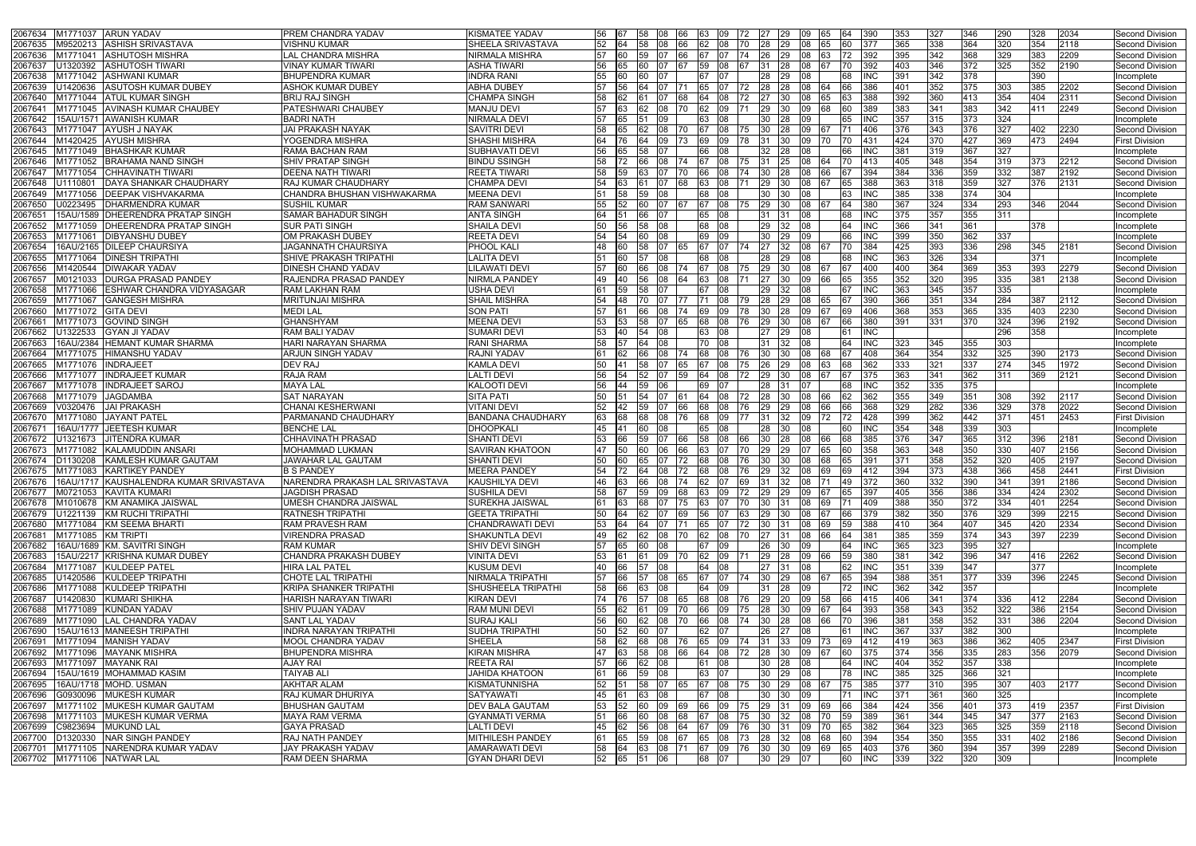| | | | | | | | | | | | | | | | | | | | | | | | | | |
|---|---|---|---|---|---|---|---|---|---|---|---|---|---|---|---|---|---|---|---|---|---|---|---|---|---|
| 2067634 | M1771037 | ARUN YADAV | PREM CHANDRA YADAV | KISMATEE YADAV | 56 | 67 | 58 | 08 | 66 | 63 | 09 | 72 | 27 | 29 | 09 | 65 | 64 | 390 | 353 | 327 | 346 | 290 | 328 | 2034 | Second Division |
| 2067635 | M9520213 | ASHISH SRIVASTAVA | VISHNU KUMAR | SHEELA SRIVASTAVA | 52 | 64 | 58 | 08 | 66 | 62 | 08 | 70 | 28 | 29 | 08 | 65 | 60 | 377 | 365 | 338 | 364 | 320 | 354 | 2118 | Second Division |
| 2067636 | M1771041 | ASHUTOSH MISHRA | LAL CHANDRA MISHRA | NIRMALA MISHRA | 57 | 60 | 59 | 07 | 66 | 67 | 07 | 74 | 26 | 29 | 08 | 63 | 72 | 392 | 395 | 342 | 368 | 329 | 383 | 2209 | Second Division |
| 2067637 | U1320392 | ASHUTOSH TIWARI | VINAY KUMAR TIWARI | ASHA TIWARI | 56 | 65 | 60 | 07 | 67 | 59 | 08 | 67 | 31 | 28 | 08 | 67 | 70 | 392 | 403 | 346 | 372 | 325 | 352 | 2190 | Second Division |
| 2067638 | M1771042 | ASHWANI KUMAR | BHUPENDRA KUMAR | INDRA RANI | 55 | 60 | 60 | 07 | | 67 | 07 | | 28 | 29 | 08 | | 68 | INC | 391 | 342 | 378 | | 390 | | Incomplete |
| 2067639 | U1420636 | ASUTOSH KUMAR DUBEY | ASHOK KUMAR DUBEY | ABHA DUBEY | 57 | 56 | 64 | 07 | 71 | 65 | 07 | 72 | 28 | 28 | 08 | 64 | 66 | 386 | 401 | 352 | 375 | 303 | 385 | 2202 | Second Division |
| 2067640 | M1771044 | ATUL KUMAR SINGH | BRIJ RAJ SINGH | CHAMPA SINGH | 58 | 62 | 61 | 07 | 68 | 64 | 08 | 72 | 27 | 30 | 08 | 65 | 63 | 388 | 392 | 360 | 413 | 354 | 404 | 2311 | Second Division |
| 2067641 | M1771045 | AVINASH KUMAR CHAUBEY | PATESHWARI CHAUBEY | MANJU DEVI | 57 | 63 | 62 | 08 | 70 | 62 | 09 | 71 | 29 | 30 | 09 | 68 | 60 | 389 | 383 | 341 | 383 | 342 | 411 | 2249 | Second Division |
| 2067642 | 15AU/1571 | AWANISH KUMAR | BADRI NATH | NIRMALA DEVI | 57 | 65 | 51 | 09 | | 63 | 08 | | 30 | 28 | 09 | | 65 | INC | 357 | 315 | 373 | 324 | | | Incomplete |
| 2067643 | M1771047 | AYUSH J NAYAK | JAI PRAKASH NAYAK | SAVITRI DEVI | 58 | 65 | 62 | 08 | 70 | 67 | 08 | 75 | 30 | 28 | 09 | 67 | 71 | 406 | 376 | 343 | 376 | 327 | 402 | 2230 | Second Division |
| 2067644 | M1420425 | AYUSH MISHRA | YOGENDRA MISHRA | SHASHI MISHRA | 64 | 76 | 64 | 09 | 73 | 69 | 09 | 78 | 31 | 30 | 09 | 70 | 70 | 431 | 424 | 370 | 427 | 369 | 473 | 2494 | First Division |
| 2067645 | M1771049 | BHASHKAR KUMAR | RAMA BACHAN RAM | SUBHAVATI DEVI | 56 | 65 | 58 | 07 | | 66 | 08 | | 32 | 28 | 08 | | 66 | INC | 381 | 319 | 367 | 327 | | | Incomplete |
| 2067646 | M1771052 | BRAHAMA NAND SINGH | SHIV PRATAP SINGH | BINDU SSINGH | 58 | 72 | 66 | 08 | 74 | 67 | 08 | 75 | 31 | 25 | 08 | 64 | 70 | 413 | 405 | 348 | 354 | 319 | 373 | 2212 | Second Division |
| 2067647 | M1771054 | CHHAVINATH TIWARI | DEENA NATH TIWARI | REETA TIWARI | 58 | 59 | 63 | 07 | 70 | 66 | 08 | 74 | 30 | 28 | 08 | 66 | 67 | 394 | 384 | 336 | 359 | 332 | 387 | 2192 | Second Division |
| 2067648 | U1110801 | DAYA SHANKAR CHAUDHARY | RAJ KUMAR CHAUDHARY | CHAMPA DEVI | 54 | 63 | 61 | 07 | 68 | 63 | 08 | 71 | 29 | 30 | 08 | 67 | 65 | 388 | 363 | 318 | 359 | 327 | 376 | 2131 | Second Division |
| 2067649 | M1771056 | DEEPAK VISHVAKARMA | CHANDRA BHUSHAN VISHWAKARMA | MEENA DEVI | 51 | 58 | 59 | 08 | | 68 | 08 | | 30 | 30 | 08 | | 63 | INC | 385 | 338 | 374 | 304 | | | Incomplete |
| 2067650 | U0223495 | DHARMENDRA KUMAR | SUSHIL KUMAR | RAM SANWARI | 55 | 52 | 60 | 07 | 67 | 67 | 08 | 75 | 29 | 30 | 08 | 67 | 64 | 380 | 367 | 324 | 334 | 293 | 346 | 2044 | Second Division |
| 2067651 | 15AU/1589 | DHEERENDRA PRATAP SINGH | SAMAR BAHADUR SINGH | ANTA SINGH | 64 | 51 | 66 | 07 | | 65 | 08 | | 31 | 31 | 08 | | 68 | INC | 375 | 357 | 355 | 311 | | | Incomplete |
| 2067652 | M1771059 | DHEERENDRA PRATAP SINGH | SUR PATI SINGH | SHAILA DEVI | 50 | 56 | 58 | 08 | | 68 | 08 | | 29 | 32 | 08 | | 64 | INC | 366 | 341 | 361 | | 378 | | Incomplete |
| 2067653 | M1771061 | DIBYANSHU DUBEY | OM PRAKASH DUBEY | REETA DEVI | 54 | 54 | 60 | 08 | | 69 | 09 | | 30 | 29 | 09 | | 66 | INC | 399 | 350 | 362 | 337 | | | Incomplete |
| 2067654 | 16AU/2165 | DILEEP CHAURSIYA | JAGANNATH CHAURSIYA | PHOOL KALI | 48 | 60 | 58 | 07 | 65 | 67 | 07 | 74 | 27 | 32 | 08 | 67 | 70 | 384 | 425 | 393 | 336 | 298 | 345 | 2181 | Second Division |
| 2067655 | M1771064 | DINESH TRIPATHI | SHIVE PRAKASH TRIPATHI | LALITA DEVI | 51 | 60 | 57 | 08 | | 68 | 08 | | 28 | 29 | 08 | | 68 | INC | 363 | 326 | 334 | | 371 | | Incomplete |
| 2067656 | M1420444 | DIWAKAR YADAV | DINESH CHAND YADAV | LILAWATI DEVI | 57 | 60 | 66 | 08 | 74 | 67 | 08 | 75 | 29 | 30 | 08 | 67 | 67 | 400 | 364 | 369 | 353 | | 393 | 2279 | Second Division |
| 2067657 | M0121033 | DURGA PRASAD PANDEY | RAJENDRA PRASAD PANDEY | NIRMLA PANDEY | 49 | 40 | 56 | 08 | 64 | 63 | 08 | 71 | 27 | 30 | 09 | 66 | 65 | 355 | 352 | 320 | 395 | 335 | 381 | 2138 | Second Division |
| 2067658 | M1771066 | ESHWAR CHANDRA VIDYASAGAR | RAM LAKHAN RAM | USHA DEVI | 61 | 59 | 58 | 07 | | 67 | 08 | | 29 | 32 | 08 | | 67 | INC | 363 | 345 | 357 | 335 | | | Incomplete |
| 2067659 | M1771067 | GANGESH MISHRA | MRITUNJAI MISHRA | SHAIL MISHRA | 54 | 48 | 70 | 07 | 77 | 71 | 08 | 79 | 28 | 29 | 08 | 65 | 67 | 390 | 366 | 351 | 334 | 284 | 387 | 2112 | Second Division |
| 2067660 | M1771072 | GITA DEVI | MEDI LAL | SON PATI | 57 | 61 | 66 | 08 | 74 | 69 | 09 | 78 | 30 | 28 | 09 | 67 | 69 | 406 | 368 | 353 | 365 | 335 | 403 | 2230 | Second Division |
| 2067661 | M1771073 | GOVIND SINGH | GHANSHYAM | MEENA DEVI | 53 | 53 | 58 | 07 | 65 | 68 | 08 | 76 | 29 | 30 | 08 | 67 | 66 | 380 | 391 | 331 | 370 | 324 | 396 | 2192 | Second Division |
| 2067662 | U1322533 | GYAN JI YADAV | RAM BALI YADAV | SUMARI DEVI | 53 | 40 | 54 | 08 | | 63 | 08 | | 27 | 29 | 08 | | 61 | INC | | | | 296 | 358 | | Incomplete |
| 2067663 | 16AU/2384 | HEMANT KUMAR SHARMA | HARI NARAYAN SHARMA | RANI SHARMA | 58 | 57 | 64 | 08 | | 70 | 08 | | 31 | 32 | 08 | | 64 | INC | 323 | 345 | 355 | 303 | | | Incomplete |
| 2067664 | M1771075 | HIMANSHU YADAV | ARJUN SINGH YADAV | RAJNI YADAV | 61 | 62 | 66 | 08 | 74 | 68 | 08 | 76 | 30 | 30 | 08 | 68 | 67 | 408 | 364 | 354 | 332 | 325 | 390 | 2173 | Second Division |
| 2067665 | M1771076 | INDRAJEET | DEV RAJ | KAMLA DEVI | 50 | 41 | 58 | 07 | 65 | 67 | 08 | 75 | 26 | 29 | 08 | 63 | 68 | 362 | 333 | 321 | 337 | 274 | 345 | 1972 | Second Division |
| 2067666 | M1771077 | INDRAJEET KUMAR | RAJA RAM | LALTI DEVI | 56 | 54 | 52 | 07 | 59 | 64 | 08 | 72 | 29 | 30 | 08 | 67 | 67 | 375 | 363 | 341 | 362 | 311 | 369 | 2121 | Second Division |
| 2067667 | M1771078 | INDRAJEET SAROJ | MAYA LAL | KALOOTI DEVI | 56 | 44 | 59 | 06 | | 69 | 07 | | 28 | 31 | 07 | | 68 | INC | 352 | 335 | 375 | | | | Incomplete |
| 2067668 | M1771079 | JAGDAMBA | SAT NARAYAN | SITA PATI | 50 | 51 | 54 | 07 | 61 | 64 | 08 | 72 | 28 | 30 | 08 | 66 | 62 | 362 | 355 | 349 | 351 | 308 | 392 | 2117 | Second Division |
| 2067669 | V0320476 | JAI PRAKASH | CHANAI KESHERWANI | VITANI DEVI | 52 | 42 | 59 | 07 | 66 | 68 | 08 | 76 | 29 | 29 | 08 | 66 | 66 | 368 | 329 | 282 | 336 | 329 | 378 | 2022 | Second Division |
| 2067670 | M1771080 | JAYANT PATEL | PARMANAND CHAUDHARY | BANDANA CHAUDHARY | 63 | 68 | 68 | 08 | 76 | 68 | 09 | 77 | 31 | 32 | 09 | 72 | 72 | 428 | 399 | 362 | 442 | 371 | 451 | 2453 | First Division |
| 2067671 | 16AU/1777 | JEETESH KUMAR | BENCHE LAL | DHOOPKALI | 45 | 41 | 60 | 08 | | 65 | 08 | | 28 | 30 | 08 | | 60 | INC | 354 | 348 | 339 | 303 | | | Incomplete |
| 2067672 | U1321673 | JITENDRA KUMAR | CHHAVINATH PRASAD | SHANTI DEVI | 53 | 66 | 59 | 07 | 66 | 58 | 08 | 66 | 30 | 28 | 08 | 66 | 68 | 385 | 376 | 347 | 365 | 312 | 396 | 2181 | Second Division |
| 2067673 | M1771082 | KALAMUDDIN ANSARI | MOHAMMAD LUKMAN | SAVIRAN KHATOON | 47 | 50 | 60 | 06 | 66 | 63 | 07 | 70 | 29 | 29 | 07 | 65 | 60 | 358 | 363 | 348 | 350 | 330 | 407 | 2156 | Second Division |
| 2067674 | D1130208 | KAMLESH KUMAR GAUTAM | JAWAHAR LAL GAUTAM | SHANTI DEVI | 50 | 60 | 65 | 07 | 72 | 68 | 08 | 76 | 30 | 30 | 08 | 68 | 65 | 391 | 371 | 358 | 352 | 320 | 405 | 2197 | Second Division |
| 2067675 | M1771083 | KARTIKEY PANDEY | B S PANDEY | MEERA PANDEY | 54 | 72 | 64 | 08 | 72 | 68 | 08 | 76 | 29 | 32 | 08 | 69 | 69 | 412 | 394 | 373 | 438 | 366 | 458 | 2441 | First Division |
| 2067676 | 16AU/1717 | KAUSHALENDRA KUMAR SRIVASTAVA | NARENDRA PRAKASH LAL SRIVASTAVA | KAUSHILYA DEVI | 46 | 63 | 66 | 08 | 74 | 62 | 07 | 69 | 31 | 32 | 08 | 71 | 49 | 372 | 360 | 332 | 390 | 341 | 391 | 2186 | Second Division |
| 2067677 | M0721053 | KAVITA KUMARI | JAGDISH PRASAD | SUSHILA DEVI | 58 | 67 | 59 | 09 | 68 | 63 | 09 | 72 | 29 | 29 | 09 | 67 | 65 | 397 | 405 | 356 | 386 | 334 | 424 | 2302 | Second Division |
| 2067678 | M1010678 | KM ANAMIKA JAISWAL | UMESH CHANDRA JAISWAL | SUREKHA JAISWAL | 61 | 63 | 68 | 07 | 75 | 63 | 07 | 70 | 30 | 31 | 08 | 69 | 71 | 409 | 388 | 350 | 372 | 334 | 401 | 2254 | Second Division |
| 2067679 | U1221139 | KM RUCHI TRIPATHI | RATNESH TRIPATHI | GEETA TRIPATHI | 50 | 64 | 62 | 07 | 69 | 56 | 07 | 63 | 29 | 30 | 08 | 67 | 66 | 379 | 382 | 350 | 376 | 329 | 399 | 2215 | Second Division |
| 2067680 | M1771084 | KM SEEMA BHARTI | RAM PRAVESH RAM | CHANDRAWATI DEVI | 53 | 64 | 64 | 07 | 71 | 65 | 07 | 72 | 30 | 31 | 08 | 69 | 59 | 388 | 410 | 364 | 407 | 345 | 420 | 2334 | Second Division |
| 2067681 | M1771085 | KM TRIPTI | VIRENDRA PRASAD | SHAKUNTLA DEVI | 49 | 62 | 62 | 08 | 70 | 62 | 08 | 70 | 27 | 31 | 08 | 66 | 64 | 381 | 385 | 359 | 374 | 343 | 397 | 2239 | Second Division |
| 2067682 | 16AU/1689 | KM. SAVITRI SINGH | RAM KUMAR | SHIV DEVI SINGH | 57 | 65 | 60 | 08 | | 67 | 09 | | 26 | 30 | 09 | | 66 | INC | 365 | 323 | 395 | 327 | | | Incomplete |
| 2067683 | 15AU/2217 | KRISHNA KUMAR DUBEY | CHANDRA PRAKASH DUBEY | VINITA DEVI | 53 | 61 | 61 | 09 | 70 | 62 | 09 | 71 | 29 | 28 | 09 | 66 | 59 | 380 | 381 | 342 | 396 | 347 | 416 | 2262 | Second Division |
| 2067684 | M1771087 | KULDEEP PATEL | HIRA LAL PATEL | KUSUM DEVI | 40 | 66 | 57 | 08 | | 64 | 08 | | 27 | 31 | 08 | | 62 | INC | 351 | 339 | 347 | | 377 | | Incomplete |
| 2067685 | U1420586 | KULDEEP TRIPATHI | CHOTE LAL TRIPATHI | NIRMALA TRIPATHI | 57 | 66 | 57 | 08 | 65 | 67 | 07 | 74 | 30 | 29 | 08 | 67 | 65 | 394 | 388 | 351 | 377 | 339 | 396 | 2245 | Second Division |
| 2067686 | M1771088 | KULDEEP TRIPATHI | KRIPA SHANKER TRIPATHI | SHUSHEELA TRIPATHI | 58 | 66 | 63 | 08 | | 64 | 09 | | 31 | 28 | 09 | | 72 | INC | 362 | 342 | 357 | | | | Incomplete |
| 2067687 | U1420830 | KUMARI SHIKHA | HARISH NARAYAN TIWARI | KIRAN DEVI | 74 | 76 | 57 | 08 | 65 | 68 | 08 | 76 | 29 | 20 | 09 | 58 | 66 | 415 | 406 | 341 | 374 | 336 | 412 | 2284 | Second Division |
| 2067688 | M1771089 | KUNDAN YADAV | SHIV PUJAN YADAV | RAM MUNI DEVI | 55 | 62 | 61 | 09 | 70 | 66 | 09 | 75 | 28 | 30 | 09 | 67 | 64 | 393 | 358 | 343 | 352 | 322 | 386 | 2154 | Second Division |
| 2067689 | M1771090 | LAL CHANDRA YADAV | SANT LAL YADAV | SURAJ KALI | 56 | 60 | 62 | 08 | 70 | 66 | 08 | 74 | 30 | 28 | 08 | 66 | 70 | 396 | 381 | 358 | 352 | 331 | 386 | 2204 | Second Division |
| 2067690 | 15AU/1613 | MANEESH TRIPATHI | INDRA NARAYAN TRIPATHI | SUDHA TRIPATHI | 50 | 52 | 60 | 07 | | 62 | 07 | | 26 | 27 | 08 | | 61 | INC | 367 | 337 | 382 | 300 | | | Incomplete |
| 2067691 | M1771094 | MANISH YADAV | MOOL CHANDRA YADAV | SHEELA | 58 | 62 | 68 | 08 | 76 | 65 | 09 | 74 | 31 | 33 | 09 | 73 | 69 | 412 | 419 | 363 | 386 | 362 | 405 | 2347 | First Division |
| 2067692 | M1771096 | MAYANK MISHRA | BHUPENDRA MISHRA | KIRAN MISHRA | 47 | 63 | 58 | 08 | 66 | 64 | 08 | 72 | 28 | 30 | 09 | 67 | 60 | 375 | 374 | 356 | 335 | 283 | 356 | 2079 | Second Division |
| 2067693 | M1771097 | MAYANK RAI | AJAY RAI | REETA RAI | 57 | 66 | 62 | 08 | | 61 | 08 | | 30 | 28 | 08 | | 64 | INC | 404 | 352 | 357 | 338 | | | Incomplete |
| 2067694 | 15AU/1619 | MOHAMMAD KASIM | TAIYAB ALI | JAHIDA KHATOON | 61 | 66 | 59 | 08 | | 63 | 07 | | 30 | 29 | 08 | | 78 | INC | 385 | 325 | 366 | 321 | | | Incomplete |
| 2067695 | 16AU/1718 | MOHD. USMAN | AKHTAR ALAM | KISMATUNNISHA | 52 | 51 | 58 | 07 | 65 | 67 | 08 | 75 | 30 | 29 | 08 | 67 | 75 | 385 | 377 | 310 | 395 | 307 | 403 | 2177 | Second Division |
| 2067696 | G0930096 | MUKESH KUMAR | RAJ KUMAR DHURIYA | SATYAWATI | 45 | 61 | 63 | 08 | | 67 | 08 | | 30 | 30 | 09 | | 71 | INC | 371 | 361 | 360 | 325 | | | Incomplete |
| 2067697 | M1771102 | MUKESH KUMAR GAUTAM | BHUSHAN GAUTAM | DEV BALA GAUTAM | 53 | 52 | 60 | 09 | 69 | 66 | 09 | 75 | 29 | 31 | 09 | 69 | 66 | 384 | 424 | 356 | 401 | 373 | 419 | 2357 | First Division |
| 2067698 | M1771103 | MUKESH KUMAR VERMA | MAYA RAM VERMA | GYANMATI VERMA | 51 | 66 | 60 | 08 | 68 | 67 | 08 | 75 | 30 | 32 | 08 | 70 | 59 | 389 | 361 | 344 | 345 | 347 | 377 | 2163 | Second Division |
| 2067699 | C9823694 | MUKUND LAL | GAYA PRASAD | LALTI DEVI | 45 | 62 | 56 | 08 | 64 | 67 | 09 | 76 | 30 | 31 | 09 | 70 | 65 | 382 | 364 | 323 | 365 | 325 | 359 | 2118 | Second Division |
| 2067700 | D1320330 | NAR SINGH PANDEY | RAJ NATH PANDEY | MITHILESH PANDEY | 61 | 65 | 59 | 08 | 67 | 65 | 08 | 73 | 28 | 32 | 08 | 68 | 60 | 394 | 354 | 350 | 355 | 331 | 402 | 2186 | Second Division |
| 2067701 | M1771105 | NARENDRA KUMAR YADAV | JAY PRAKASH YADAV | AMARAWATI DEVI | 58 | 64 | 63 | 08 | 71 | 67 | 09 | 76 | 30 | 30 | 09 | 69 | 65 | 403 | 376 | 360 | 394 | 357 | 399 | 2289 | Second Division |
| 2067702 | M1771106 | NATWAR LAL | RAM DEEN SHARMA | GYAN DHARI DEVI | 52 | 65 | 51 | 06 | | 68 | 07 | | 30 | 29 | 07 | | 60 | INC | 339 | 322 | 320 | 309 | | | Incomplete |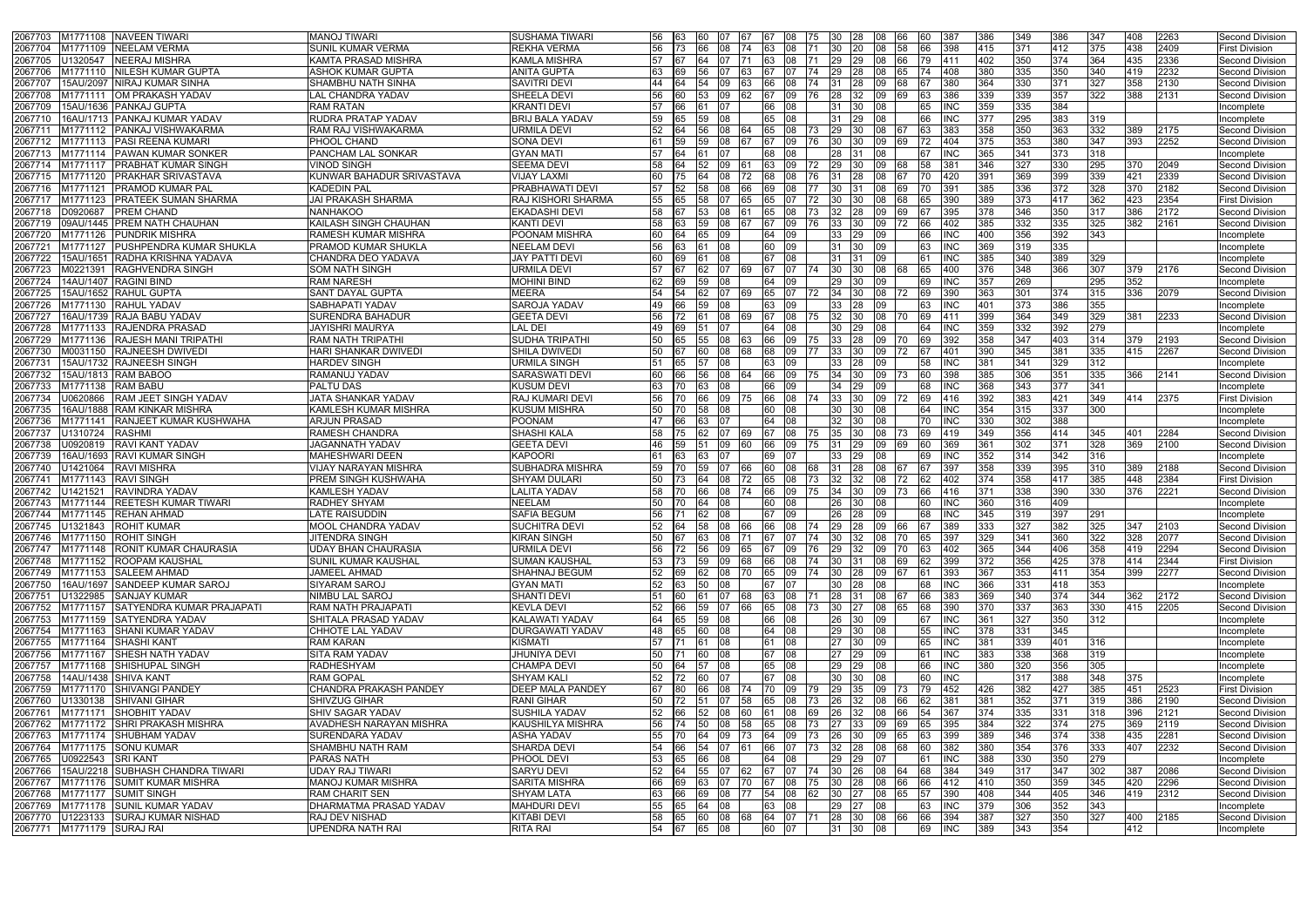| | | | | | | | | | | | | | | | | | | | | | | | | | |
|---|---|---|---|---|---|---|---|---|---|---|---|---|---|---|---|---|---|---|---|---|---|---|---|---|---|
| 2067703 | M1771108 | NAVEEN TIWARI | MANOJ TIWARI | SUSHAMA TIWARI | 56 | 63 | 60 | 07 | 67 | 67 | 08 | 75 | 30 | 28 | 08 | 66 | 60 | 387 | 386 | 349 | 386 | 347 | 408 | 2263 | Second Division |
| 2067704 | M1771109 | NEELAM VERMA | SUNIL KUMAR VERMA | REKHA VERMA | 56 | 73 | 66 | 08 | 74 | 63 | 08 | 71 | 30 | 20 | 08 | 58 | 66 | 398 | 415 | 371 | 412 | 375 | 438 | 2409 | First Division |
| 2067705 | U1320547 | NEERAJ MISHRA | KAMTA PRASAD MISHRA | KAMLA MISHRA | 57 | 67 | 64 | 07 | 71 | 63 | 08 | 73 | 29 | 29 | 08 | 66 | 79 | 411 | 402 | 350 | 374 | 364 | 435 | 2336 | Second Division |
| 2067706 | M1771110 | NILESH KUMAR GUPTA | ASHOK KUMAR GUPTA | ANITA GUPTA | 63 | 69 | 56 | 07 | 63 | 67 | 07 | 74 | 29 | 28 | 08 | 65 | 74 | 408 | 380 | 335 | 350 | 340 | 419 | 2232 | Second Division |
| 2067707 | 15AU/2097 | NIRAJ KUMAR SINHA | SHAMBHU NATH SINHA | SAVITRI DEVI | 44 | 64 | 54 | 09 | 63 | 66 | 08 | 74 | 31 | 28 | 09 | 68 | 67 | 380 | 364 | 330 | 371 | 327 | 358 | 2130 | Second Division |
| 2067708 | M1771111 | OM PRAKASH YADAV | LAL CHANDRA YADAV | SHEELA DEVI | 56 | 60 | 53 | 09 | 62 | 67 | 09 | 76 | 28 | 32 | 09 | 69 | 63 | 386 | 339 | 339 | 357 | 322 | 388 | 2131 | Second Division |
| 2067709 | 15AU/1636 | PANKAJ GUPTA | RAM RATAN | KRANTI DEVI | 57 | 66 | 61 | 07 | | 66 | 08 | | 31 | 30 | 08 | | 65 | INC | 359 | 335 | 384 | | | | Incomplete |
| 2067710 | 16AU/1713 | PANKAJ KUMAR YADAV | RUDRA PRATAP YADAV | BRIJ BALA YADAV | 59 | 65 | 59 | 08 | | 65 | 08 | | 31 | 29 | 08 | | 66 | INC | 377 | 295 | 383 | 319 | | | Incomplete |
| 2067711 | M1771112 | PANKAJ VISHWAKARMA | RAM RAJ VISHWAKARMA | URMILA DEVI | 52 | 64 | 56 | 08 | 64 | 65 | 08 | 73 | 29 | 30 | 08 | 67 | 63 | 383 | 358 | 350 | 363 | 332 | 389 | 2175 | Second Division |
| 2067712 | M1771113 | PASI REENA KUMARI | PHOOL CHAND | SONA DEVI | 61 | 59 | 59 | 08 | 67 | 67 | 09 | 76 | 30 | 30 | 09 | 69 | 72 | 404 | 375 | 353 | 380 | 347 | 393 | 2252 | Second Division |
| 2067713 | M1771114 | PAWAN KUMAR SONKER | PANCHAM LAL SONKAR | GYAN MATI | 57 | 64 | 61 | 07 | | 68 | 08 | | 28 | 31 | 08 | | 67 | INC | 365 | 341 | 373 | 318 | | | Incomplete |
| 2067714 | M1771117 | PRABHAT KUMAR SINGH | VINOD SINGH | SEEMA DEVI | 58 | 64 | 52 | 09 | 61 | 63 | 09 | 72 | 29 | 30 | 09 | 68 | 58 | 381 | 346 | 327 | 330 | 295 | 370 | 2049 | Second Division |
| 2067715 | M1771120 | PRAKHAR SRIVASTAVA | KUNWAR BAHADUR SRIVASTAVA | VIJAY LAXMI | 60 | 75 | 64 | 08 | 72 | 68 | 08 | 76 | 31 | 28 | 08 | 67 | 70 | 420 | 391 | 369 | 399 | 339 | 421 | 2339 | Second Division |
| 2067716 | M1771121 | PRAMOD KUMAR PAL | KADEDIN PAL | PRABHAWATI DEVI | 57 | 52 | 58 | 08 | 66 | 69 | 08 | 77 | 30 | 31 | 08 | 69 | 70 | 391 | 385 | 336 | 372 | 328 | 370 | 2182 | Second Division |
| 2067717 | M1771123 | PRATEEK SUMAN SHARMA | JAI PRAKASH SHARMA | RAJ KISHORI SHARMA | 55 | 65 | 58 | 07 | 65 | 65 | 07 | 72 | 30 | 30 | 08 | 68 | 65 | 390 | 389 | 373 | 417 | 362 | 423 | 2354 | First Division |
| 2067718 | D0920687 | PREM CHAND | NANHAKOO | EKADASHI DEVI | 58 | 67 | 53 | 08 | 61 | 65 | 08 | 73 | 32 | 28 | 09 | 69 | 67 | 395 | 378 | 346 | 350 | 317 | 386 | 2172 | Second Division |
| 2067719 | 09AU/1445 | PREM NATH CHAUHAN | KAILASH SINGH CHAUHAN | KANTI DEVI | 58 | 63 | 59 | 08 | 67 | 67 | 09 | 76 | 33 | 30 | 09 | 72 | 66 | 402 | 385 | 332 | 335 | 325 | 382 | 2161 | Second Division |
| 2067720 | M1771126 | PUNDRIK MISHRA | RAMESH KUMAR MISHRA | POONAM MISHRA | 60 | 64 | 65 | 09 | | 64 | 09 | | 33 | 29 | 09 | | 66 | INC | 400 | 356 | 392 | 343 | | | Incomplete |
| 2067721 | M1771127 | PUSHPENDRA KUMAR SHUKLA | PRAMOD KUMAR SHUKLA | NEELAM DEVI | 56 | 63 | 61 | 08 | | 60 | 09 | | 31 | 30 | 09 | | 63 | INC | 369 | 319 | 335 | | | | Incomplete |
| 2067722 | 15AU/1651 | RADHA KRISHNA YADAVA | CHANDRA DEO YADAVA | JAY PATTI DEVI | 60 | 69 | 61 | 08 | | 67 | 08 | | 31 | 31 | 09 | | 61 | INC | 385 | 340 | 389 | 329 | | | Incomplete |
| 2067723 | M0221391 | RAGHVENDRA SINGH | SOM NATH SINGH | URMILA DEVI | 57 | 67 | 62 | 07 | 69 | 67 | 07 | 74 | 30 | 30 | 08 | 68 | 65 | 400 | 376 | 348 | 366 | 307 | 379 | 2176 | Second Division |
| 2067724 | 14AU/1407 | RAGINI BIND | RAM NARESH | MOHINI BIND | 62 | 69 | 59 | 08 | | 64 | 09 | | 29 | 30 | 09 | | 69 | INC | 357 | 269 | | 295 | 352 | | Incomplete |
| 2067725 | 15AU/1652 | RAHUL GUPTA | SANT DAYAL GUPTA | MEERA | 54 | 54 | 62 | 07 | 69 | 65 | 07 | 72 | 34 | 30 | 08 | 72 | 69 | 390 | 363 | 301 | 374 | 315 | 336 | 2079 | Second Division |
| 2067726 | M1771130 | RAHUL YADAV | SABHAPATI YADAV | SAROJA YADAV | 49 | 66 | 59 | 08 | | 63 | 09 | | 33 | 28 | 09 | | 63 | INC | 401 | 373 | 386 | 355 | | | Incomplete |
| 2067727 | 16AU/1739 | RAJA BABU YADAV | SURENDRA BAHADUR | GEETA DEVI | 56 | 72 | 61 | 08 | 69 | 67 | 08 | 75 | 32 | 30 | 08 | 70 | 69 | 411 | 399 | 364 | 349 | 329 | 381 | 2233 | Second Division |
| 2067728 | M1771133 | RAJENDRA PRASAD | JAYISHRI MAURYA | LAL DEI | 49 | 69 | 51 | 07 | | 64 | 08 | | 30 | 29 | 08 | | 64 | INC | 359 | 332 | 392 | 279 | | | Incomplete |
| 2067729 | M1771136 | RAJESH MANI TRIPATHI | RAM NATH TRIPATHI | SUDHA TRIPATHI | 50 | 65 | 55 | 08 | 63 | 66 | 09 | 75 | 33 | 28 | 09 | 70 | 69 | 392 | 358 | 347 | 403 | 314 | 379 | 2193 | Second Division |
| 2067730 | M0031150 | RAJNEESH DWIVEDI | HARI SHANKAR DWIVEDI | SHILA DWIVEDI | 50 | 67 | 60 | 08 | 68 | 68 | 09 | 77 | 33 | 30 | 09 | 72 | 67 | 401 | 390 | 345 | 381 | 335 | 415 | 2267 | Second Division |
| 2067731 | 15AU/1732 | RAJNEESH SINGH | HARDEV SINGH | URMILA SINGH | 51 | 65 | 57 | 08 | | 63 | 09 | | 33 | 28 | 09 | | 58 | INC | 381 | 341 | 329 | 312 | | | Incomplete |
| 2067732 | 15AU/1813 | RAM BABOO | RAMANUJ YADAV | SARASWATI DEVI | 60 | 66 | 56 | 08 | 64 | 66 | 09 | 75 | 34 | 30 | 09 | 73 | 60 | 398 | 385 | 306 | 351 | 335 | 366 | 2141 | Second Division |
| 2067733 | M1771138 | RAM BABU | PALTU DAS | KUSUM DEVI | 63 | 70 | 63 | 08 | | 66 | 09 | | 34 | 29 | 09 | | 68 | INC | 368 | 343 | 377 | 341 | | | Incomplete |
| 2067734 | U0620866 | RAM JEET SINGH YADAV | JATA SHANKAR YADAV | RAJ KUMARI DEVI | 56 | 70 | 66 | 09 | 75 | 66 | 08 | 74 | 33 | 30 | 09 | 72 | 69 | 416 | 392 | 383 | 421 | 349 | 414 | 2375 | First Division |
| 2067735 | 16AU/1888 | RAM KINKAR MISHRA | KAMLESH KUMAR MISHRA | KUSUM MISHRA | 50 | 70 | 58 | 08 | | 60 | 08 | | 30 | 30 | 08 | | 64 | INC | 354 | 315 | 337 | 300 | | | Incomplete |
| 2067736 | M1771141 | RANJEET KUMAR KUSHWAHA | ARJUN PRASAD | POONAM | 47 | 66 | 63 | 07 | | 64 | 08 | | 32 | 30 | 08 | | 70 | INC | 330 | 302 | 388 | | | | Incomplete |
| 2067737 | U1310724 | RASHMI | RAMESH CHANDRA | SHASHI KALA | 58 | 75 | 62 | 07 | 69 | 67 | 08 | 75 | 35 | 30 | 08 | 73 | 69 | 419 | 349 | 356 | 414 | 345 | 401 | 2284 | Second Division |
| 2067738 | U0920819 | RAVI KANT YADAV | JAGANNATH YADAV | GEETA DEVI | 46 | 59 | 51 | 09 | 60 | 66 | 09 | 75 | 31 | 29 | 09 | 69 | 60 | 369 | 361 | 302 | 371 | 328 | 369 | 2100 | Second Division |
| 2067739 | 16AU/1693 | RAVI KUMAR SINGH | MAHESHWARI DEEN | KAPOORI | 61 | 63 | 63 | 07 | | 69 | 07 | | 33 | 29 | 08 | | 69 | INC | 352 | 314 | 342 | 316 | | | Incomplete |
| 2067740 | U1421064 | RAVI MISHRA | VIJAY NARAYAN MISHRA | SUBHADRA MISHRA | 59 | 70 | 59 | 07 | 66 | 60 | 08 | 68 | 31 | 28 | 08 | 67 | 67 | 397 | 358 | 339 | 395 | 310 | 389 | 2188 | Second Division |
| 2067741 | M1771143 | RAVI SINGH | PREM SINGH KUSHWAHA | SHYAM DULARI | 50 | 73 | 64 | 08 | 72 | 65 | 08 | 73 | 32 | 32 | 08 | 72 | 62 | 402 | 374 | 358 | 417 | 385 | 448 | 2384 | First Division |
| 2067742 | U1421521 | RAVINDRA YADAV | KAMLESH YADAV | LALITA YADAV | 58 | 70 | 66 | 08 | 74 | 66 | 09 | 75 | 34 | 30 | 09 | 73 | 66 | 416 | 371 | 338 | 390 | 330 | 376 | 2221 | Second Division |
| 2067743 | M1771144 | REETESH KUMAR TIWARI | RADHEY SHYAM | NEELAM | 50 | 70 | 64 | 08 | | 60 | 08 | | 26 | 30 | 08 | | 60 | INC | 360 | 316 | 409 | | | | Incomplete |
| 2067744 | M1771145 | REHAN AHMAD | LATE RAISUDDIN | SAFIA BEGUM | 56 | 71 | 62 | 08 | | 67 | 09 | | 26 | 28 | 09 | | 68 | INC | 345 | 319 | 397 | 291 | | | Incomplete |
| 2067745 | U1321843 | ROHIT KUMAR | MOOL CHANDRA YADAV | SUCHITRA DEVI | 52 | 64 | 58 | 08 | 66 | 66 | 08 | 74 | 29 | 28 | 09 | 66 | 67 | 389 | 333 | 327 | 382 | 325 | 347 | 2103 | Second Division |
| 2067746 | M1771150 | ROHIT SINGH | JITENDRA SINGH | KIRAN SINGH | 50 | 67 | 63 | 08 | 71 | 67 | 07 | 74 | 30 | 32 | 08 | 70 | 65 | 397 | 329 | 341 | 360 | 322 | 328 | 2077 | Second Division |
| 2067747 | M1771148 | RONIT KUMAR CHAURASIA | UDAY BHAN CHAURASIA | URMILA DEVI | 56 | 72 | 56 | 09 | 65 | 67 | 09 | 76 | 29 | 32 | 09 | 70 | 63 | 402 | 365 | 344 | 406 | 358 | 419 | 2294 | Second Division |
| 2067748 | M1771152 | ROOPAM KAUSHAL | SUNIL KUMAR KAUSHAL | SUMAN KAUSHAL | 53 | 73 | 59 | 09 | 68 | 66 | 08 | 74 | 30 | 31 | 08 | 69 | 62 | 399 | 372 | 356 | 425 | 378 | 414 | 2344 | First Division |
| 2067749 | M1771153 | SALEEM AHMAD | JAMEEL AHMAD | SHAHNAZ BEGUM | 52 | 69 | 62 | 08 | 70 | 65 | 09 | 74 | 30 | 28 | 09 | 67 | 61 | 393 | 367 | 353 | 411 | 354 | 399 | 2277 | Second Division |
| 2067750 | 16AU/1697 | SANDEEP KUMAR SAROJ | SIYARAM SAROJ | GYAN MATI | 52 | 63 | 50 | 08 | | 67 | 07 | | 30 | 28 | 08 | | 68 | INC | 366 | 331 | 418 | 353 | | | Incomplete |
| 2067751 | U1322985 | SANJAY KUMAR | NIMBU LAL SAROJ | SHANTI DEVI | 51 | 60 | 61 | 07 | 68 | 63 | 08 | 71 | 28 | 31 | 08 | 67 | 66 | 383 | 369 | 340 | 374 | 344 | 362 | 2172 | Second Division |
| 2067752 | M1771157 | SATYENDRA KUMAR PRAJAPATI | RAM NATH PRAJAPATI | KEVLA DEVI | 52 | 66 | 59 | 07 | 66 | 65 | 08 | 73 | 30 | 27 | 08 | 65 | 68 | 390 | 370 | 337 | 363 | 330 | 415 | 2205 | Second Division |
| 2067753 | M1771159 | SATYENDRA YADAV | SHITALA PRASAD YADAV | KALAWATI YADAV | 64 | 65 | 59 | 08 | | 66 | 08 | | 26 | 30 | 09 | | 67 | INC | 361 | 327 | 350 | 312 | | | Incomplete |
| 2067754 | M1771163 | SHANI KUMAR YADAV | CHHOTE LAL YADAV | DURGAWATI YADAV | 48 | 65 | 60 | 08 | | 64 | 08 | | 29 | 30 | 08 | | 55 | INC | 378 | 331 | 345 | | | | Incomplete |
| 2067755 | M1771164 | SHASHI KANT | RAM KARAN | KISMATI | 57 | 71 | 61 | 08 | | 61 | 08 | | 27 | 30 | 09 | | 65 | INC | 381 | 339 | 401 | 316 | | | Incomplete |
| 2067756 | M1771167 | SHESH NATH YADAV | SITA RAM YADAV | JHUNIYA DEVI | 50 | 71 | 60 | 08 | | 67 | 08 | | 27 | 29 | 09 | | 61 | INC | 383 | 338 | 368 | 319 | | | Incomplete |
| 2067757 | M1771168 | SHISHUPAL SINGH | RADHESHYAM | CHAMPA DEVI | 50 | 64 | 57 | 08 | | 65 | 08 | | 29 | 29 | 08 | | 66 | INC | 380 | 320 | 356 | 305 | | | Incomplete |
| 2067758 | 14AU/1438 | SHIVA KANT | RAM GOPAL | SHYAM KALI | 52 | 72 | 60 | 07 | | 67 | 08 | | 30 | 30 | 08 | | 60 | INC | | 317 | 388 | 348 | 375 | | Incomplete |
| 2067759 | M1771170 | SHIVANGI PANDEY | CHANDRA PRAKASH PANDEY | DEEP MALA PANDEY | 67 | 80 | 66 | 08 | 74 | 70 | 09 | 79 | 29 | 35 | 09 | 73 | 79 | 452 | 426 | 382 | 427 | 385 | 451 | 2523 | First Division |
| 2067760 | U1330138 | SHIVANI GIHAR | SHIVZUG GIHAR | RANI GIHAR | 50 | 72 | 51 | 07 | 58 | 65 | 08 | 73 | 26 | 32 | 08 | 66 | 62 | 381 | 381 | 352 | 371 | 319 | 386 | 2190 | Second Division |
| 2067761 | M1771171 | SHOBHIT YADAV | SHIV SAGAR YADAV | SUSHILA YADAV | 52 | 66 | 52 | 08 | 60 | 61 | 08 | 69 | 26 | 32 | 08 | 66 | 54 | 367 | 374 | 335 | 331 | 318 | 396 | 2121 | Second Division |
| 2067762 | M1771172 | SHRI PRAKASH MISHRA | AVADHESH NARAYAN MISHRA | KAUSHILYA MISHRA | 56 | 74 | 50 | 08 | 58 | 65 | 08 | 73 | 27 | 33 | 09 | 69 | 65 | 395 | 384 | 322 | 374 | 275 | 369 | 2119 | Second Division |
| 2067763 | M1771174 | SHUBHAM YADAV | SURENDARA YADAV | ASHA YADAV | 55 | 70 | 64 | 09 | 73 | 64 | 09 | 73 | 26 | 30 | 09 | 65 | 63 | 399 | 389 | 346 | 374 | 338 | 435 | 2281 | Second Division |
| 2067764 | M1771175 | SONU KUMAR | SHAMBHU NATH RAM | SHARDA DEVI | 54 | 66 | 54 | 07 | 61 | 66 | 07 | 73 | 32 | 28 | 08 | 68 | 60 | 382 | 380 | 354 | 376 | 333 | 407 | 2232 | Second Division |
| 2067765 | U0922543 | SRI KANT | PARAS NATH | PHOOL DEVI | 53 | 65 | 66 | 08 | | 64 | 08 | | 29 | 29 | 07 | | 61 | INC | 388 | 330 | 350 | 279 | | | Incomplete |
| 2067766 | 15AU/2218 | SUBHASH CHANDRA TIWARI | UDAY RAJ TIWARI | SARYU DEVI | 52 | 64 | 55 | 07 | 62 | 67 | 07 | 74 | 30 | 26 | 08 | 64 | 68 | 384 | 349 | 317 | 347 | 302 | 387 | 2086 | Second Division |
| 2067767 | M1771176 | SUMIT KUMAR MISHRA | MANOJ KUMAR MISHRA | SARITA MISHRA | 66 | 69 | 63 | 07 | 70 | 67 | 08 | 75 | 30 | 28 | 08 | 66 | 66 | 412 | 410 | 350 | 359 | 345 | 420 | 2296 | Second Division |
| 2067768 | M1771177 | SUMIT SINGH | RAM CHARIT SEN | SHYAM LATA | 63 | 66 | 69 | 08 | 77 | 54 | 08 | 62 | 30 | 27 | 08 | 65 | 57 | 390 | 408 | 344 | 405 | 346 | 419 | 2312 | Second Division |
| 2067769 | M1771178 | SUNIL KUMAR YADAV | DHARMATMA PRASAD YADAV | MAHDURI DEVI | 55 | 65 | 64 | 08 | | 63 | 08 | | 29 | 27 | 08 | | 63 | INC | 379 | 306 | 352 | 343 | | | Incomplete |
| 2067770 | U1223133 | SURAJ KUMAR NISHAD | RAJ DEV NISHAD | KITABI DEVI | 58 | 65 | 60 | 08 | 68 | 64 | 07 | 71 | 28 | 30 | 08 | 66 | 66 | 394 | 387 | 327 | 350 | 327 | 400 | 2185 | Second Division |
| 2067771 | M1771179 | SURAJ RAI | UPENDRA NATH RAI | RITA RAI | 54 | 67 | 65 | 08 | | 60 | 07 | | 31 | 30 | 08 | | 69 | INC | 389 | 343 | 354 | | 412 | | Incomplete |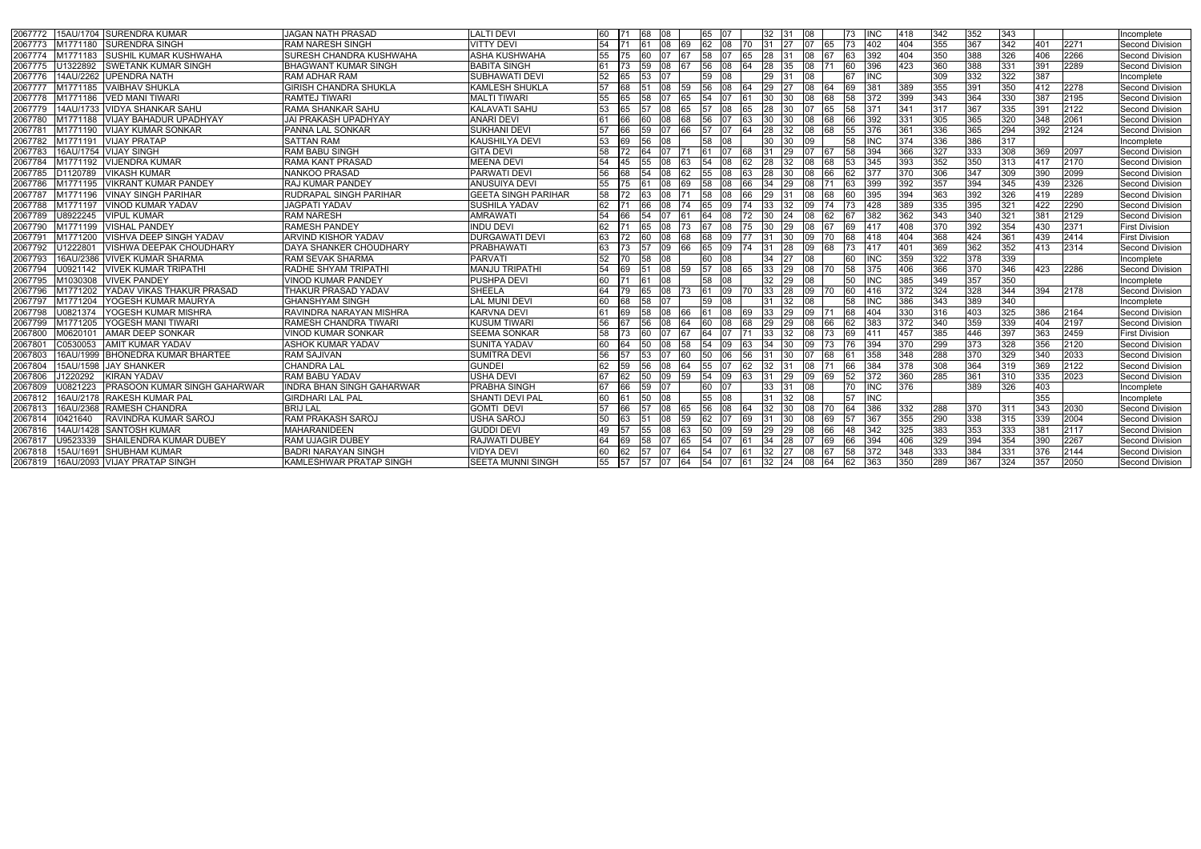| | | | | | | | | | | | | | | | | | | | | | | | | | |
|---|---|---|---|---|---|---|---|---|---|---|---|---|---|---|---|---|---|---|---|---|---|---|---|---|---|
| 2067772 | 15AU/1704 | SURENDRA KUMAR | JAGAN NATH PRASAD | LALTI DEVI | 60 | 71 | 68 | 08 | | 65 | 07 | | 32 | 31 | 08 | | 73 | INC | 418 | 342 | 352 | 343 | | | Incomplete |
| 2067773 | M1771180 | SURENDRA SINGH | RAM NARESH SINGH | VITTY DEVI | 54 | 71 | 61 | 08 | 69 | 62 | 08 | 70 | 31 | 27 | 07 | 65 | 73 | 402 | 404 | 355 | 367 | 342 | 401 | 2271 | Second Division |
| 2067774 | M1771183 | SUSHIL KUMAR KUSHWAHA | SURESH CHANDRA KUSHWAHA | ASHA KUSHWAHA | 55 | 75 | 60 | 07 | 67 | 58 | 07 | 65 | 28 | 31 | 08 | 67 | 63 | 392 | 404 | 350 | 388 | 326 | 406 | 2266 | Second Division |
| 2067775 | U1322892 | SWETANK KUMAR SINGH | BHAGWANT KUMAR SINGH | BABITA SINGH | 61 | 73 | 59 | 08 | 67 | 56 | 08 | 64 | 28 | 35 | 08 | 71 | 60 | 396 | 423 | 360 | 388 | 331 | 391 | 2289 | Second Division |
| 2067776 | 14AU/2262 | UPENDRA NATH | RAM ADHAR RAM | SUBHAWATI DEVI | 52 | 65 | 53 | 07 | | 59 | 08 | | 29 | 31 | 08 | | 67 | INC | | 309 | 332 | 322 | 387 | | Incomplete |
| 2067777 | M1771185 | VAIBHAV SHUKLA | GIRISH CHANDRA SHUKLA | KAMLESH SHUKLA | 57 | 68 | 51 | 08 | 59 | 56 | 08 | 64 | 29 | 27 | 08 | 64 | 69 | 381 | 389 | 355 | 391 | 350 | 412 | 2278 | Second Division |
| 2067778 | M1771186 | VED MANI TIWARI | RAMTEJ TIWARI | MALTI TIWARI | 55 | 65 | 58 | 07 | 65 | 54 | 07 | 61 | 30 | 30 | 08 | 68 | 58 | 372 | 399 | 343 | 364 | 330 | 387 | 2195 | Second Division |
| 2067779 | 14AU/1733 | VIDYA SHANKAR SAHU | RAMA SHANKAR SAHU | KALAVATI SAHU | 53 | 65 | 57 | 08 | 65 | 57 | 08 | 65 | 28 | 30 | 07 | 65 | 58 | 371 | 341 | 317 | 367 | 335 | 391 | 2122 | Second Division |
| 2067780 | M1771188 | VIJAY BAHADUR UPADHYAY | JAI PRAKASH UPADHYAY | ANARI DEVI | 61 | 66 | 60 | 08 | 68 | 56 | 07 | 63 | 30 | 30 | 08 | 68 | 66 | 392 | 331 | 305 | 365 | 320 | 348 | 2061 | Second Division |
| 2067781 | M1771190 | VIJAY KUMAR SONKAR | PANNA LAL SONKAR | SUKHANI DEVI | 57 | 66 | 59 | 07 | 66 | 57 | 07 | 64 | 28 | 32 | 08 | 68 | 55 | 376 | 361 | 336 | 365 | 294 | 392 | 2124 | Second Division |
| 2067782 | M1771191 | VIJAY PRATAP | SATTAN RAM | KAUSHILYA DEVI | 53 | 69 | 56 | 08 | | 58 | 08 | | 30 | 30 | 09 | | 58 | INC | 374 | 336 | 386 | 317 | | | Incomplete |
| 2067783 | 16AU/1754 | VIJAY SINGH | RAM BABU SINGH | GITA DEVI | 58 | 72 | 64 | 07 | 71 | 61 | 07 | 68 | 31 | 29 | 07 | 67 | 58 | 394 | 366 | 327 | 333 | 308 | 369 | 2097 | Second Division |
| 2067784 | M1771192 | VIJENDRA KUMAR | RAMA KANT PRASAD | MEENA DEVI | 54 | 45 | 55 | 08 | 63 | 54 | 08 | 62 | 28 | 32 | 08 | 68 | 53 | 345 | 393 | 352 | 350 | 313 | 417 | 2170 | Second Division |
| 2067785 | D1120789 | VIKASH KUMAR | NANKOO PRASAD | PARWATI DEVI | 56 | 68 | 54 | 08 | 62 | 55 | 08 | 63 | 28 | 30 | 08 | 66 | 62 | 377 | 370 | 306 | 347 | 309 | 390 | 2099 | Second Division |
| 2067786 | M1771195 | VIKRANT KUMAR PANDEY | RAJ KUMAR PANDEY | ANUSUIYA DEVI | 55 | 75 | 61 | 08 | 69 | 58 | 08 | 66 | 34 | 29 | 08 | 71 | 63 | 399 | 392 | 357 | 394 | 345 | 439 | 2326 | Second Division |
| 2067787 | M1771196 | VINAY SINGH PARIHAR | RUDRAPAL SINGH PARIHAR | GEETA SINGH PARIHAR | 58 | 72 | 63 | 08 | 71 | 58 | 08 | 66 | 29 | 31 | 08 | 68 | 60 | 395 | 394 | 363 | 392 | 326 | 419 | 2289 | Second Division |
| 2067788 | M1771197 | VINOD KUMAR YADAV | JAGPATI YADAV | SUSHILA YADAV | 62 | 71 | 66 | 08 | 74 | 65 | 09 | 74 | 33 | 32 | 09 | 74 | 73 | 428 | 389 | 335 | 395 | 321 | 422 | 2290 | Second Division |
| 2067789 | U8922245 | VIPUL KUMAR | RAM NARESH | AMRAWATI | 54 | 66 | 54 | 07 | 61 | 64 | 08 | 72 | 30 | 24 | 08 | 62 | 67 | 382 | 362 | 343 | 340 | 321 | 381 | 2129 | Second Division |
| 2067790 | M1771199 | VISHAL PANDEY | RAMESH PANDEY | INDU DEVI | 62 | 71 | 65 | 08 | 73 | 67 | 08 | 75 | 30 | 29 | 08 | 67 | 69 | 417 | 408 | 370 | 392 | 354 | 430 | 2371 | First Division |
| 2067791 | M1771200 | VISHVA DEEP SINGH YADAV | ARVIND KISHOR YADAV | DURGAWATI DEVI | 63 | 72 | 60 | 08 | 68 | 68 | 09 | 77 | 31 | 30 | 09 | 70 | 68 | 418 | 404 | 368 | 424 | 361 | 439 | 2414 | First Division |
| 2067792 | U1222801 | VISHWA DEEPAK CHOUDHARY | DAYA SHANKER CHOUDHARY | PRABHAWATI | 63 | 73 | 57 | 09 | 66 | 65 | 09 | 74 | 31 | 28 | 09 | 68 | 73 | 417 | 401 | 369 | 362 | 352 | 413 | 2314 | Second Division |
| 2067793 | 16AU/2386 | VIVEK KUMAR SHARMA | RAM SEVAK SHARMA | PARVATI | 52 | 70 | 58 | 08 | | 60 | 08 | | 34 | 27 | 08 | | 60 | INC | 359 | 322 | 378 | 339 | | | Incomplete |
| 2067794 | U0921142 | VIVEK KUMAR TRIPATHI | RADHE SHYAM TRIPATHI | MANJU TRIPATHI | 54 | 69 | 51 | 08 | 59 | 57 | 08 | 65 | 33 | 29 | 08 | 70 | 58 | 375 | 406 | 366 | 370 | 346 | 423 | 2286 | Second Division |
| 2067795 | M1030308 | VIVEK PANDEY | VINOD KUMAR PANDEY | PUSHPA DEVI | 60 | 71 | 61 | 08 | | 58 | 08 | | 32 | 29 | 08 | | 50 | INC | 385 | 349 | 357 | 350 | | | Incomplete |
| 2067796 | M1771202 | YADAV VIKAS THAKUR PRASAD | THAKUR PRASAD YADAV | SHEELA | 64 | 79 | 65 | 08 | 73 | 61 | 09 | 70 | 33 | 28 | 09 | 70 | 60 | 416 | 372 | 324 | 328 | 344 | 394 | 2178 | Second Division |
| 2067797 | M1771204 | YOGESH KUMAR MAURYA | GHANSHYAM SINGH | LAL MUNI DEVI | 60 | 68 | 58 | 07 | | 59 | 08 | | 31 | 32 | 08 | | 58 | INC | 386 | 343 | 389 | 340 | | | Incomplete |
| 2067798 | U0821374 | YOGESH KUMAR MISHRA | RAVINDRA NARAYAN MISHRA | KARVNA DEVI | 61 | 69 | 58 | 08 | 66 | 61 | 08 | 69 | 33 | 29 | 09 | 71 | 68 | 404 | 330 | 316 | 403 | 325 | 386 | 2164 | Second Division |
| 2067799 | M1771205 | YOGESH MANI TIWARI | RAMESH CHANDRA TIWARI | KUSUM TIWARI | 56 | 67 | 56 | 08 | 64 | 60 | 08 | 68 | 29 | 29 | 08 | 66 | 62 | 383 | 372 | 340 | 359 | 339 | 404 | 2197 | Second Division |
| 2067800 | M0620101 | AMAR DEEP SONKAR | VINOD KUMAR SONKAR | SEEMA SONKAR | 58 | 73 | 60 | 07 | 67 | 64 | 07 | 71 | 33 | 32 | 08 | 73 | 69 | 411 | 457 | 385 | 446 | 397 | 363 | 2459 | First Division |
| 2067801 | C0530053 | AMIT KUMAR YADAV | ASHOK KUMAR YADAV | SUNITA YADAV | 60 | 64 | 50 | 08 | 58 | 54 | 09 | 63 | 34 | 30 | 09 | 73 | 76 | 394 | 370 | 299 | 373 | 328 | 356 | 2120 | Second Division |
| 2067803 | 16AU/1999 | BHONEDRA KUMAR BHARTEE | RAM SAJIVAN | SUMITRA DEVI | 56 | 57 | 53 | 07 | 60 | 50 | 06 | 56 | 31 | 30 | 07 | 68 | 61 | 358 | 348 | 288 | 370 | 329 | 340 | 2033 | Second Division |
| 2067804 | 15AU/1598 | JAY SHANKER | CHANDRA LAL | GUNDEI | 62 | 59 | 56 | 08 | 64 | 55 | 07 | 62 | 32 | 31 | 08 | 71 | 66 | 384 | 378 | 308 | 364 | 319 | 369 | 2122 | Second Division |
| 2067806 | J1220292 | KIRAN YADAV | RAM BABU YADAV | USHA DEVI | 67 | 62 | 50 | 09 | 59 | 54 | 09 | 63 | 31 | 29 | 09 | 69 | 52 | 372 | 360 | 285 | 361 | 310 | 335 | 2023 | Second Division |
| 2067809 | U0821223 | PRASOON KUMAR SINGH GAHARWAR | INDRA BHAN SINGH GAHARWAR | PRABHA SINGH | 67 | 66 | 59 | 07 | | 60 | 07 | | 33 | 31 | 08 | | 70 | INC | 376 | | 389 | 326 | 403 | | Incomplete |
| 2067812 | 16AU/2178 | RAKESH KUMAR PAL | GIRDHARI LAL PAL | SHANTI DEVI PAL | 60 | 61 | 50 | 08 | | 55 | 08 | | 31 | 32 | 08 | | 57 | INC | | | | | 355 | | Incomplete |
| 2067813 | 16AU/2368 | RAMESH CHANDRA | BRIJ LAL | GOMTI DEVI | 57 | 66 | 57 | 08 | 65 | 56 | 08 | 64 | 32 | 30 | 08 | 70 | 64 | 386 | 332 | 288 | 370 | 311 | 343 | 2030 | Second Division |
| 2067814 | I0421640 | RAVINDRA KUMAR SAROJ | RAM PRAKASH SAROJ | USHA SAROJ | 50 | 63 | 51 | 08 | 59 | 62 | 07 | 69 | 31 | 30 | 08 | 69 | 57 | 367 | 355 | 290 | 338 | 315 | 339 | 2004 | Second Division |
| 2067816 | 14AU/1428 | SANTOSH KUMAR | MAHARANIDEEN | GUDDI DEVI | 49 | 57 | 55 | 08 | 63 | 50 | 09 | 59 | 29 | 29 | 08 | 66 | 48 | 342 | 325 | 383 | 353 | 333 | 381 | 2117 | Second Division |
| 2067817 | U9523339 | SHAILENDRA KUMAR DUBEY | RAM UJAGIR DUBEY | RAJWATI DUBEY | 64 | 69 | 58 | 07 | 65 | 54 | 07 | 61 | 34 | 28 | 07 | 69 | 66 | 394 | 406 | 329 | 394 | 354 | 390 | 2267 | Second Division |
| 2067818 | 15AU/1691 | SHUBHAM KUMAR | BADRI NARAYAN SINGH | VIDYA DEVI | 60 | 62 | 57 | 07 | 64 | 54 | 07 | 61 | 32 | 27 | 08 | 67 | 58 | 372 | 348 | 333 | 384 | 331 | 376 | 2144 | Second Division |
| 2067819 | 16AU/2093 | VIJAY PRATAP SINGH | KAMLESHWAR PRATAP SINGH | SEETA MUNNI SINGH | 55 | 57 | 57 | 07 | 64 | 54 | 07 | 61 | 32 | 24 | 08 | 64 | 62 | 363 | 350 | 289 | 367 | 324 | 357 | 2050 | Second Division |